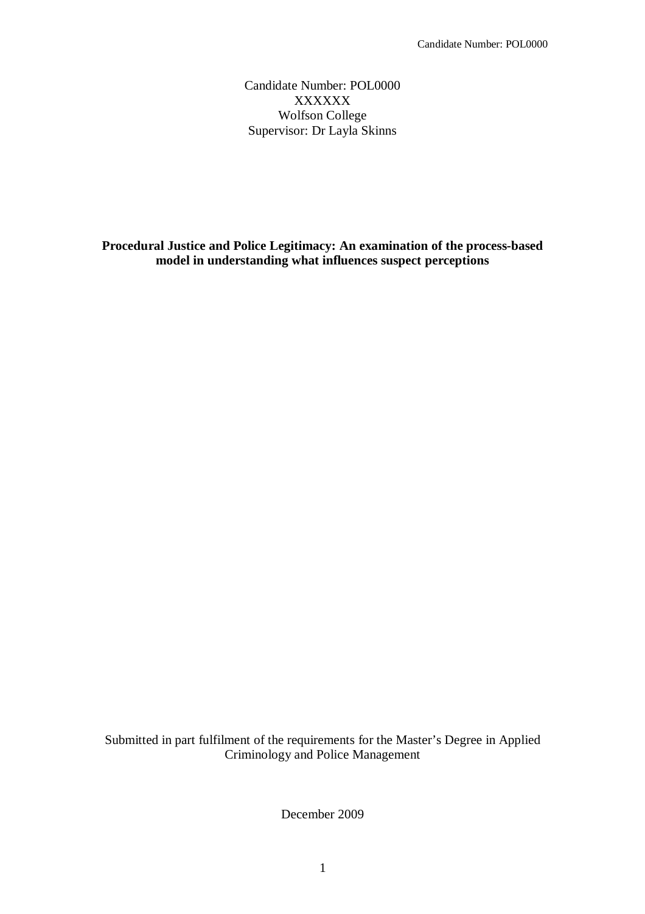Candidate Number: POL0000
XXXXXX
Wolfson College
Supervisor: Dr Layla Skinns

**Procedural Justice and Police Legitimacy: An examination of the process-based model in understanding what influences suspect perceptions**

Submitted in part fulfilment of the requirements for the Master's Degree in Applied Criminology and Police Management

December 2009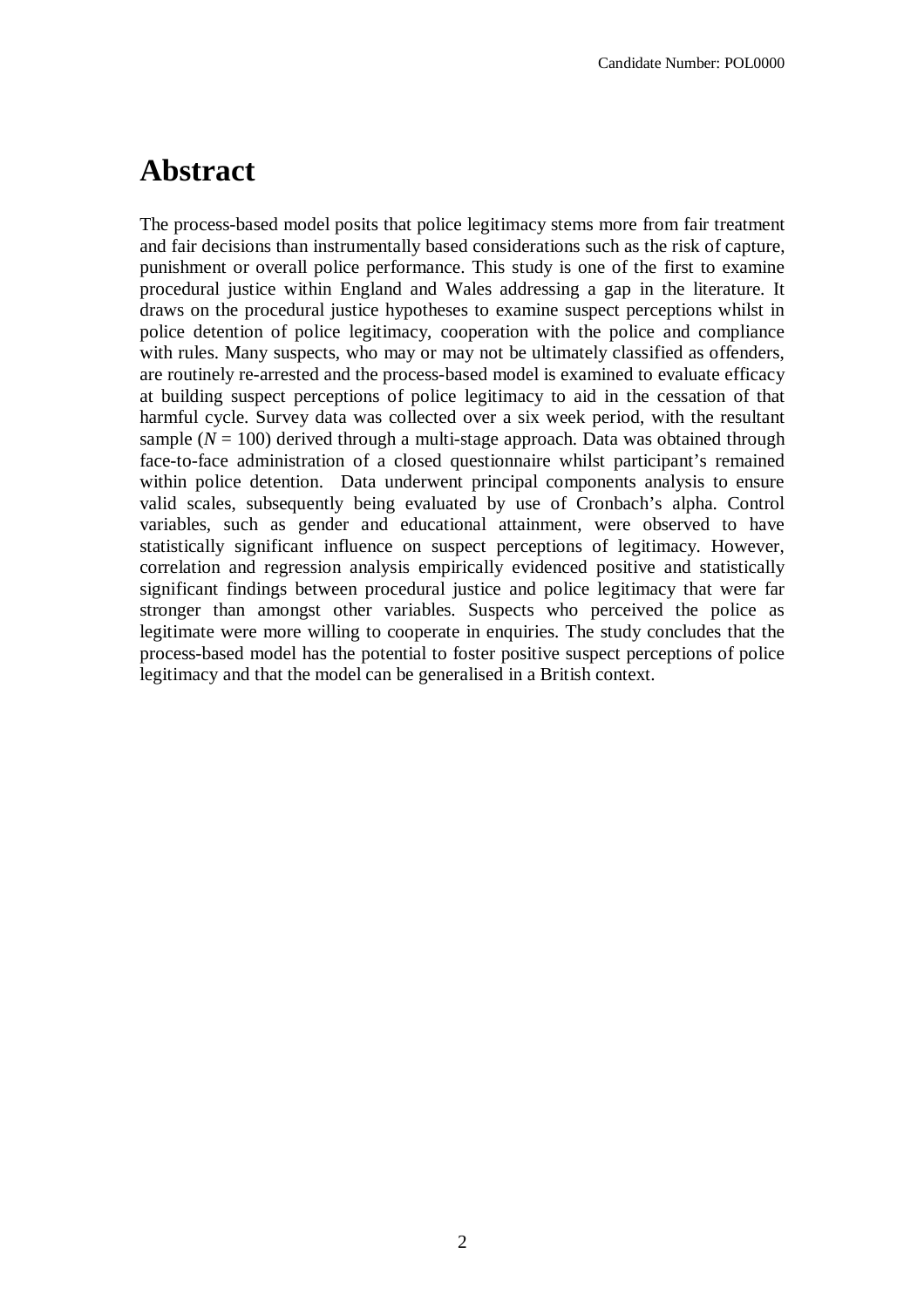# Abstract

The process-based model posits that police legitimacy stems more from fair treatment and fair decisions than instrumentally based considerations such as the risk of capture, punishment or overall police performance. This study is one of the first to examine procedural justice within England and Wales addressing a gap in the literature. It draws on the procedural justice hypotheses to examine suspect perceptions whilst in police detention of police legitimacy, cooperation with the police and compliance with rules. Many suspects, who may or may not be ultimately classified as offenders, are routinely re-arrested and the process-based model is examined to evaluate efficacy at building suspect perceptions of police legitimacy to aid in the cessation of that harmful cycle. Survey data was collected over a six week period, with the resultant sample ($N$ = 100) derived through a multi-stage approach. Data was obtained through face-to-face administration of a closed questionnaire whilst participant's remained within police detention. Data underwent principal components analysis to ensure valid scales, subsequently being evaluated by use of Cronbach's alpha. Control variables, such as gender and educational attainment, were observed to have statistically significant influence on suspect perceptions of legitimacy. However, correlation and regression analysis empirically evidenced positive and statistically significant findings between procedural justice and police legitimacy that were far stronger than amongst other variables. Suspects who perceived the police as legitimate were more willing to cooperate in enquiries. The study concludes that the process-based model has the potential to foster positive suspect perceptions of police legitimacy and that the model can be generalised in a British context.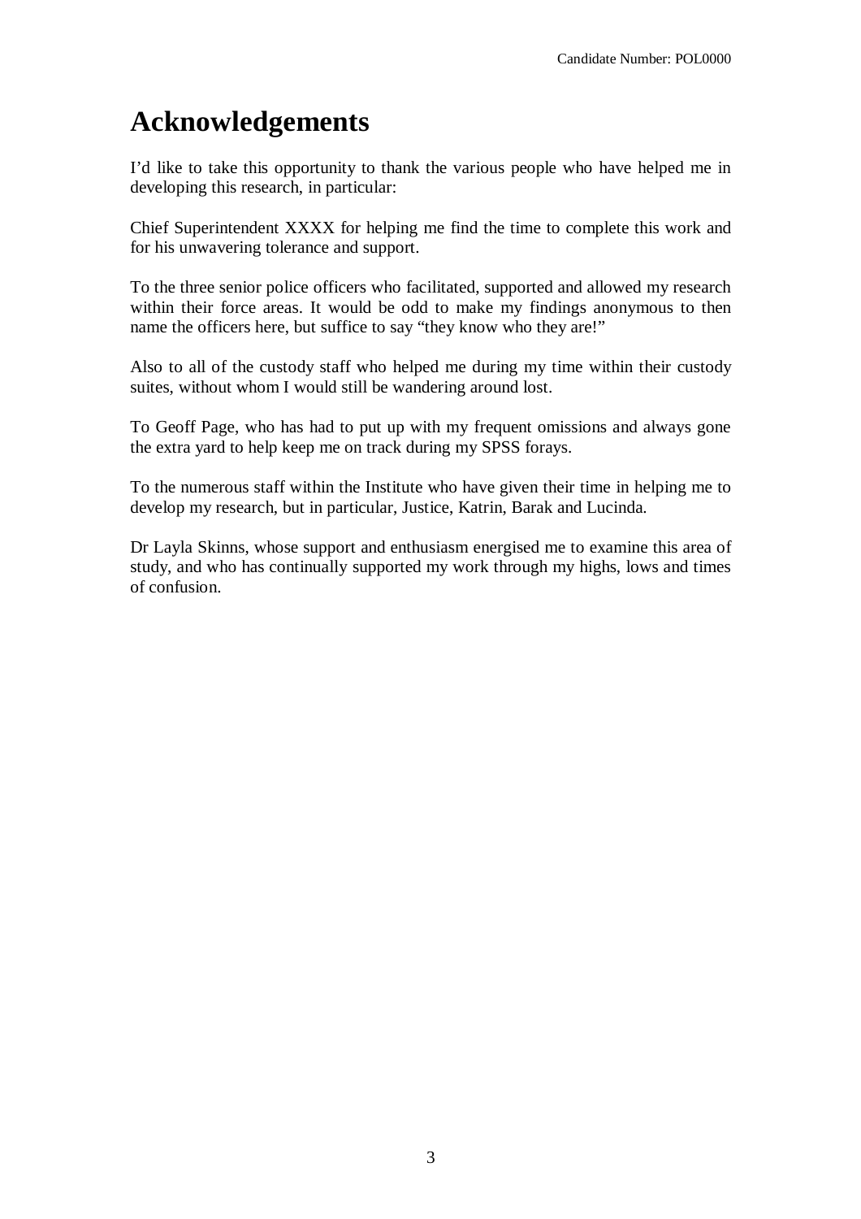# Acknowledgements

I'd like to take this opportunity to thank the various people who have helped me in developing this research, in particular:

Chief Superintendent XXXX for helping me find the time to complete this work and for his unwavering tolerance and support.

To the three senior police officers who facilitated, supported and allowed my research within their force areas. It would be odd to make my findings anonymous to then name the officers here, but suffice to say "they know who they are!"

Also to all of the custody staff who helped me during my time within their custody suites, without whom I would still be wandering around lost.

To Geoff Page, who has had to put up with my frequent omissions and always gone the extra yard to help keep me on track during my SPSS forays.

To the numerous staff within the Institute who have given their time in helping me to develop my research, but in particular, Justice, Katrin, Barak and Lucinda.

Dr Layla Skinns, whose support and enthusiasm energised me to examine this area of study, and who has continually supported my work through my highs, lows and times of confusion.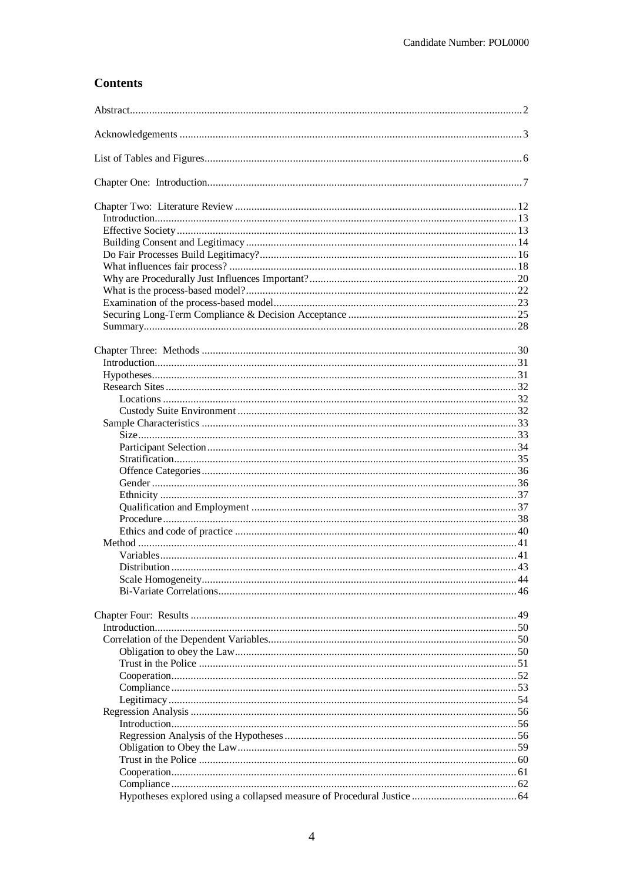## Contents

Abstract.........2

Acknowledgements.........3

List of Tables and Figures.........6

Chapter One: Introduction.........7

Chapter Two: Literature Review.........12
- Introduction.........13
- Effective Society.........13
- Building Consent and Legitimacy.........14
- Do Fair Processes Build Legitimacy?.........16
- What influences fair process?.........18
- Why are Procedurally Just Influences Important?.........20
- What is the process-based model?.........22
- Examination of the process-based model.........23
- Securing Long-Term Compliance & Decision Acceptance.........25
- Summary.........28

Chapter Three: Methods.........30
- Introduction.........31
- Hypotheses.........31
- Research Sites.........32
  - Locations.........32
  - Custody Suite Environment.........32
- Sample Characteristics.........33
  - Size.........33
  - Participant Selection.........34
  - Stratification.........35
  - Offence Categories.........36
  - Gender.........36
  - Ethnicity.........37
  - Qualification and Employment.........37
  - Procedure.........38
  - Ethics and code of practice.........40
- Method.........41
  - Variables.........41
  - Distribution.........43
  - Scale Homogeneity.........44
  - Bi-Variate Correlations.........46

Chapter Four: Results.........49
- Introduction.........50
- Correlation of the Dependent Variables.........50
  - Obligation to obey the Law.........50
  - Trust in the Police.........51
  - Cooperation.........52
  - Compliance.........53
  - Legitimacy.........54
- Regression Analysis.........56
  - Introduction.........56
  - Regression Analysis of the Hypotheses.........56
  - Obligation to Obey the Law.........59
  - Trust in the Police.........60
  - Cooperation.........61
  - Compliance.........62
  - Hypotheses explored using a collapsed measure of Procedural Justice.........64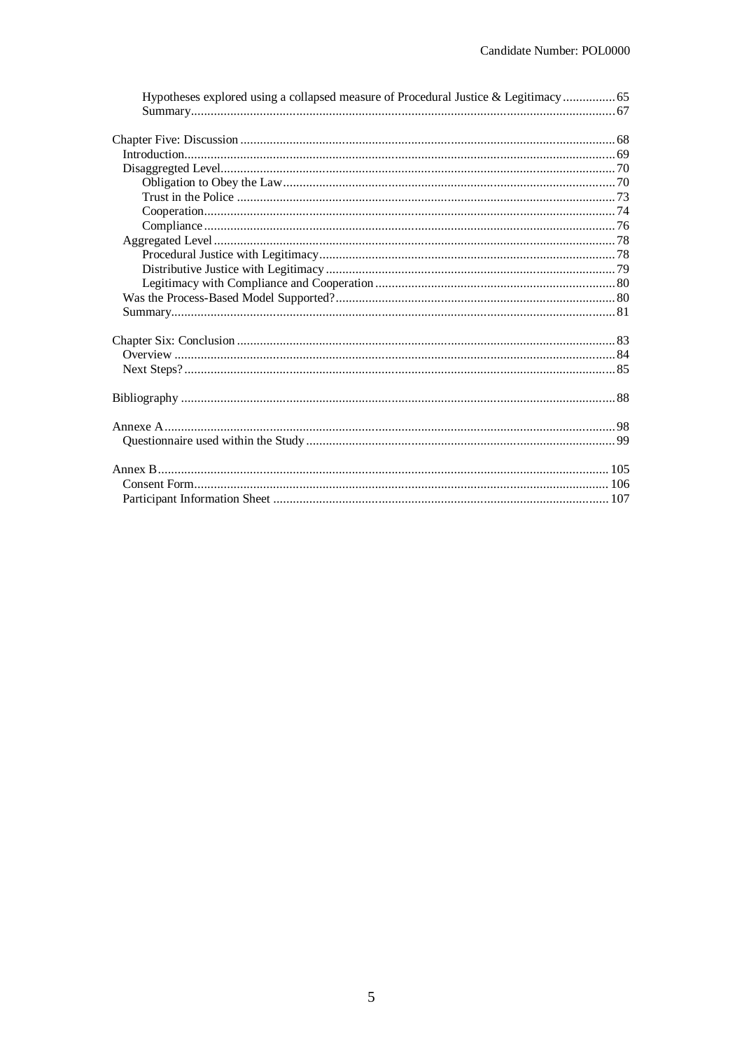- Hypotheses explored using a collapsed measure of Procedural Justice & Legitimacy ... 65
- Summary ... 67

Chapter Five: Discussion ... 68
- Introduction ... 69
- Disaggregted Level ... 70
  - Obligation to Obey the Law ... 70
  - Trust in the Police ... 73
  - Cooperation ... 74
  - Compliance ... 76
- Aggregated Level ... 78
  - Procedural Justice with Legitimacy ... 78
  - Distributive Justice with Legitimacy ... 79
  - Legitimacy with Compliance and Cooperation ... 80
- Was the Process-Based Model Supported? ... 80
- Summary ... 81

Chapter Six: Conclusion ... 83
- Overview ... 84
- Next Steps? ... 85

Bibliography ... 88

Annexe A ... 98
- Questionnaire used within the Study ... 99

Annex B ... 105
- Consent Form ... 106
- Participant Information Sheet ... 107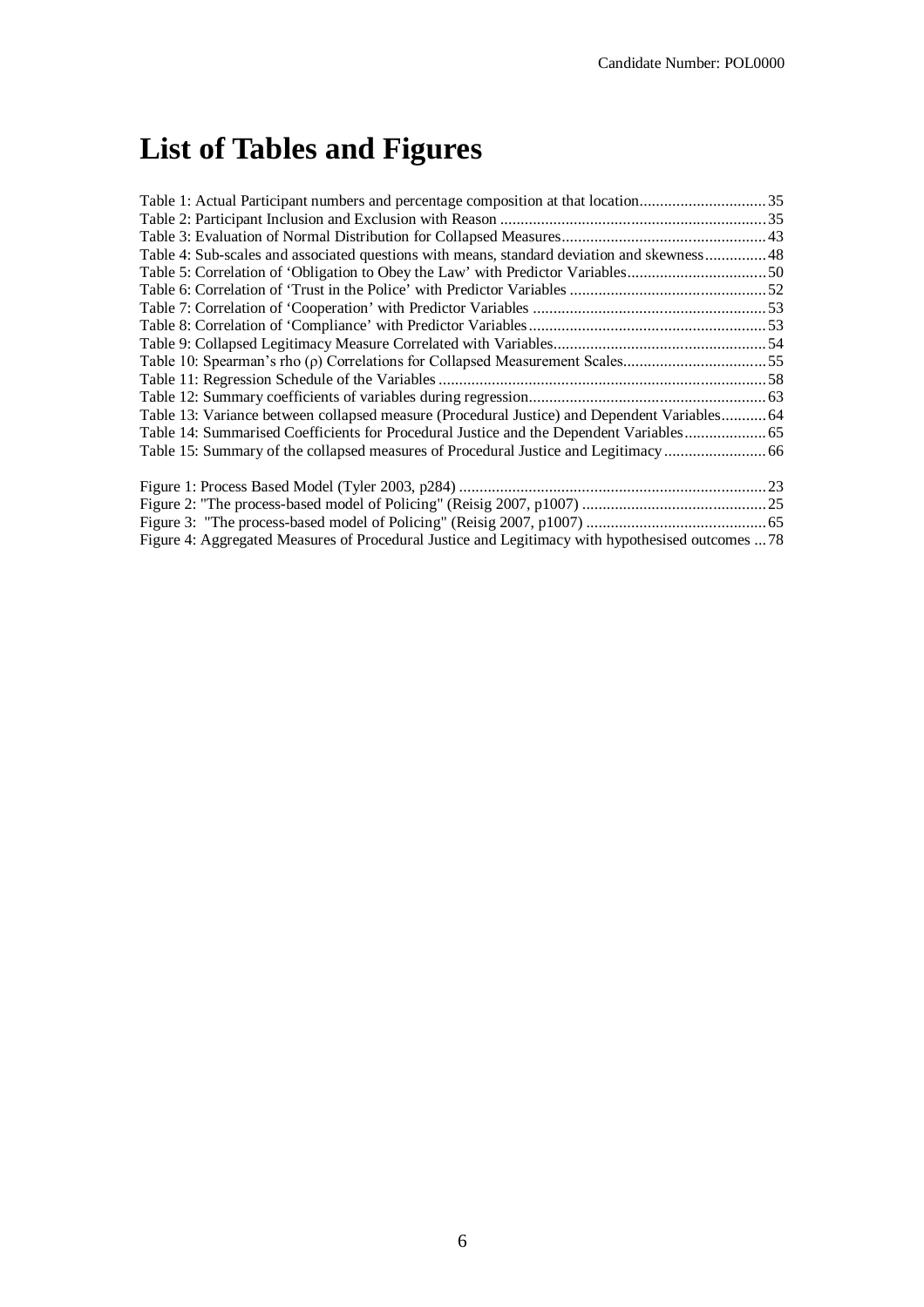# List of Tables and Figures

Table 1: Actual Participant numbers and percentage composition at that location ............................... 35
Table 2: Participant Inclusion and Exclusion with Reason ................................................................. 35
Table 3: Evaluation of Normal Distribution for Collapsed Measures .................................................. 43
Table 4: Sub-scales and associated questions with means, standard deviation and skewness ............... 48
Table 5: Correlation of 'Obligation to Obey the Law' with Predictor Variables .................................. 50
Table 6: Correlation of 'Trust in the Police' with Predictor Variables ................................................ 52
Table 7: Correlation of 'Cooperation' with Predictor Variables ......................................................... 53
Table 8: Correlation of 'Compliance' with Predictor Variables .......................................................... 53
Table 9: Collapsed Legitimacy Measure Correlated with Variables .................................................... 54
Table 10: Spearman's rho (ρ) Correlations for Collapsed Measurement Scales ................................... 55
Table 11: Regression Schedule of the Variables ................................................................................ 58
Table 12: Summary coefficients of variables during regression .......................................................... 63
Table 13: Variance between collapsed measure (Procedural Justice) and Dependent Variables ........... 64
Table 14: Summarised Coefficients for Procedural Justice and the Dependent Variables .................... 65
Table 15: Summary of the collapsed measures of Procedural Justice and Legitimacy ......................... 66

Figure 1: Process Based Model (Tyler 2003, p284) ........................................................................... 23
Figure 2: "The process-based model of Policing" (Reisig 2007, p1007) ............................................. 25
Figure 3: "The process-based model of Policing" (Reisig 2007, p1007) ............................................ 65
Figure 4: Aggregated Measures of Procedural Justice and Legitimacy with hypothesised outcomes ... 78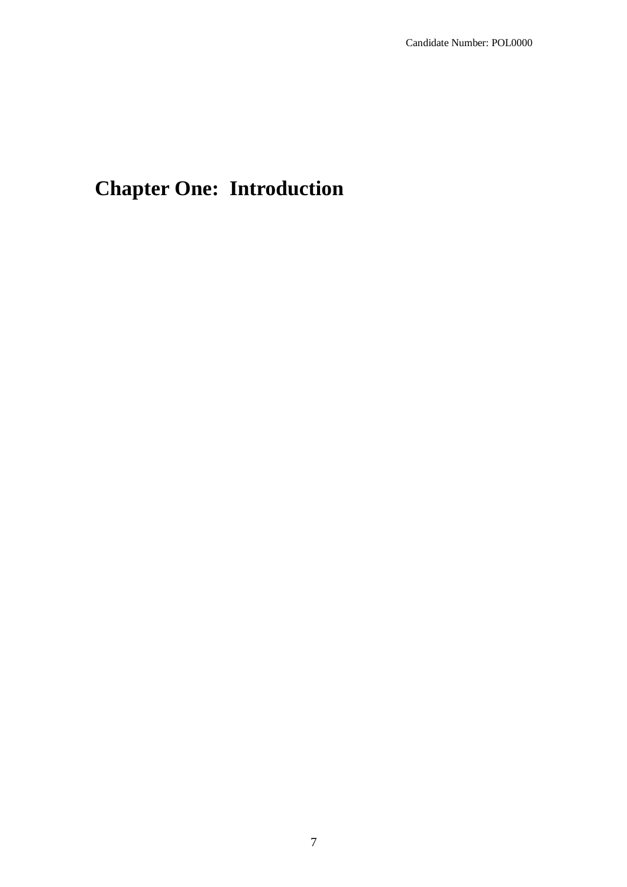# Chapter One: Introduction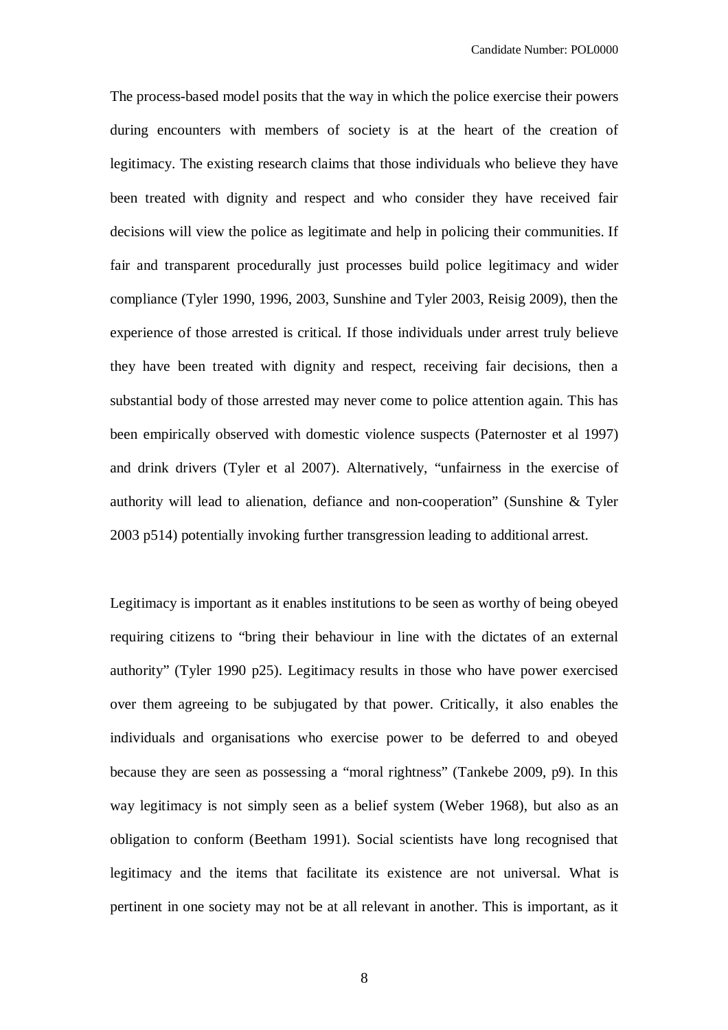The process-based model posits that the way in which the police exercise their powers during encounters with members of society is at the heart of the creation of legitimacy. The existing research claims that those individuals who believe they have been treated with dignity and respect and who consider they have received fair decisions will view the police as legitimate and help in policing their communities. If fair and transparent procedurally just processes build police legitimacy and wider compliance (Tyler 1990, 1996, 2003, Sunshine and Tyler 2003, Reisig 2009), then the experience of those arrested is critical. If those individuals under arrest truly believe they have been treated with dignity and respect, receiving fair decisions, then a substantial body of those arrested may never come to police attention again. This has been empirically observed with domestic violence suspects (Paternoster et al 1997) and drink drivers (Tyler et al 2007). Alternatively, "unfairness in the exercise of authority will lead to alienation, defiance and non-cooperation" (Sunshine & Tyler 2003 p514) potentially invoking further transgression leading to additional arrest.

Legitimacy is important as it enables institutions to be seen as worthy of being obeyed requiring citizens to "bring their behaviour in line with the dictates of an external authority" (Tyler 1990 p25). Legitimacy results in those who have power exercised over them agreeing to be subjugated by that power. Critically, it also enables the individuals and organisations who exercise power to be deferred to and obeyed because they are seen as possessing a "moral rightness" (Tankebe 2009, p9). In this way legitimacy is not simply seen as a belief system (Weber 1968), but also as an obligation to conform (Beetham 1991). Social scientists have long recognised that legitimacy and the items that facilitate its existence are not universal. What is pertinent in one society may not be at all relevant in another. This is important, as it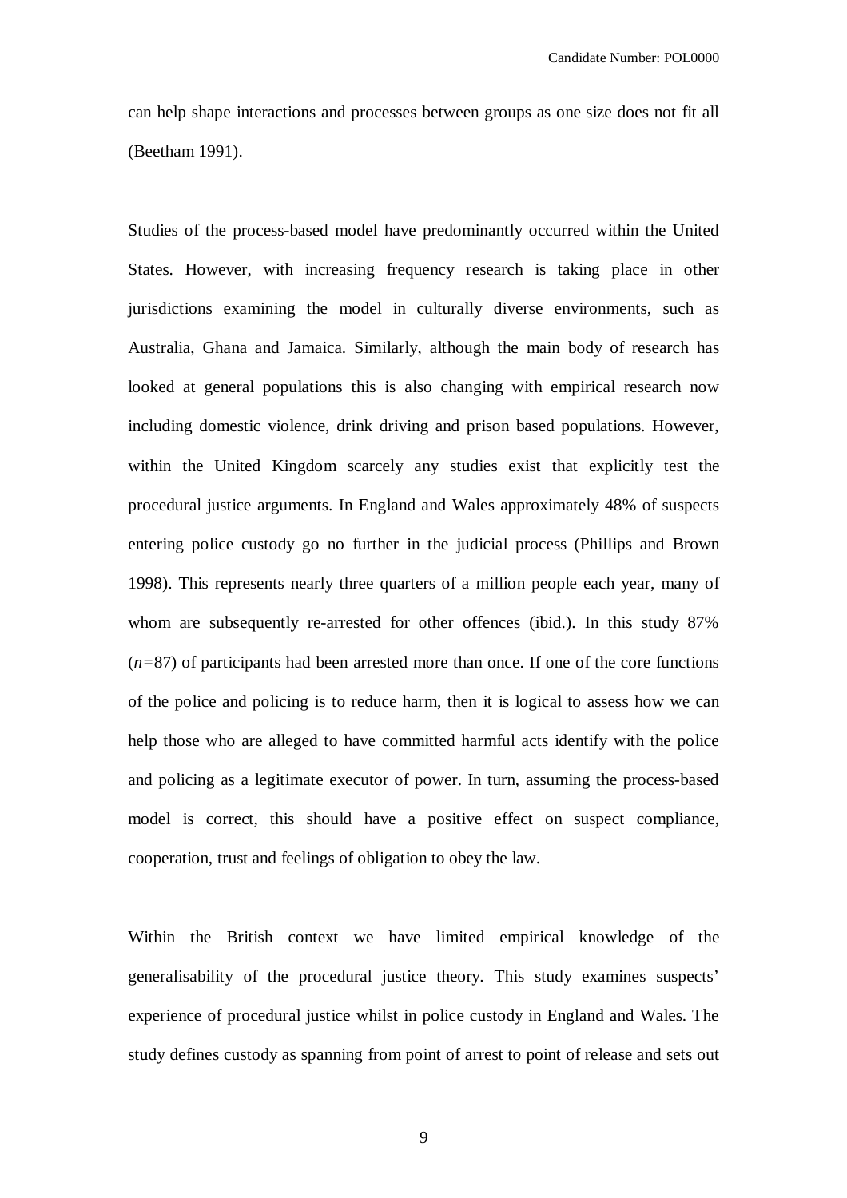can help shape interactions and processes between groups as one size does not fit all (Beetham 1991).

Studies of the process-based model have predominantly occurred within the United States. However, with increasing frequency research is taking place in other jurisdictions examining the model in culturally diverse environments, such as Australia, Ghana and Jamaica. Similarly, although the main body of research has looked at general populations this is also changing with empirical research now including domestic violence, drink driving and prison based populations. However, within the United Kingdom scarcely any studies exist that explicitly test the procedural justice arguments. In England and Wales approximately 48% of suspects entering police custody go no further in the judicial process (Phillips and Brown 1998). This represents nearly three quarters of a million people each year, many of whom are subsequently re-arrested for other offences (ibid.). In this study 87% ($n$=87) of participants had been arrested more than once. If one of the core functions of the police and policing is to reduce harm, then it is logical to assess how we can help those who are alleged to have committed harmful acts identify with the police and policing as a legitimate executor of power. In turn, assuming the process-based model is correct, this should have a positive effect on suspect compliance, cooperation, trust and feelings of obligation to obey the law.

Within the British context we have limited empirical knowledge of the generalisability of the procedural justice theory. This study examines suspects' experience of procedural justice whilst in police custody in England and Wales. The study defines custody as spanning from point of arrest to point of release and sets out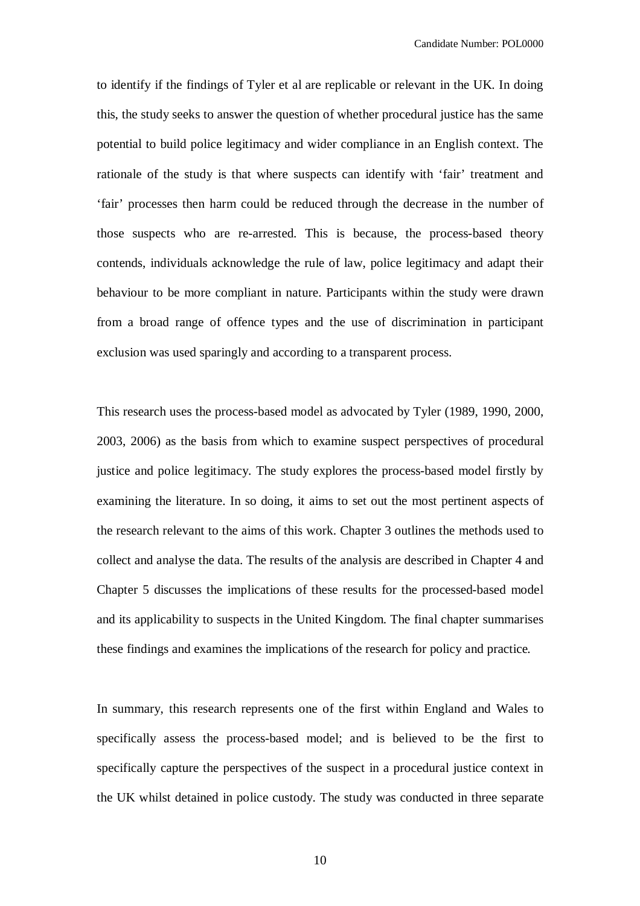to identify if the findings of Tyler et al are replicable or relevant in the UK. In doing this, the study seeks to answer the question of whether procedural justice has the same potential to build police legitimacy and wider compliance in an English context. The rationale of the study is that where suspects can identify with 'fair' treatment and 'fair' processes then harm could be reduced through the decrease in the number of those suspects who are re-arrested. This is because, the process-based theory contends, individuals acknowledge the rule of law, police legitimacy and adapt their behaviour to be more compliant in nature. Participants within the study were drawn from a broad range of offence types and the use of discrimination in participant exclusion was used sparingly and according to a transparent process.

This research uses the process-based model as advocated by Tyler (1989, 1990, 2000, 2003, 2006) as the basis from which to examine suspect perspectives of procedural justice and police legitimacy. The study explores the process-based model firstly by examining the literature. In so doing, it aims to set out the most pertinent aspects of the research relevant to the aims of this work. Chapter 3 outlines the methods used to collect and analyse the data. The results of the analysis are described in Chapter 4 and Chapter 5 discusses the implications of these results for the processed-based model and its applicability to suspects in the United Kingdom. The final chapter summarises these findings and examines the implications of the research for policy and practice.

In summary, this research represents one of the first within England and Wales to specifically assess the process-based model; and is believed to be the first to specifically capture the perspectives of the suspect in a procedural justice context in the UK whilst detained in police custody. The study was conducted in three separate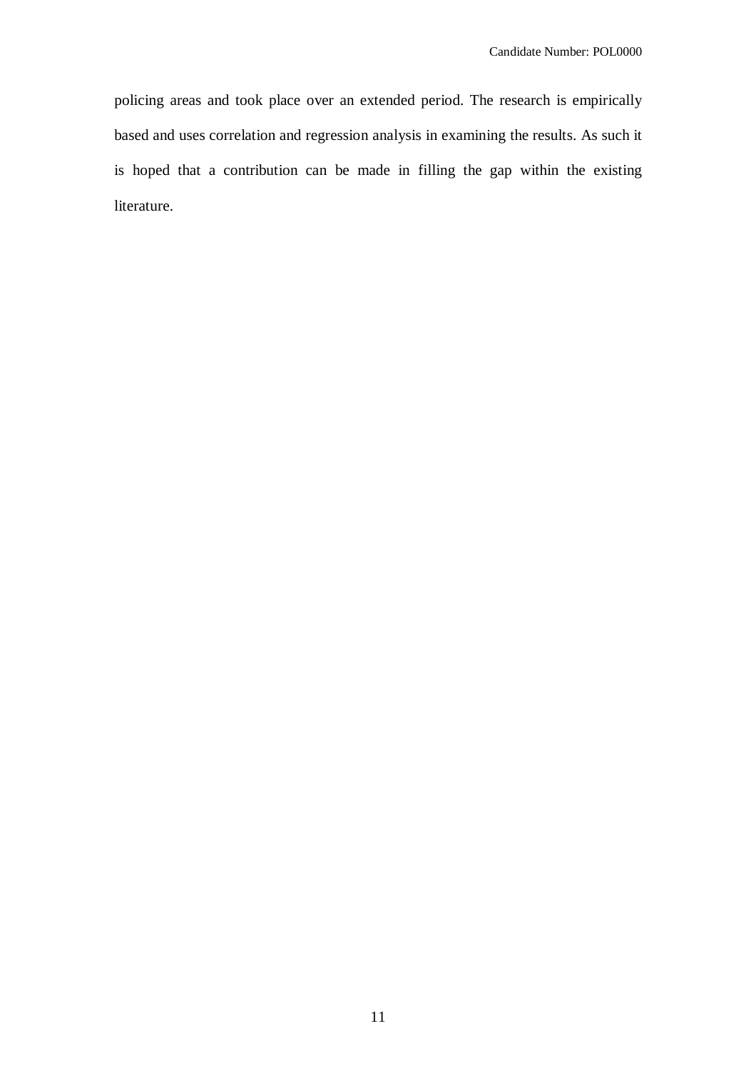policing areas and took place over an extended period. The research is empirically based and uses correlation and regression analysis in examining the results. As such it is hoped that a contribution can be made in filling the gap within the existing literature.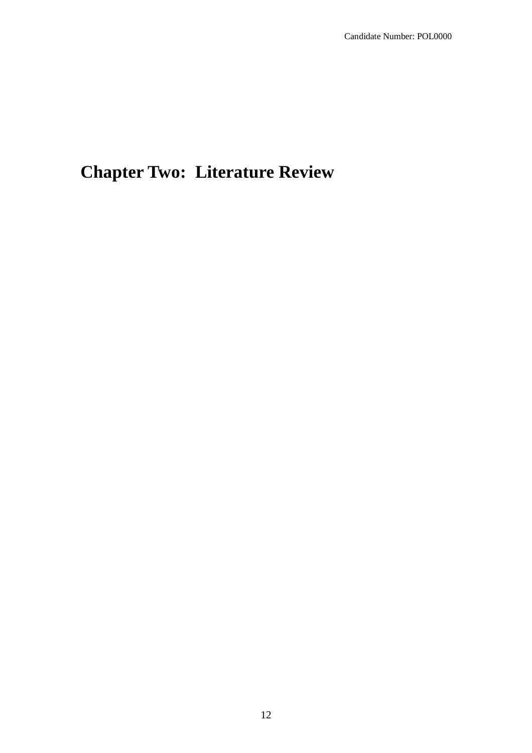# Chapter Two: Literature Review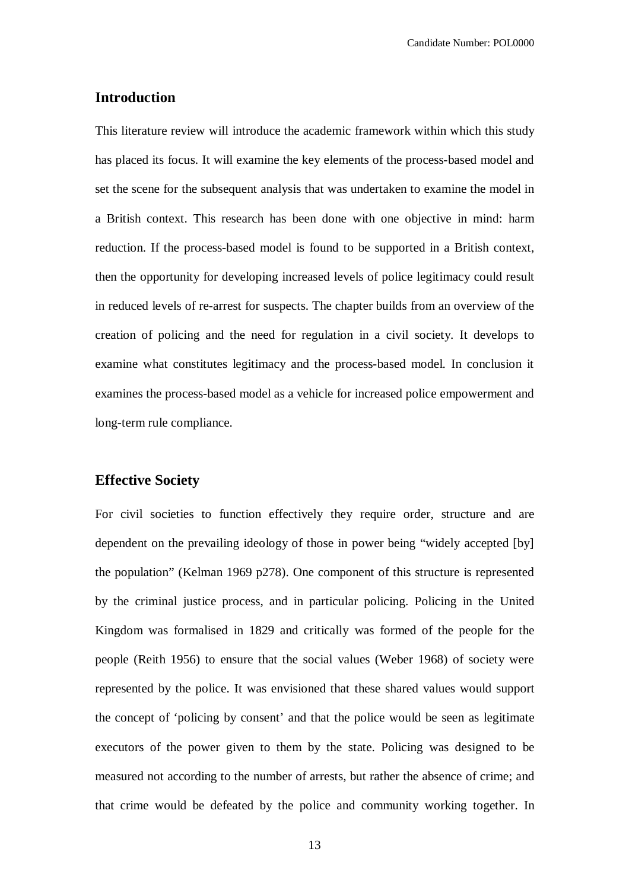## Introduction

This literature review will introduce the academic framework within which this study has placed its focus. It will examine the key elements of the process-based model and set the scene for the subsequent analysis that was undertaken to examine the model in a British context. This research has been done with one objective in mind: harm reduction. If the process-based model is found to be supported in a British context, then the opportunity for developing increased levels of police legitimacy could result in reduced levels of re-arrest for suspects. The chapter builds from an overview of the creation of policing and the need for regulation in a civil society. It develops to examine what constitutes legitimacy and the process-based model. In conclusion it examines the process-based model as a vehicle for increased police empowerment and long-term rule compliance.

## Effective Society

For civil societies to function effectively they require order, structure and are dependent on the prevailing ideology of those in power being "widely accepted [by] the population" (Kelman 1969 p278). One component of this structure is represented by the criminal justice process, and in particular policing. Policing in the United Kingdom was formalised in 1829 and critically was formed of the people for the people (Reith 1956) to ensure that the social values (Weber 1968) of society were represented by the police. It was envisioned that these shared values would support the concept of 'policing by consent' and that the police would be seen as legitimate executors of the power given to them by the state. Policing was designed to be measured not according to the number of arrests, but rather the absence of crime; and that crime would be defeated by the police and community working together. In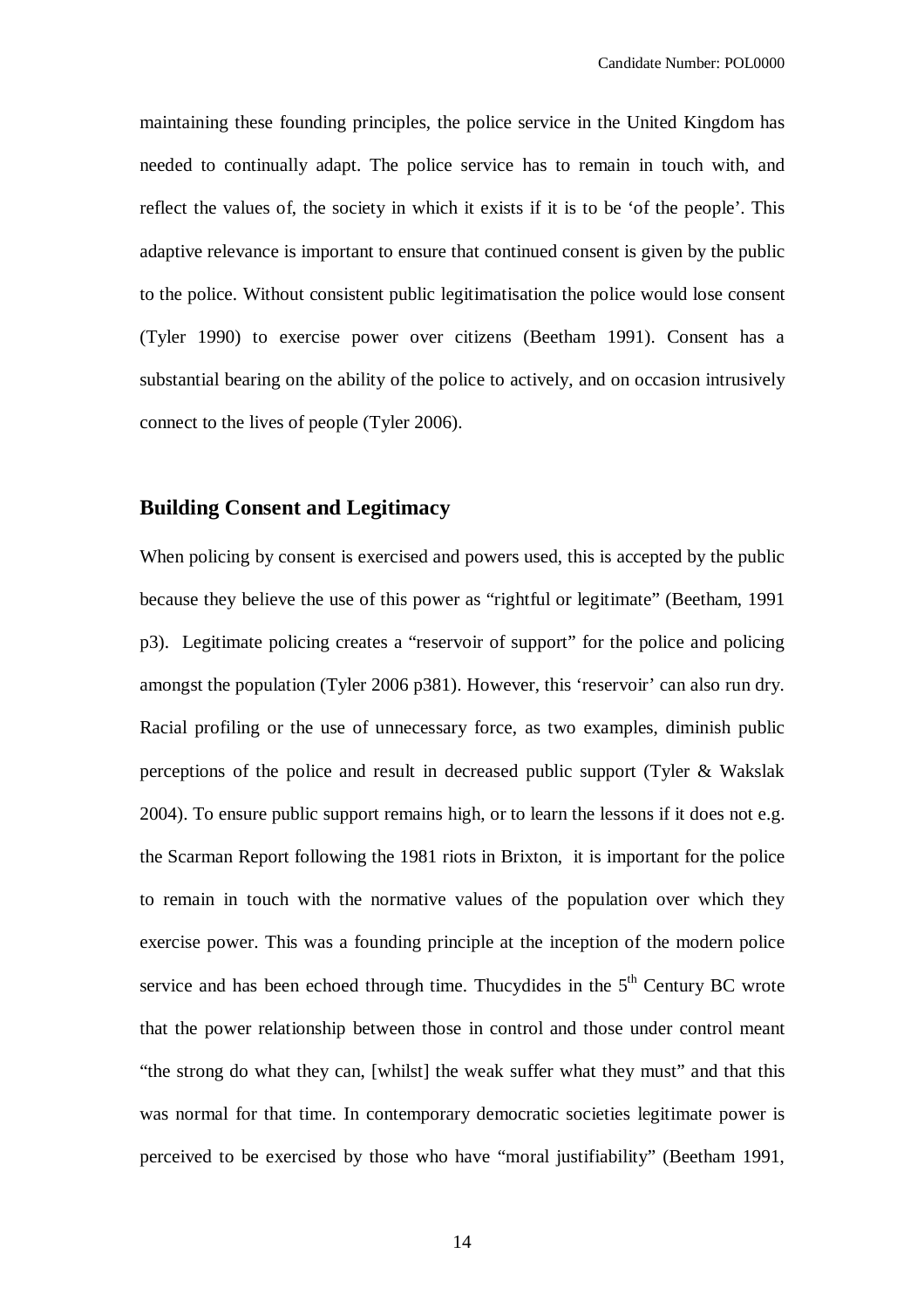maintaining these founding principles, the police service in the United Kingdom has needed to continually adapt. The police service has to remain in touch with, and reflect the values of, the society in which it exists if it is to be 'of the people'. This adaptive relevance is important to ensure that continued consent is given by the public to the police. Without consistent public legitimatisation the police would lose consent (Tyler 1990) to exercise power over citizens (Beetham 1991). Consent has a substantial bearing on the ability of the police to actively, and on occasion intrusively connect to the lives of people (Tyler 2006).

## Building Consent and Legitimacy

When policing by consent is exercised and powers used, this is accepted by the public because they believe the use of this power as "rightful or legitimate" (Beetham, 1991 p3). Legitimate policing creates a "reservoir of support" for the police and policing amongst the population (Tyler 2006 p381). However, this 'reservoir' can also run dry. Racial profiling or the use of unnecessary force, as two examples, diminish public perceptions of the police and result in decreased public support (Tyler & Wakslak 2004). To ensure public support remains high, or to learn the lessons if it does not e.g. the Scarman Report following the 1981 riots in Brixton, it is important for the police to remain in touch with the normative values of the population over which they exercise power. This was a founding principle at the inception of the modern police service and has been echoed through time. Thucydides in the 5th Century BC wrote that the power relationship between those in control and those under control meant "the strong do what they can, [whilst] the weak suffer what they must" and that this was normal for that time. In contemporary democratic societies legitimate power is perceived to be exercised by those who have "moral justifiability" (Beetham 1991,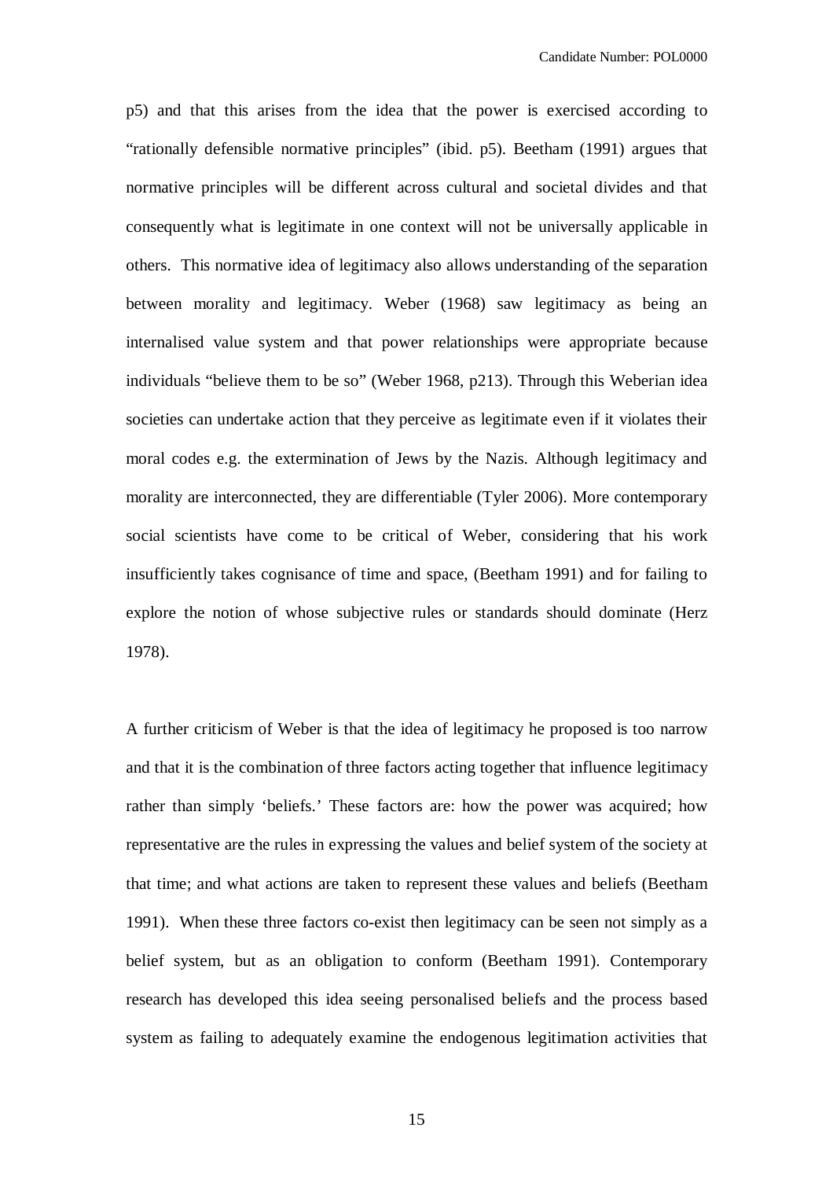p5) and that this arises from the idea that the power is exercised according to “rationally defensible normative principles” (ibid. p5). Beetham (1991) argues that normative principles will be different across cultural and societal divides and that consequently what is legitimate in one context will not be universally applicable in others. This normative idea of legitimacy also allows understanding of the separation between morality and legitimacy. Weber (1968) saw legitimacy as being an internalised value system and that power relationships were appropriate because individuals “believe them to be so” (Weber 1968, p213). Through this Weberian idea societies can undertake action that they perceive as legitimate even if it violates their moral codes e.g. the extermination of Jews by the Nazis. Although legitimacy and morality are interconnected, they are differentiable (Tyler 2006). More contemporary social scientists have come to be critical of Weber, considering that his work insufficiently takes cognisance of time and space, (Beetham 1991) and for failing to explore the notion of whose subjective rules or standards should dominate (Herz 1978).

A further criticism of Weber is that the idea of legitimacy he proposed is too narrow and that it is the combination of three factors acting together that influence legitimacy rather than simply ‘beliefs.’ These factors are: how the power was acquired; how representative are the rules in expressing the values and belief system of the society at that time; and what actions are taken to represent these values and beliefs (Beetham 1991). When these three factors co-exist then legitimacy can be seen not simply as a belief system, but as an obligation to conform (Beetham 1991). Contemporary research has developed this idea seeing personalised beliefs and the process based system as failing to adequately examine the endogenous legitimation activities that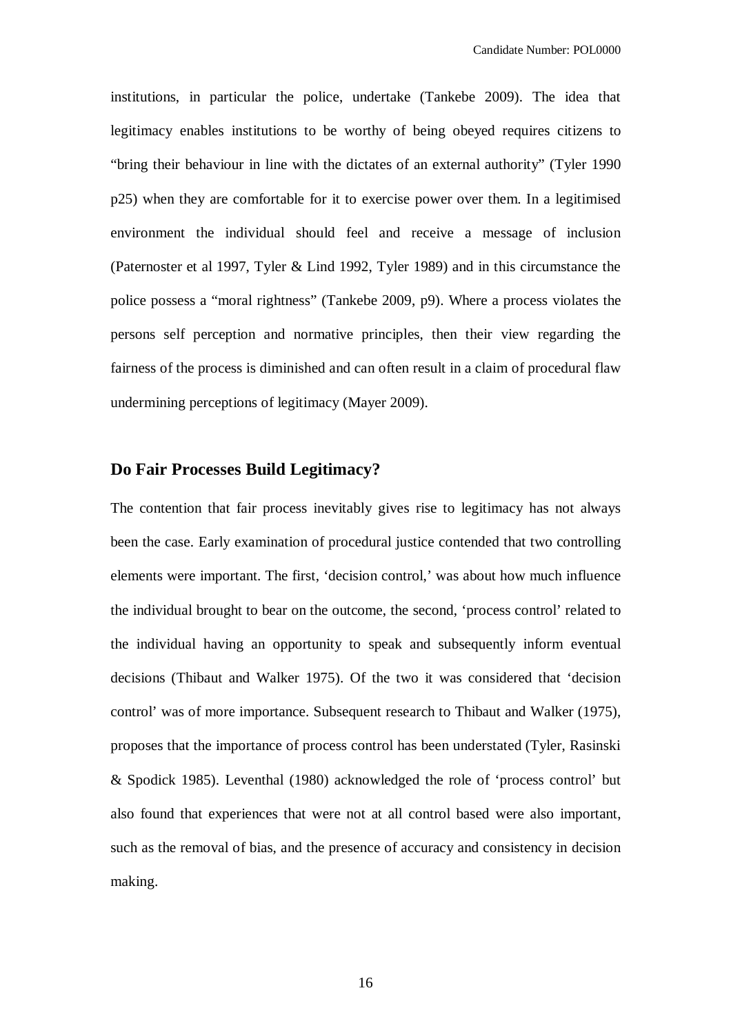institutions, in particular the police, undertake (Tankebe 2009). The idea that legitimacy enables institutions to be worthy of being obeyed requires citizens to "bring their behaviour in line with the dictates of an external authority" (Tyler 1990 p25) when they are comfortable for it to exercise power over them. In a legitimised environment the individual should feel and receive a message of inclusion (Paternoster et al 1997, Tyler & Lind 1992, Tyler 1989) and in this circumstance the police possess a "moral rightness" (Tankebe 2009, p9). Where a process violates the persons self perception and normative principles, then their view regarding the fairness of the process is diminished and can often result in a claim of procedural flaw undermining perceptions of legitimacy (Mayer 2009).

## Do Fair Processes Build Legitimacy?

The contention that fair process inevitably gives rise to legitimacy has not always been the case. Early examination of procedural justice contended that two controlling elements were important. The first, 'decision control,' was about how much influence the individual brought to bear on the outcome, the second, 'process control' related to the individual having an opportunity to speak and subsequently inform eventual decisions (Thibaut and Walker 1975). Of the two it was considered that 'decision control' was of more importance. Subsequent research to Thibaut and Walker (1975), proposes that the importance of process control has been understated (Tyler, Rasinski & Spodick 1985). Leventhal (1980) acknowledged the role of 'process control' but also found that experiences that were not at all control based were also important, such as the removal of bias, and the presence of accuracy and consistency in decision making.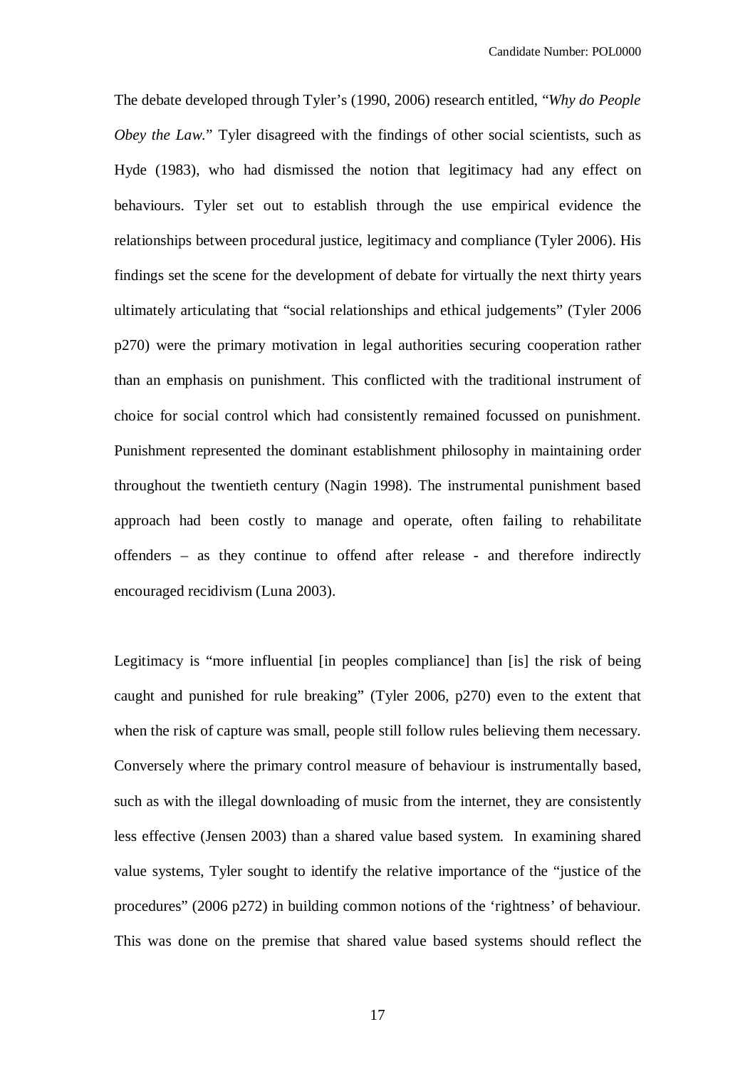The debate developed through Tyler's (1990, 2006) research entitled, "*Why do People Obey the Law.*" Tyler disagreed with the findings of other social scientists, such as Hyde (1983), who had dismissed the notion that legitimacy had any effect on behaviours. Tyler set out to establish through the use empirical evidence the relationships between procedural justice, legitimacy and compliance (Tyler 2006). His findings set the scene for the development of debate for virtually the next thirty years ultimately articulating that "social relationships and ethical judgements" (Tyler 2006 p270) were the primary motivation in legal authorities securing cooperation rather than an emphasis on punishment. This conflicted with the traditional instrument of choice for social control which had consistently remained focussed on punishment. Punishment represented the dominant establishment philosophy in maintaining order throughout the twentieth century (Nagin 1998). The instrumental punishment based approach had been costly to manage and operate, often failing to rehabilitate offenders – as they continue to offend after release - and therefore indirectly encouraged recidivism (Luna 2003).

Legitimacy is "more influential [in peoples compliance] than [is] the risk of being caught and punished for rule breaking" (Tyler 2006, p270) even to the extent that when the risk of capture was small, people still follow rules believing them necessary. Conversely where the primary control measure of behaviour is instrumentally based, such as with the illegal downloading of music from the internet, they are consistently less effective (Jensen 2003) than a shared value based system. In examining shared value systems, Tyler sought to identify the relative importance of the "justice of the procedures" (2006 p272) in building common notions of the 'rightness' of behaviour. This was done on the premise that shared value based systems should reflect the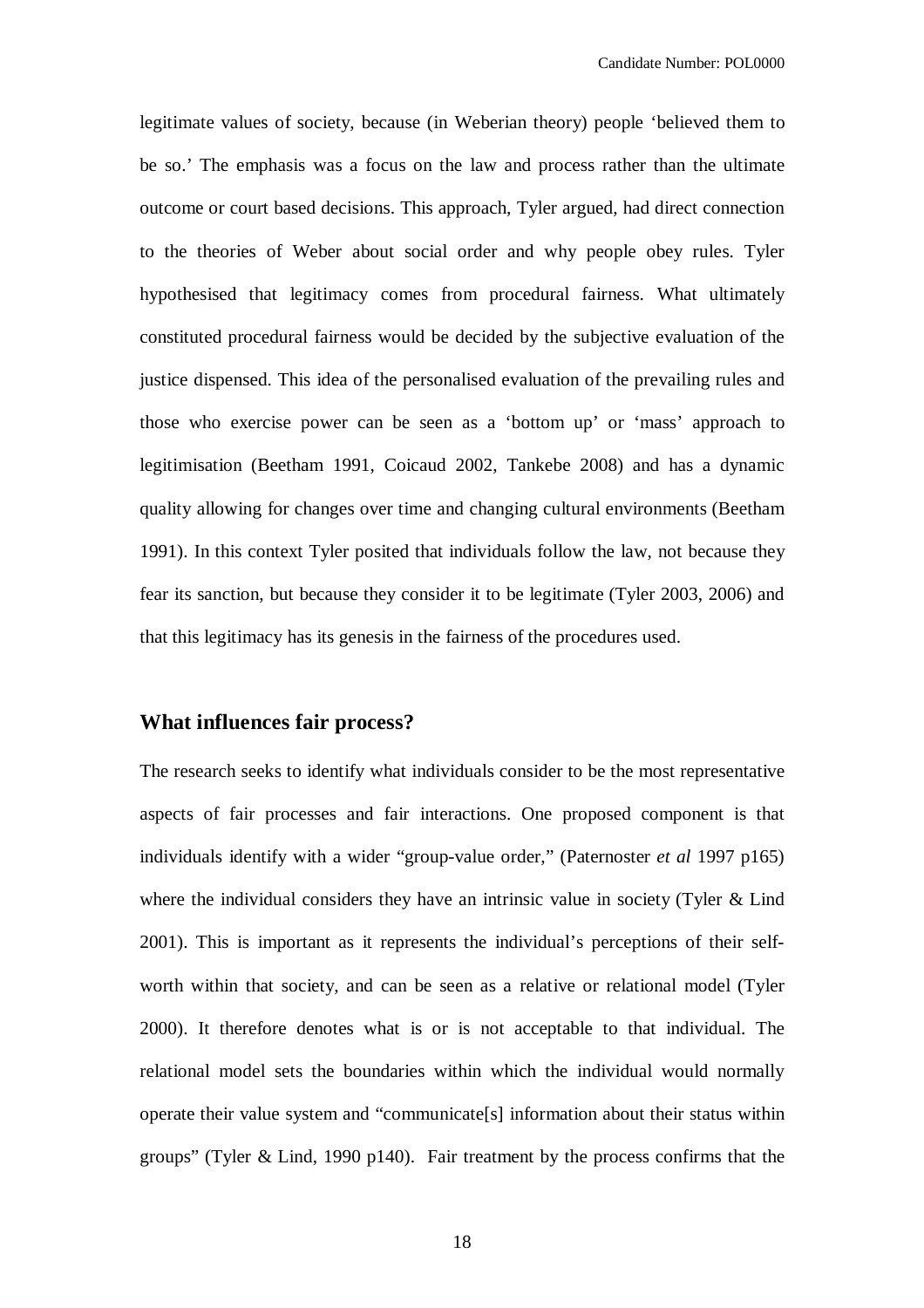legitimate values of society, because (in Weberian theory) people 'believed them to be so.' The emphasis was a focus on the law and process rather than the ultimate outcome or court based decisions. This approach, Tyler argued, had direct connection to the theories of Weber about social order and why people obey rules. Tyler hypothesised that legitimacy comes from procedural fairness. What ultimately constituted procedural fairness would be decided by the subjective evaluation of the justice dispensed. This idea of the personalised evaluation of the prevailing rules and those who exercise power can be seen as a 'bottom up' or 'mass' approach to legitimisation (Beetham 1991, Coicaud 2002, Tankebe 2008) and has a dynamic quality allowing for changes over time and changing cultural environments (Beetham 1991). In this context Tyler posited that individuals follow the law, not because they fear its sanction, but because they consider it to be legitimate (Tyler 2003, 2006) and that this legitimacy has its genesis in the fairness of the procedures used.

## What influences fair process?

The research seeks to identify what individuals consider to be the most representative aspects of fair processes and fair interactions. One proposed component is that individuals identify with a wider "group-value order," (Paternoster *et al* 1997 p165) where the individual considers they have an intrinsic value in society (Tyler & Lind 2001). This is important as it represents the individual's perceptions of their self-worth within that society, and can be seen as a relative or relational model (Tyler 2000). It therefore denotes what is or is not acceptable to that individual. The relational model sets the boundaries within which the individual would normally operate their value system and "communicate[s] information about their status within groups" (Tyler & Lind, 1990 p140). Fair treatment by the process confirms that the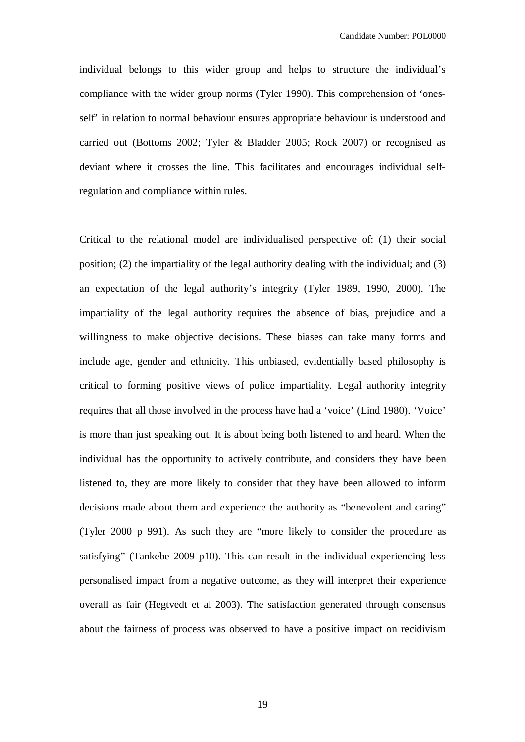individual belongs to this wider group and helps to structure the individual's compliance with the wider group norms (Tyler 1990). This comprehension of 'ones-self' in relation to normal behaviour ensures appropriate behaviour is understood and carried out (Bottoms 2002; Tyler & Bladder 2005; Rock 2007) or recognised as deviant where it crosses the line. This facilitates and encourages individual self-regulation and compliance within rules.

Critical to the relational model are individualised perspective of: (1) their social position; (2) the impartiality of the legal authority dealing with the individual; and (3) an expectation of the legal authority's integrity (Tyler 1989, 1990, 2000). The impartiality of the legal authority requires the absence of bias, prejudice and a willingness to make objective decisions. These biases can take many forms and include age, gender and ethnicity. This unbiased, evidentially based philosophy is critical to forming positive views of police impartiality. Legal authority integrity requires that all those involved in the process have had a 'voice' (Lind 1980). 'Voice' is more than just speaking out. It is about being both listened to and heard. When the individual has the opportunity to actively contribute, and considers they have been listened to, they are more likely to consider that they have been allowed to inform decisions made about them and experience the authority as "benevolent and caring" (Tyler 2000 p 991). As such they are "more likely to consider the procedure as satisfying" (Tankebe 2009 p10). This can result in the individual experiencing less personalised impact from a negative outcome, as they will interpret their experience overall as fair (Hegtvedt et al 2003). The satisfaction generated through consensus about the fairness of process was observed to have a positive impact on recidivism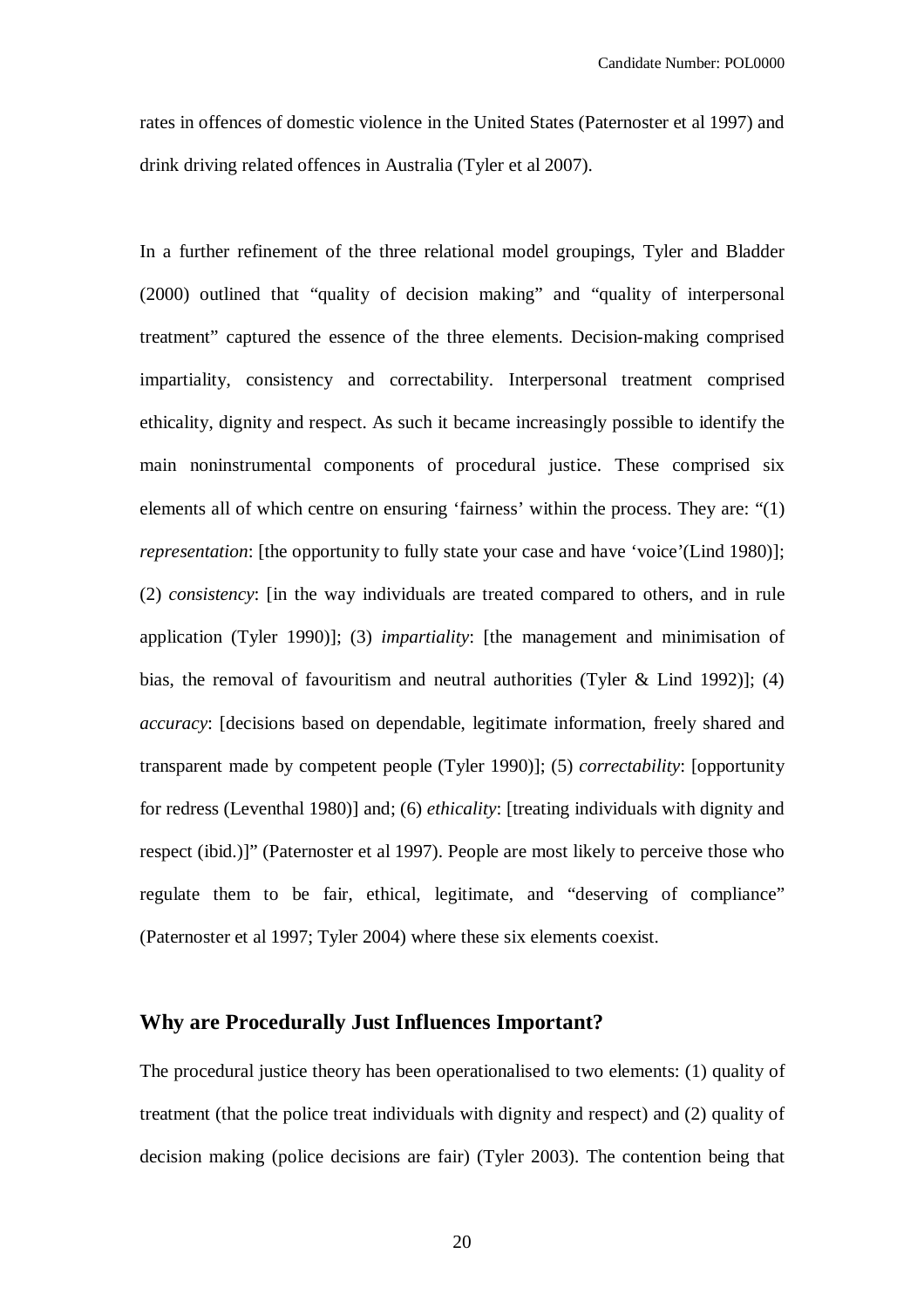rates in offences of domestic violence in the United States (Paternoster et al 1997) and drink driving related offences in Australia (Tyler et al 2007).

In a further refinement of the three relational model groupings, Tyler and Bladder (2000) outlined that "quality of decision making" and "quality of interpersonal treatment" captured the essence of the three elements. Decision-making comprised impartiality, consistency and correctability. Interpersonal treatment comprised ethicality, dignity and respect. As such it became increasingly possible to identify the main noninstrumental components of procedural justice. These comprised six elements all of which centre on ensuring 'fairness' within the process. They are: "(1) *representation*: [the opportunity to fully state your case and have 'voice'(Lind 1980)]; (2) *consistency*: [in the way individuals are treated compared to others, and in rule application (Tyler 1990)]; (3) *impartiality*: [the management and minimisation of bias, the removal of favouritism and neutral authorities (Tyler & Lind 1992)]; (4) *accuracy*: [decisions based on dependable, legitimate information, freely shared and transparent made by competent people (Tyler 1990)]; (5) *correctability*: [opportunity for redress (Leventhal 1980)] and; (6) *ethicality*: [treating individuals with dignity and respect (ibid.)]" (Paternoster et al 1997). People are most likely to perceive those who regulate them to be fair, ethical, legitimate, and "deserving of compliance" (Paternoster et al 1997; Tyler 2004) where these six elements coexist.

## Why are Procedurally Just Influences Important?

The procedural justice theory has been operationalised to two elements: (1) quality of treatment (that the police treat individuals with dignity and respect) and (2) quality of decision making (police decisions are fair) (Tyler 2003). The contention being that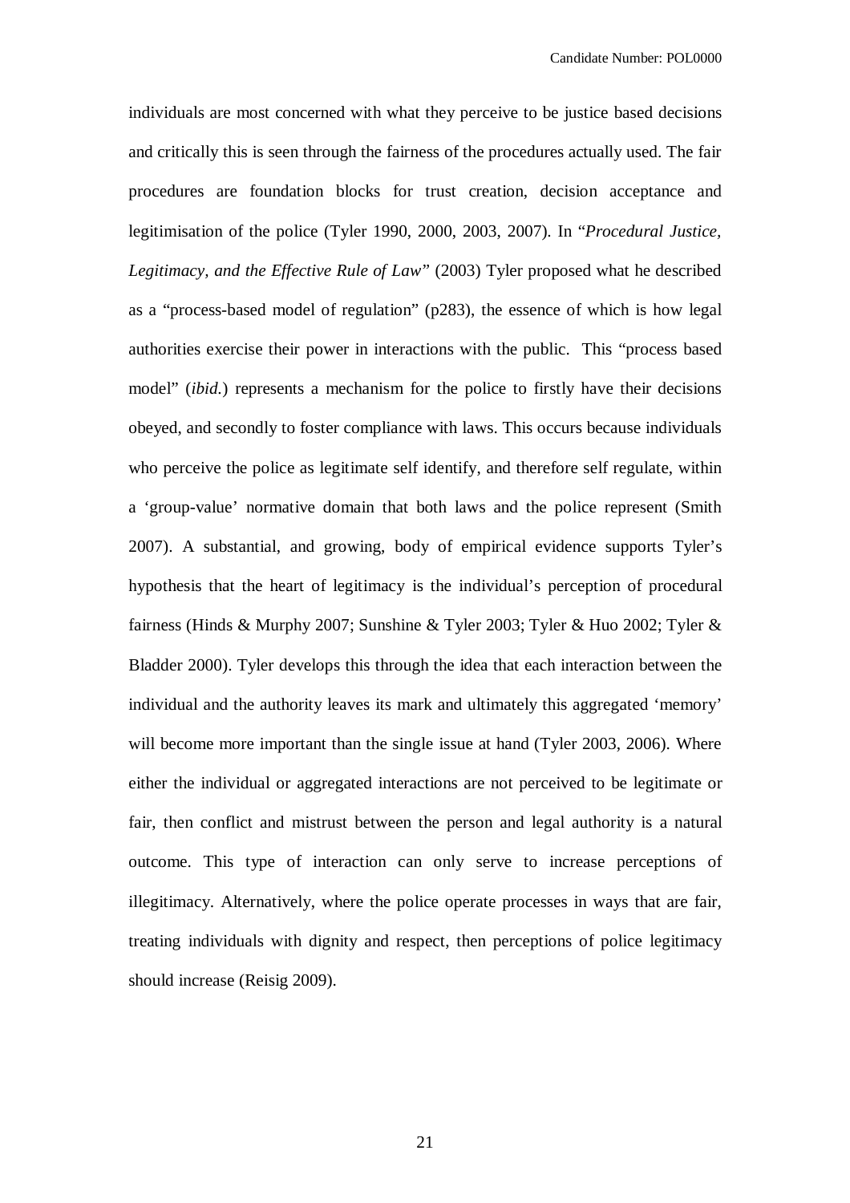individuals are most concerned with what they perceive to be justice based decisions and critically this is seen through the fairness of the procedures actually used. The fair procedures are foundation blocks for trust creation, decision acceptance and legitimisation of the police (Tyler 1990, 2000, 2003, 2007). In "*Procedural Justice, Legitimacy, and the Effective Rule of Law*" (2003) Tyler proposed what he described as a "process-based model of regulation" (p283), the essence of which is how legal authorities exercise their power in interactions with the public. This "process based model" (*ibid.*) represents a mechanism for the police to firstly have their decisions obeyed, and secondly to foster compliance with laws. This occurs because individuals who perceive the police as legitimate self identify, and therefore self regulate, within a 'group-value' normative domain that both laws and the police represent (Smith 2007). A substantial, and growing, body of empirical evidence supports Tyler's hypothesis that the heart of legitimacy is the individual's perception of procedural fairness (Hinds & Murphy 2007; Sunshine & Tyler 2003; Tyler & Huo 2002; Tyler & Bladder 2000). Tyler develops this through the idea that each interaction between the individual and the authority leaves its mark and ultimately this aggregated 'memory' will become more important than the single issue at hand (Tyler 2003, 2006). Where either the individual or aggregated interactions are not perceived to be legitimate or fair, then conflict and mistrust between the person and legal authority is a natural outcome. This type of interaction can only serve to increase perceptions of illegitimacy. Alternatively, where the police operate processes in ways that are fair, treating individuals with dignity and respect, then perceptions of police legitimacy should increase (Reisig 2009).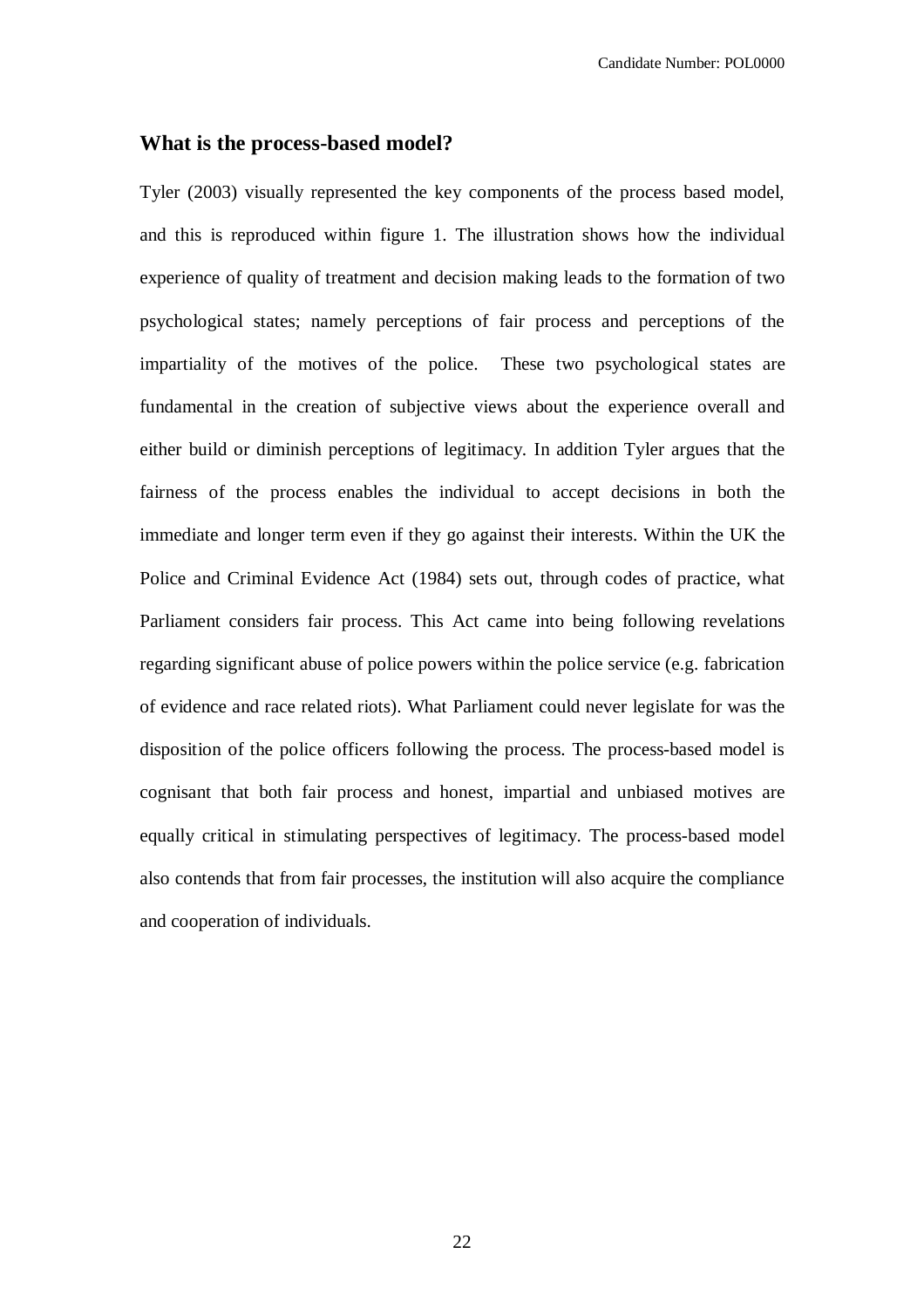## What is the process-based model?

Tyler (2003) visually represented the key components of the process based model, and this is reproduced within figure 1. The illustration shows how the individual experience of quality of treatment and decision making leads to the formation of two psychological states; namely perceptions of fair process and perceptions of the impartiality of the motives of the police. These two psychological states are fundamental in the creation of subjective views about the experience overall and either build or diminish perceptions of legitimacy. In addition Tyler argues that the fairness of the process enables the individual to accept decisions in both the immediate and longer term even if they go against their interests. Within the UK the Police and Criminal Evidence Act (1984) sets out, through codes of practice, what Parliament considers fair process. This Act came into being following revelations regarding significant abuse of police powers within the police service (e.g. fabrication of evidence and race related riots). What Parliament could never legislate for was the disposition of the police officers following the process. The process-based model is cognisant that both fair process and honest, impartial and unbiased motives are equally critical in stimulating perspectives of legitimacy. The process-based model also contends that from fair processes, the institution will also acquire the compliance and cooperation of individuals.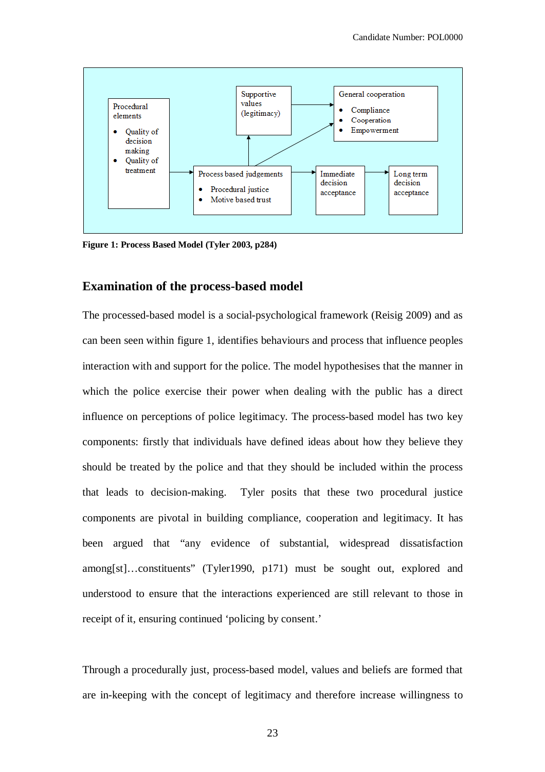Procedural elements
- Quality of decision making
- Quality of treatment

Process based judgements
- Procedural justice
- Motive based trust

Supportive values (legitimacy)

General cooperation
- Compliance
- Cooperation
- Empowerment

Immediate decision acceptance

Long term decision acceptance

**Figure 1: Process Based Model (Tyler 2003, p284)**

## Examination of the process-based model

The processed-based model is a social-psychological framework (Reisig 2009) and as can been seen within figure 1, identifies behaviours and process that influence peoples interaction with and support for the police. The model hypothesises that the manner in which the police exercise their power when dealing with the public has a direct influence on perceptions of police legitimacy. The process-based model has two key components: firstly that individuals have defined ideas about how they believe they should be treated by the police and that they should be included within the process that leads to decision-making. Tyler posits that these two procedural justice components are pivotal in building compliance, cooperation and legitimacy. It has been argued that "any evidence of substantial, widespread dissatisfaction among[st]…constituents" (Tyler1990, p171) must be sought out, explored and understood to ensure that the interactions experienced are still relevant to those in receipt of it, ensuring continued 'policing by consent.'

Through a procedurally just, process-based model, values and beliefs are formed that are in-keeping with the concept of legitimacy and therefore increase willingness to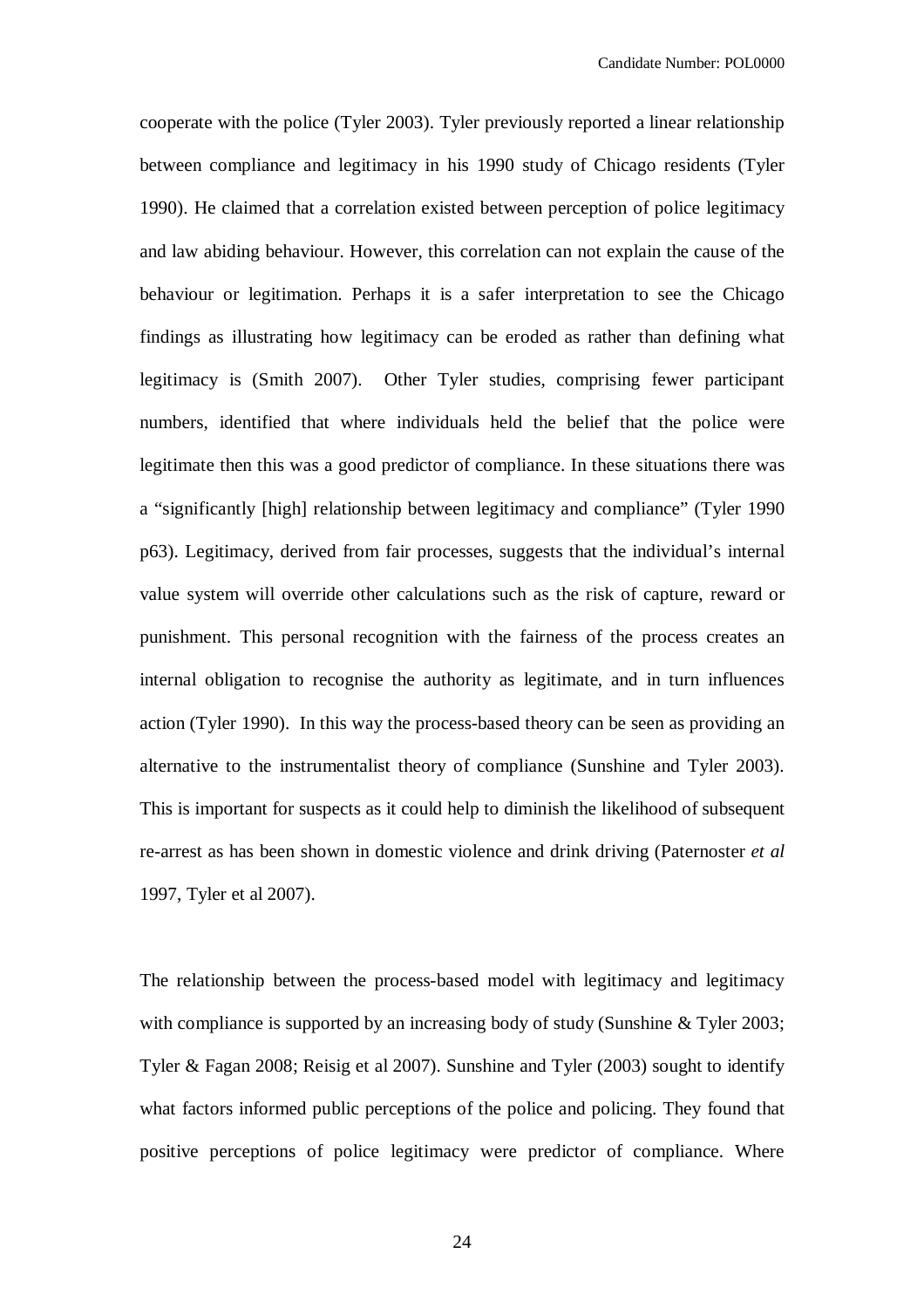cooperate with the police (Tyler 2003). Tyler previously reported a linear relationship between compliance and legitimacy in his 1990 study of Chicago residents (Tyler 1990). He claimed that a correlation existed between perception of police legitimacy and law abiding behaviour. However, this correlation can not explain the cause of the behaviour or legitimation. Perhaps it is a safer interpretation to see the Chicago findings as illustrating how legitimacy can be eroded as rather than defining what legitimacy is (Smith 2007). Other Tyler studies, comprising fewer participant numbers, identified that where individuals held the belief that the police were legitimate then this was a good predictor of compliance. In these situations there was a "significantly [high] relationship between legitimacy and compliance" (Tyler 1990 p63). Legitimacy, derived from fair processes, suggests that the individual's internal value system will override other calculations such as the risk of capture, reward or punishment. This personal recognition with the fairness of the process creates an internal obligation to recognise the authority as legitimate, and in turn influences action (Tyler 1990). In this way the process-based theory can be seen as providing an alternative to the instrumentalist theory of compliance (Sunshine and Tyler 2003). This is important for suspects as it could help to diminish the likelihood of subsequent re-arrest as has been shown in domestic violence and drink driving (Paternoster *et al* 1997, Tyler et al 2007).

The relationship between the process-based model with legitimacy and legitimacy with compliance is supported by an increasing body of study (Sunshine & Tyler 2003; Tyler & Fagan 2008; Reisig et al 2007). Sunshine and Tyler (2003) sought to identify what factors informed public perceptions of the police and policing. They found that positive perceptions of police legitimacy were predictor of compliance. Where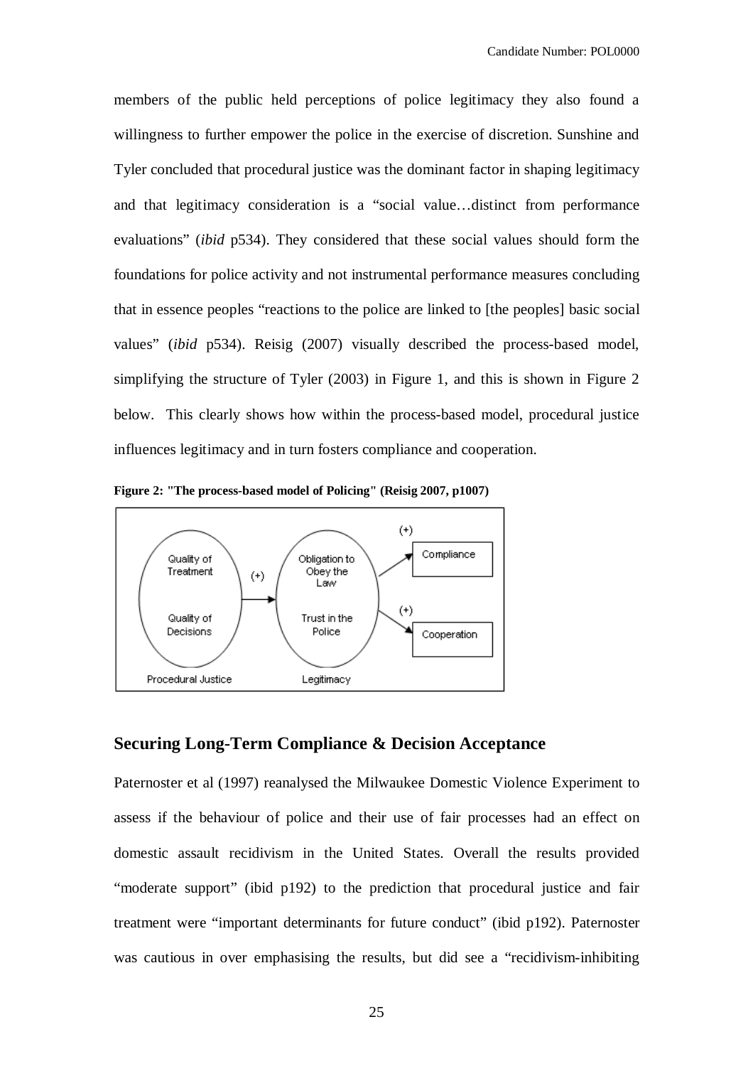members of the public held perceptions of police legitimacy they also found a willingness to further empower the police in the exercise of discretion. Sunshine and Tyler concluded that procedural justice was the dominant factor in shaping legitimacy and that legitimacy consideration is a "social value…distinct from performance evaluations" (*ibid* p534). They considered that these social values should form the foundations for police activity and not instrumental performance measures concluding that in essence peoples "reactions to the police are linked to [the peoples] basic social values" (*ibid* p534). Reisig (2007) visually described the process-based model, simplifying the structure of Tyler (2003) in Figure 1, and this is shown in Figure 2 below. This clearly shows how within the process-based model, procedural justice influences legitimacy and in turn fosters compliance and cooperation.

**Figure 2: "The process-based model of Policing" (Reisig 2007, p1007)**

Quality of Treatment / Quality of Decisions (Procedural Justice) —(+)→ Obligation to Obey the Law / Trust in the Police (Legitimacy) —(+)→ Compliance; —(+)→ Cooperation

## Securing Long-Term Compliance & Decision Acceptance

Paternoster et al (1997) reanalysed the Milwaukee Domestic Violence Experiment to assess if the behaviour of police and their use of fair processes had an effect on domestic assault recidivism in the United States. Overall the results provided "moderate support" (ibid p192) to the prediction that procedural justice and fair treatment were "important determinants for future conduct" (ibid p192). Paternoster was cautious in over emphasising the results, but did see a "recidivism-inhibiting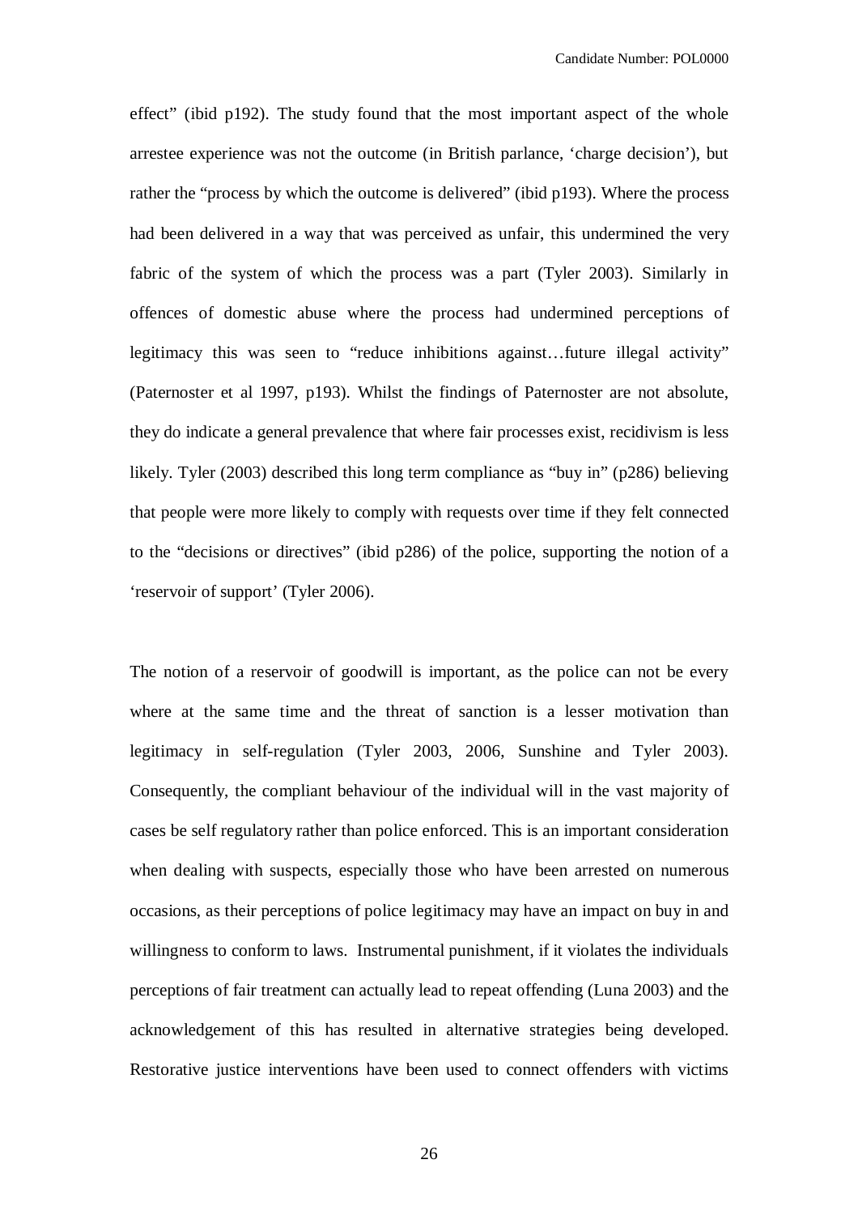effect" (ibid p192). The study found that the most important aspect of the whole arrestee experience was not the outcome (in British parlance, 'charge decision'), but rather the "process by which the outcome is delivered" (ibid p193). Where the process had been delivered in a way that was perceived as unfair, this undermined the very fabric of the system of which the process was a part (Tyler 2003). Similarly in offences of domestic abuse where the process had undermined perceptions of legitimacy this was seen to "reduce inhibitions against…future illegal activity" (Paternoster et al 1997, p193). Whilst the findings of Paternoster are not absolute, they do indicate a general prevalence that where fair processes exist, recidivism is less likely. Tyler (2003) described this long term compliance as "buy in" (p286) believing that people were more likely to comply with requests over time if they felt connected to the "decisions or directives" (ibid p286) of the police, supporting the notion of a 'reservoir of support' (Tyler 2006).

The notion of a reservoir of goodwill is important, as the police can not be every where at the same time and the threat of sanction is a lesser motivation than legitimacy in self-regulation (Tyler 2003, 2006, Sunshine and Tyler 2003). Consequently, the compliant behaviour of the individual will in the vast majority of cases be self regulatory rather than police enforced. This is an important consideration when dealing with suspects, especially those who have been arrested on numerous occasions, as their perceptions of police legitimacy may have an impact on buy in and willingness to conform to laws. Instrumental punishment, if it violates the individuals perceptions of fair treatment can actually lead to repeat offending (Luna 2003) and the acknowledgement of this has resulted in alternative strategies being developed. Restorative justice interventions have been used to connect offenders with victims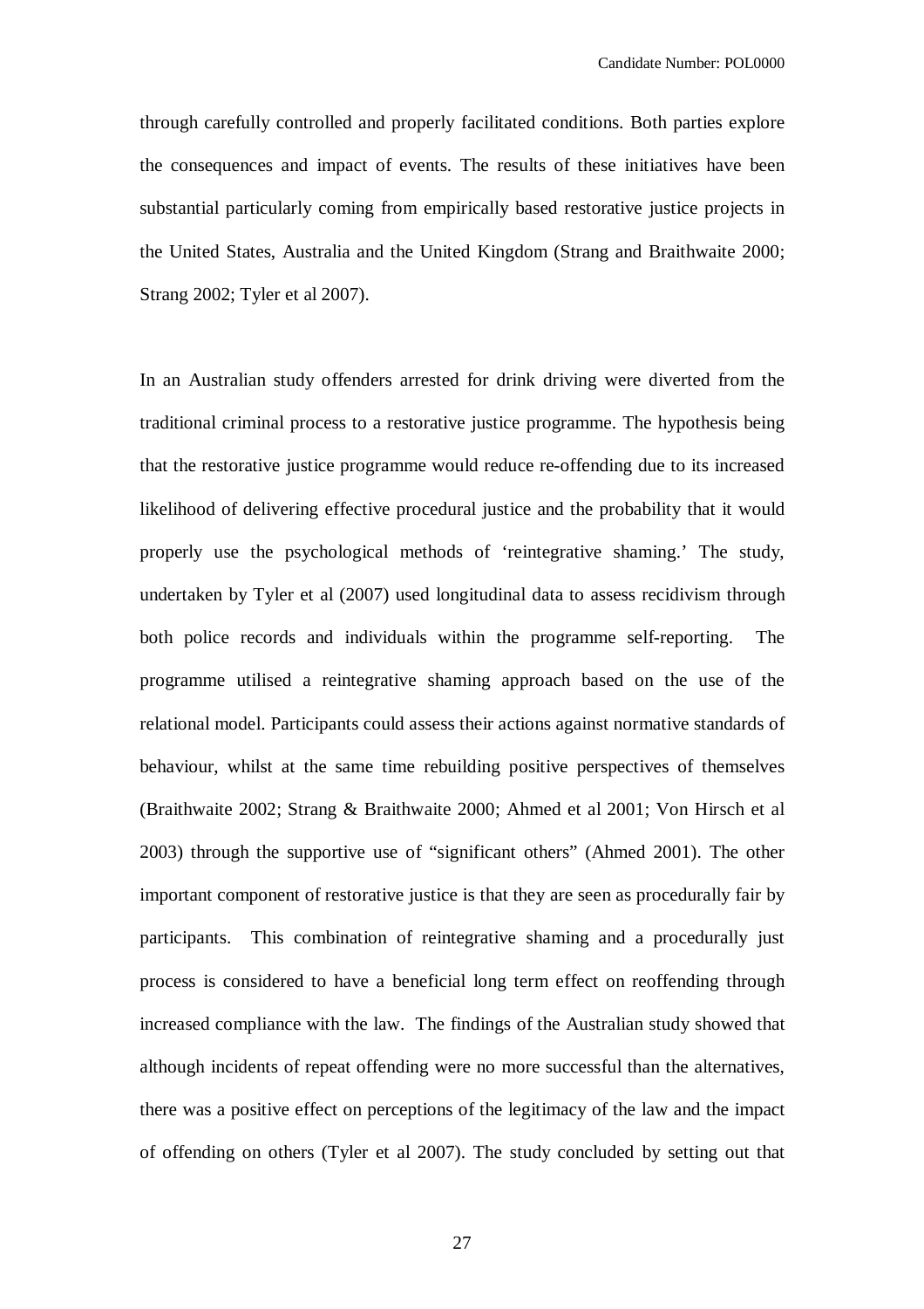through carefully controlled and properly facilitated conditions. Both parties explore the consequences and impact of events. The results of these initiatives have been substantial particularly coming from empirically based restorative justice projects in the United States, Australia and the United Kingdom (Strang and Braithwaite 2000; Strang 2002; Tyler et al 2007).

In an Australian study offenders arrested for drink driving were diverted from the traditional criminal process to a restorative justice programme. The hypothesis being that the restorative justice programme would reduce re-offending due to its increased likelihood of delivering effective procedural justice and the probability that it would properly use the psychological methods of 'reintegrative shaming.' The study, undertaken by Tyler et al (2007) used longitudinal data to assess recidivism through both police records and individuals within the programme self-reporting. The programme utilised a reintegrative shaming approach based on the use of the relational model. Participants could assess their actions against normative standards of behaviour, whilst at the same time rebuilding positive perspectives of themselves (Braithwaite 2002; Strang & Braithwaite 2000; Ahmed et al 2001; Von Hirsch et al 2003) through the supportive use of "significant others" (Ahmed 2001). The other important component of restorative justice is that they are seen as procedurally fair by participants. This combination of reintegrative shaming and a procedurally just process is considered to have a beneficial long term effect on reoffending through increased compliance with the law. The findings of the Australian study showed that although incidents of repeat offending were no more successful than the alternatives, there was a positive effect on perceptions of the legitimacy of the law and the impact of offending on others (Tyler et al 2007). The study concluded by setting out that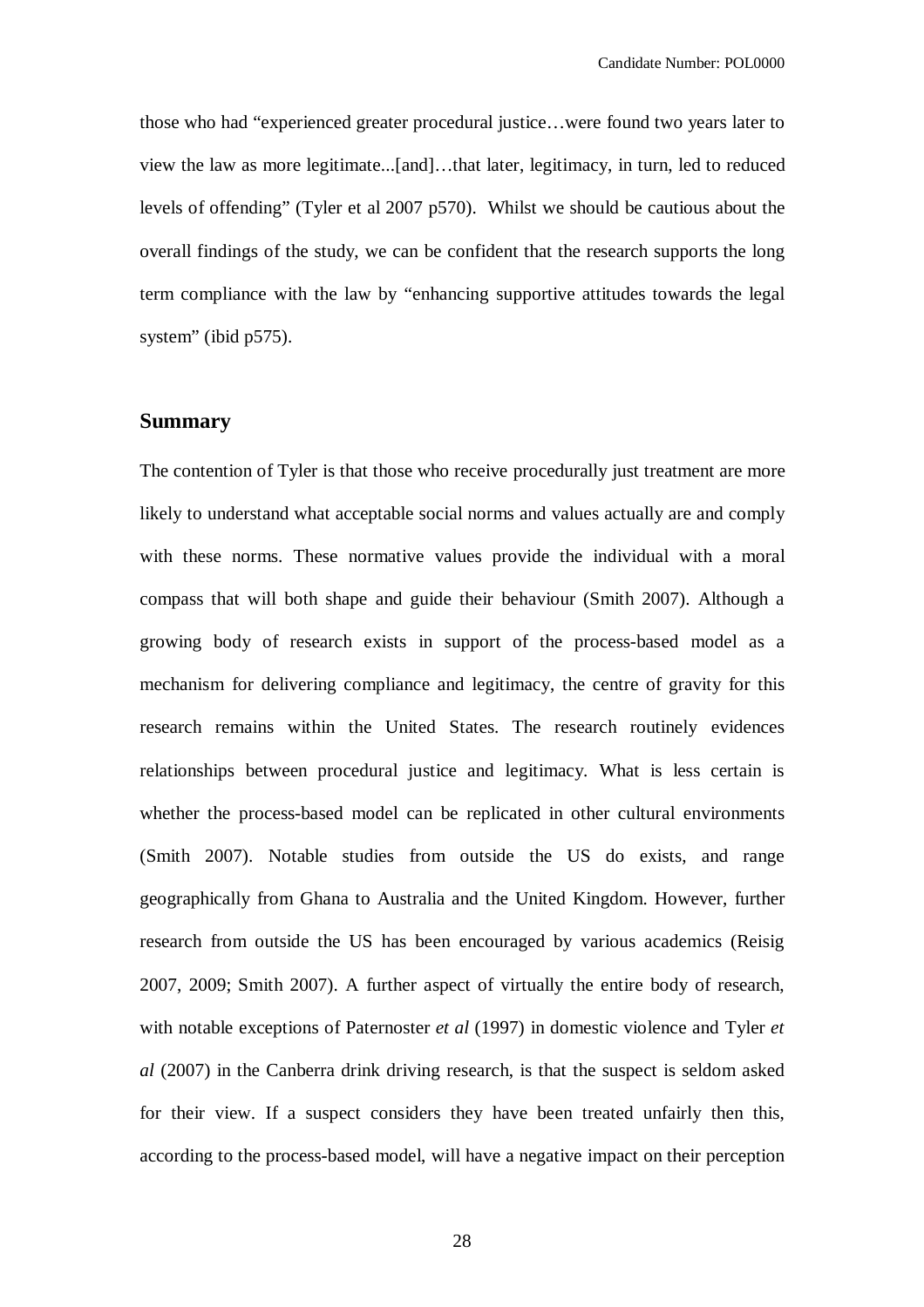those who had "experienced greater procedural justice…were found two years later to view the law as more legitimate...[and]…that later, legitimacy, in turn, led to reduced levels of offending" (Tyler et al 2007 p570). Whilst we should be cautious about the overall findings of the study, we can be confident that the research supports the long term compliance with the law by "enhancing supportive attitudes towards the legal system" (ibid p575).

## Summary

The contention of Tyler is that those who receive procedurally just treatment are more likely to understand what acceptable social norms and values actually are and comply with these norms. These normative values provide the individual with a moral compass that will both shape and guide their behaviour (Smith 2007). Although a growing body of research exists in support of the process-based model as a mechanism for delivering compliance and legitimacy, the centre of gravity for this research remains within the United States. The research routinely evidences relationships between procedural justice and legitimacy. What is less certain is whether the process-based model can be replicated in other cultural environments (Smith 2007). Notable studies from outside the US do exists, and range geographically from Ghana to Australia and the United Kingdom. However, further research from outside the US has been encouraged by various academics (Reisig 2007, 2009; Smith 2007). A further aspect of virtually the entire body of research, with notable exceptions of Paternoster *et al* (1997) in domestic violence and Tyler *et al* (2007) in the Canberra drink driving research, is that the suspect is seldom asked for their view. If a suspect considers they have been treated unfairly then this, according to the process-based model, will have a negative impact on their perception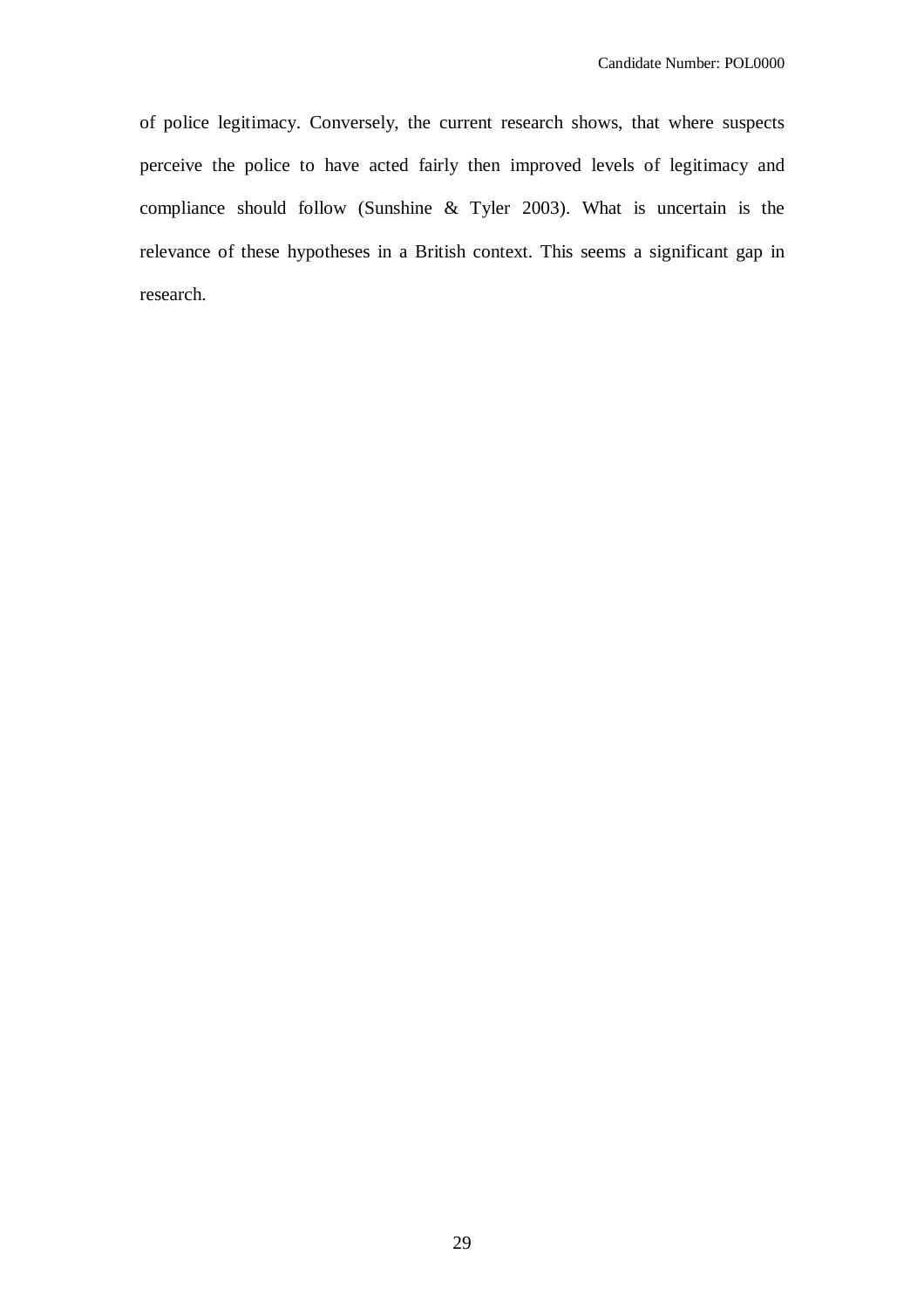of police legitimacy. Conversely, the current research shows, that where suspects perceive the police to have acted fairly then improved levels of legitimacy and compliance should follow (Sunshine & Tyler 2003). What is uncertain is the relevance of these hypotheses in a British context. This seems a significant gap in research.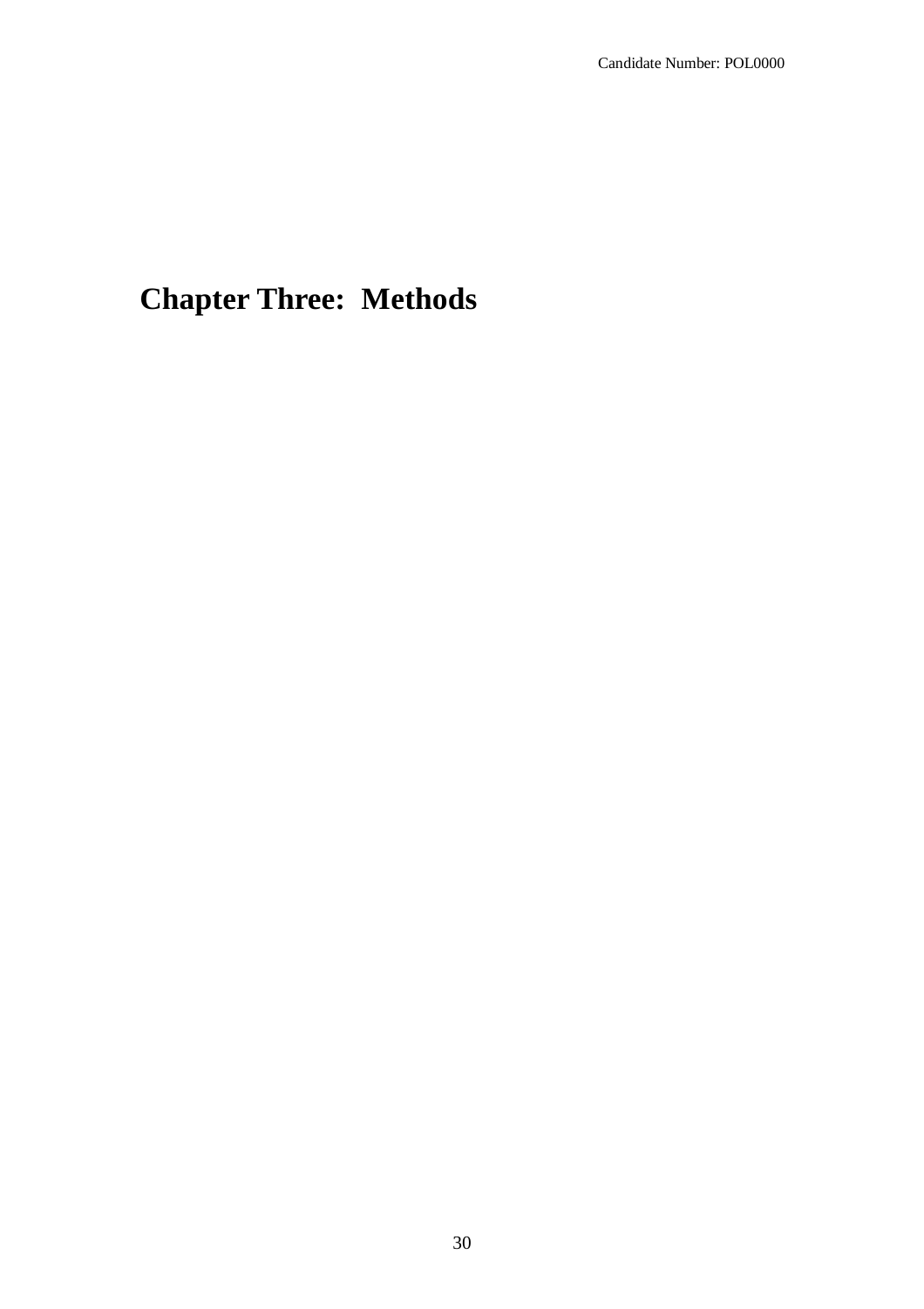# Chapter Three: Methods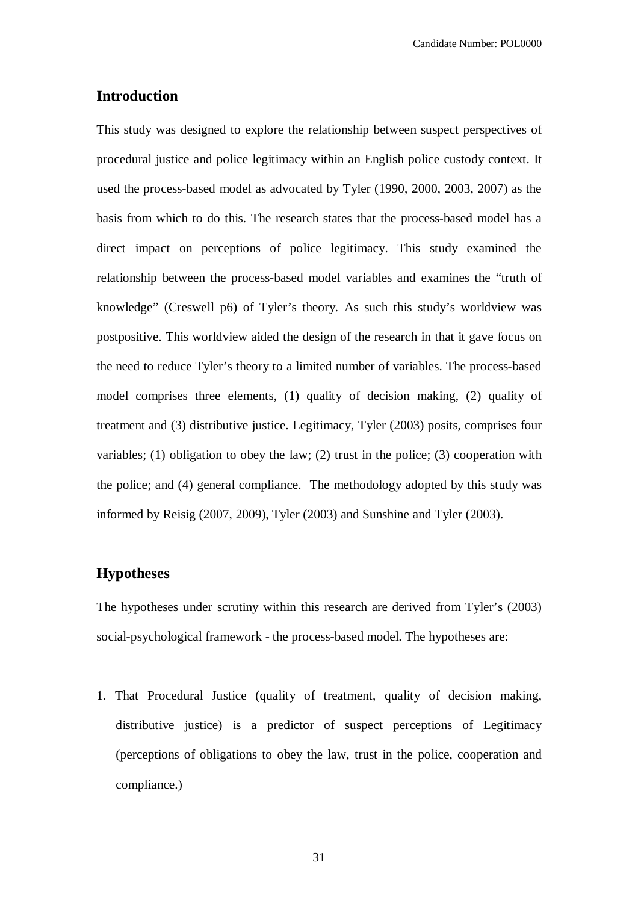## Introduction

This study was designed to explore the relationship between suspect perspectives of procedural justice and police legitimacy within an English police custody context. It used the process-based model as advocated by Tyler (1990, 2000, 2003, 2007) as the basis from which to do this. The research states that the process-based model has a direct impact on perceptions of police legitimacy. This study examined the relationship between the process-based model variables and examines the "truth of knowledge" (Creswell p6) of Tyler's theory. As such this study's worldview was postpositive. This worldview aided the design of the research in that it gave focus on the need to reduce Tyler's theory to a limited number of variables. The process-based model comprises three elements, (1) quality of decision making, (2) quality of treatment and (3) distributive justice. Legitimacy, Tyler (2003) posits, comprises four variables; (1) obligation to obey the law; (2) trust in the police; (3) cooperation with the police; and (4) general compliance. The methodology adopted by this study was informed by Reisig (2007, 2009), Tyler (2003) and Sunshine and Tyler (2003).

## Hypotheses

The hypotheses under scrutiny within this research are derived from Tyler's (2003) social-psychological framework - the process-based model. The hypotheses are:

1. That Procedural Justice (quality of treatment, quality of decision making, distributive justice) is a predictor of suspect perceptions of Legitimacy (perceptions of obligations to obey the law, trust in the police, cooperation and compliance.)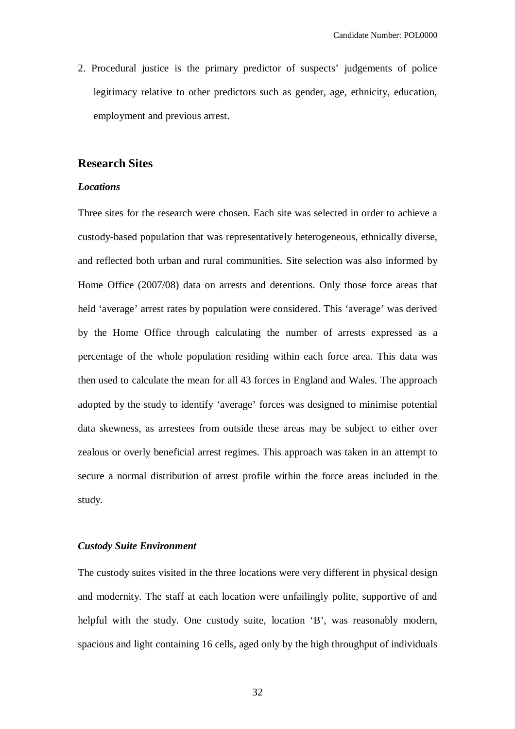2. Procedural justice is the primary predictor of suspects' judgements of police legitimacy relative to other predictors such as gender, age, ethnicity, education, employment and previous arrest.

## Research Sites

### *Locations*

Three sites for the research were chosen. Each site was selected in order to achieve a custody-based population that was representatively heterogeneous, ethnically diverse, and reflected both urban and rural communities. Site selection was also informed by Home Office (2007/08) data on arrests and detentions. Only those force areas that held 'average' arrest rates by population were considered. This 'average' was derived by the Home Office through calculating the number of arrests expressed as a percentage of the whole population residing within each force area. This data was then used to calculate the mean for all 43 forces in England and Wales. The approach adopted by the study to identify 'average' forces was designed to minimise potential data skewness, as arrestees from outside these areas may be subject to either over zealous or overly beneficial arrest regimes. This approach was taken in an attempt to secure a normal distribution of arrest profile within the force areas included in the study.

### *Custody Suite Environment*

The custody suites visited in the three locations were very different in physical design and modernity. The staff at each location were unfailingly polite, supportive of and helpful with the study. One custody suite, location 'B', was reasonably modern, spacious and light containing 16 cells, aged only by the high throughput of individuals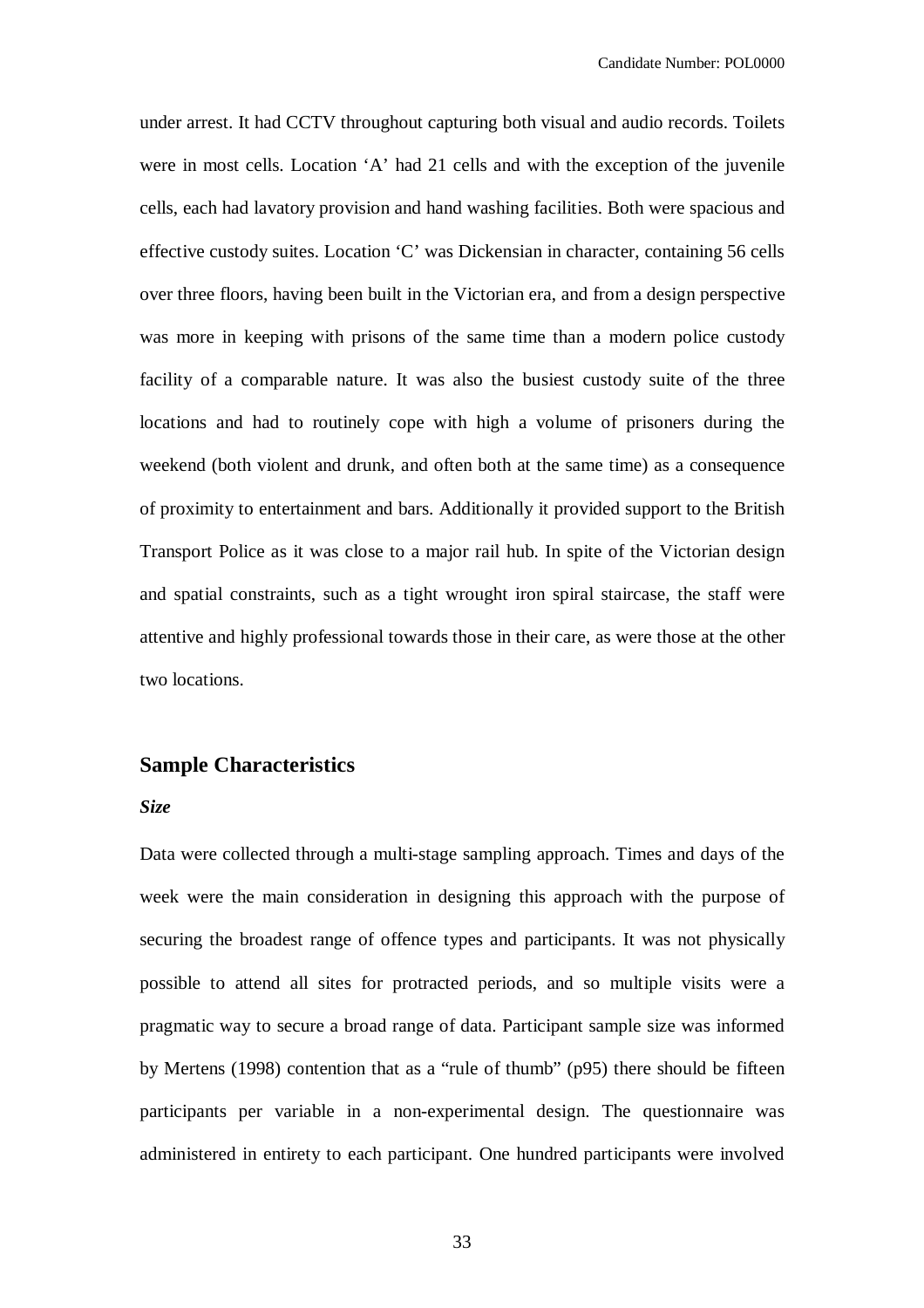under arrest. It had CCTV throughout capturing both visual and audio records. Toilets were in most cells. Location 'A' had 21 cells and with the exception of the juvenile cells, each had lavatory provision and hand washing facilities. Both were spacious and effective custody suites. Location 'C' was Dickensian in character, containing 56 cells over three floors, having been built in the Victorian era, and from a design perspective was more in keeping with prisons of the same time than a modern police custody facility of a comparable nature. It was also the busiest custody suite of the three locations and had to routinely cope with high a volume of prisoners during the weekend (both violent and drunk, and often both at the same time) as a consequence of proximity to entertainment and bars. Additionally it provided support to the British Transport Police as it was close to a major rail hub. In spite of the Victorian design and spatial constraints, such as a tight wrought iron spiral staircase, the staff were attentive and highly professional towards those in their care, as were those at the other two locations.

## Sample Characteristics

### *Size*

Data were collected through a multi-stage sampling approach. Times and days of the week were the main consideration in designing this approach with the purpose of securing the broadest range of offence types and participants. It was not physically possible to attend all sites for protracted periods, and so multiple visits were a pragmatic way to secure a broad range of data. Participant sample size was informed by Mertens (1998) contention that as a "rule of thumb" (p95) there should be fifteen participants per variable in a non-experimental design. The questionnaire was administered in entirety to each participant. One hundred participants were involved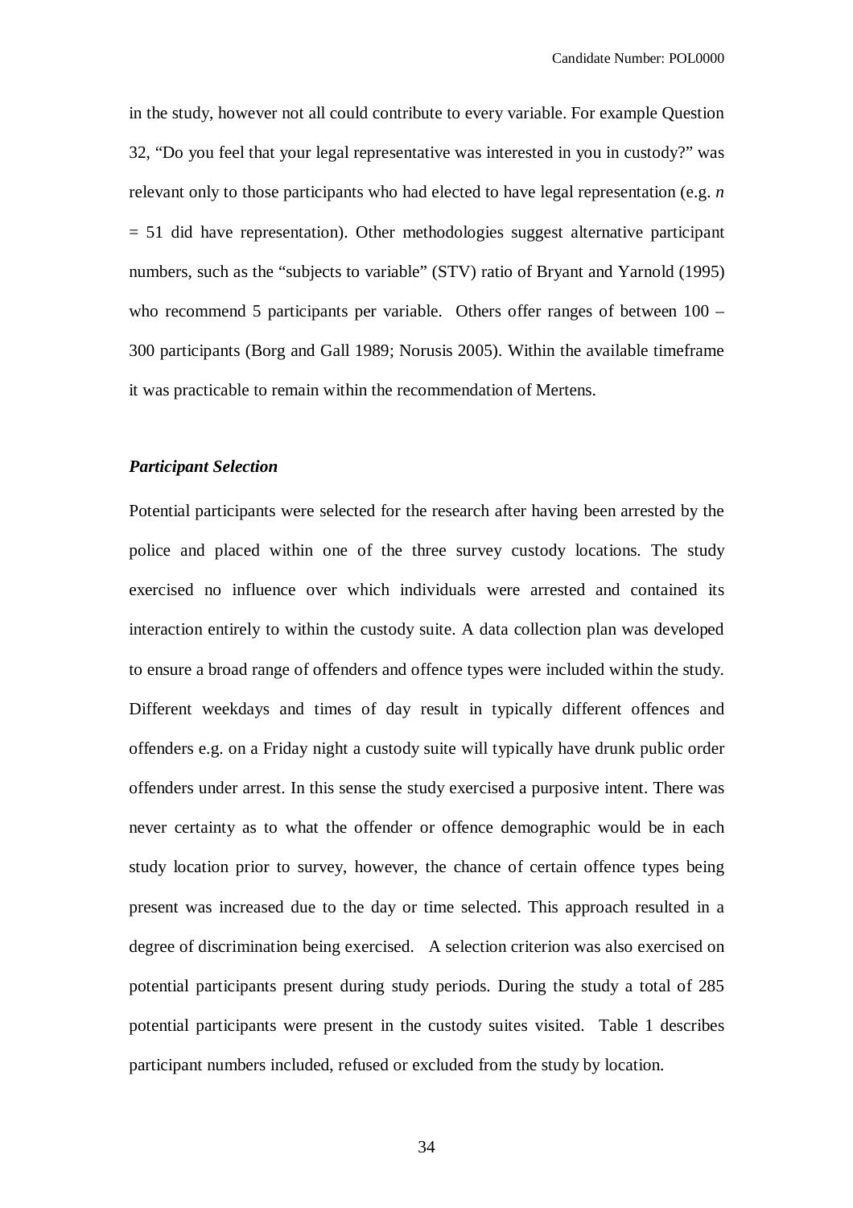in the study, however not all could contribute to every variable. For example Question 32, "Do you feel that your legal representative was interested in you in custody?" was relevant only to those participants who had elected to have legal representation (e.g. $n = 51$ did have representation). Other methodologies suggest alternative participant numbers, such as the "subjects to variable" (STV) ratio of Bryant and Yarnold (1995) who recommend 5 participants per variable. Others offer ranges of between 100 – 300 participants (Borg and Gall 1989; Norusis 2005). Within the available timeframe it was practicable to remain within the recommendation of Mertens.

### *Participant Selection*

Potential participants were selected for the research after having been arrested by the police and placed within one of the three survey custody locations. The study exercised no influence over which individuals were arrested and contained its interaction entirely to within the custody suite. A data collection plan was developed to ensure a broad range of offenders and offence types were included within the study. Different weekdays and times of day result in typically different offences and offenders e.g. on a Friday night a custody suite will typically have drunk public order offenders under arrest. In this sense the study exercised a purposive intent. There was never certainty as to what the offender or offence demographic would be in each study location prior to survey, however, the chance of certain offence types being present was increased due to the day or time selected. This approach resulted in a degree of discrimination being exercised. A selection criterion was also exercised on potential participants present during study periods. During the study a total of 285 potential participants were present in the custody suites visited. Table 1 describes participant numbers included, refused or excluded from the study by location.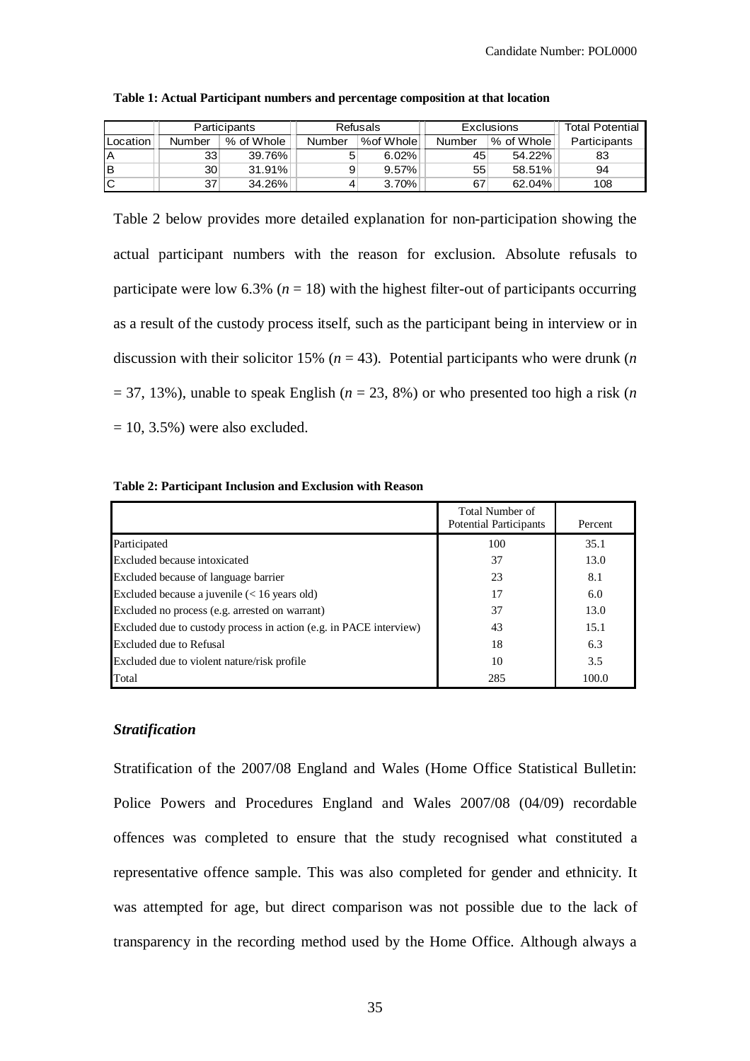**Table 1: Actual Participant numbers and percentage composition at that location**

| | Participants | | Refusals | | Exclusions | | Total Potential |
|---|---|---|---|---|---|---|---|
| Location | Number | % of Whole | Number | %of Whole | Number | % of Whole | Participants |
| A | 33 | 39.76% | 5 | 6.02% | 45 | 54.22% | 83 |
| B | 30 | 31.91% | 9 | 9.57% | 55 | 58.51% | 94 |
| C | 37 | 34.26% | 4 | 3.70% | 67 | 62.04% | 108 |

Table 2 below provides more detailed explanation for non-participation showing the actual participant numbers with the reason for exclusion. Absolute refusals to participate were low 6.3% ($n$ = 18) with the highest filter-out of participants occurring as a result of the custody process itself, such as the participant being in interview or in discussion with their solicitor 15% ($n$ = 43). Potential participants who were drunk ($n$ = 37, 13%), unable to speak English ($n$ = 23, 8%) or who presented too high a risk ($n$ = 10, 3.5%) were also excluded.

**Table 2: Participant Inclusion and Exclusion with Reason**

| | Total Number of Potential Participants | Percent |
|---|---|---|
| Participated | 100 | 35.1 |
| Excluded because intoxicated | 37 | 13.0 |
| Excluded because of language barrier | 23 | 8.1 |
| Excluded because a juvenile (< 16 years old) | 17 | 6.0 |
| Excluded no process (e.g. arrested on warrant) | 37 | 13.0 |
| Excluded due to custody process in action (e.g. in PACE interview) | 43 | 15.1 |
| Excluded due to Refusal | 18 | 6.3 |
| Excluded due to violent nature/risk profile | 10 | 3.5 |
| Total | 285 | 100.0 |

### *Stratification*

Stratification of the 2007/08 England and Wales (Home Office Statistical Bulletin: Police Powers and Procedures England and Wales 2007/08 (04/09) recordable offences was completed to ensure that the study recognised what constituted a representative offence sample. This was also completed for gender and ethnicity. It was attempted for age, but direct comparison was not possible due to the lack of transparency in the recording method used by the Home Office. Although always a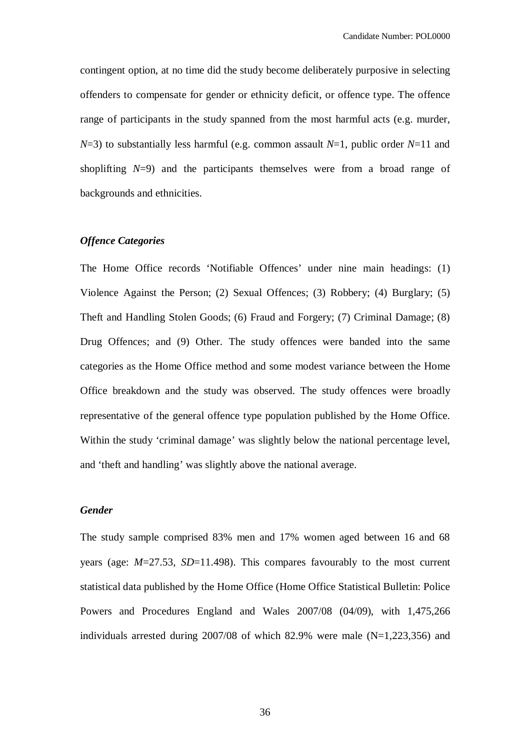contingent option, at no time did the study become deliberately purposive in selecting offenders to compensate for gender or ethnicity deficit, or offence type. The offence range of participants in the study spanned from the most harmful acts (e.g. murder, $N$=3) to substantially less harmful (e.g. common assault $N$=1, public order $N$=11 and shoplifting $N$=9) and the participants themselves were from a broad range of backgrounds and ethnicities.

### *Offence Categories*

The Home Office records 'Notifiable Offences' under nine main headings: (1) Violence Against the Person; (2) Sexual Offences; (3) Robbery; (4) Burglary; (5) Theft and Handling Stolen Goods; (6) Fraud and Forgery; (7) Criminal Damage; (8) Drug Offences; and (9) Other. The study offences were banded into the same categories as the Home Office method and some modest variance between the Home Office breakdown and the study was observed. The study offences were broadly representative of the general offence type population published by the Home Office. Within the study 'criminal damage' was slightly below the national percentage level, and 'theft and handling' was slightly above the national average.

### *Gender*

The study sample comprised 83% men and 17% women aged between 16 and 68 years (age: $M$=27.53, $SD$=11.498). This compares favourably to the most current statistical data published by the Home Office (Home Office Statistical Bulletin: Police Powers and Procedures England and Wales 2007/08 (04/09), with 1,475,266 individuals arrested during 2007/08 of which 82.9% were male (N=1,223,356) and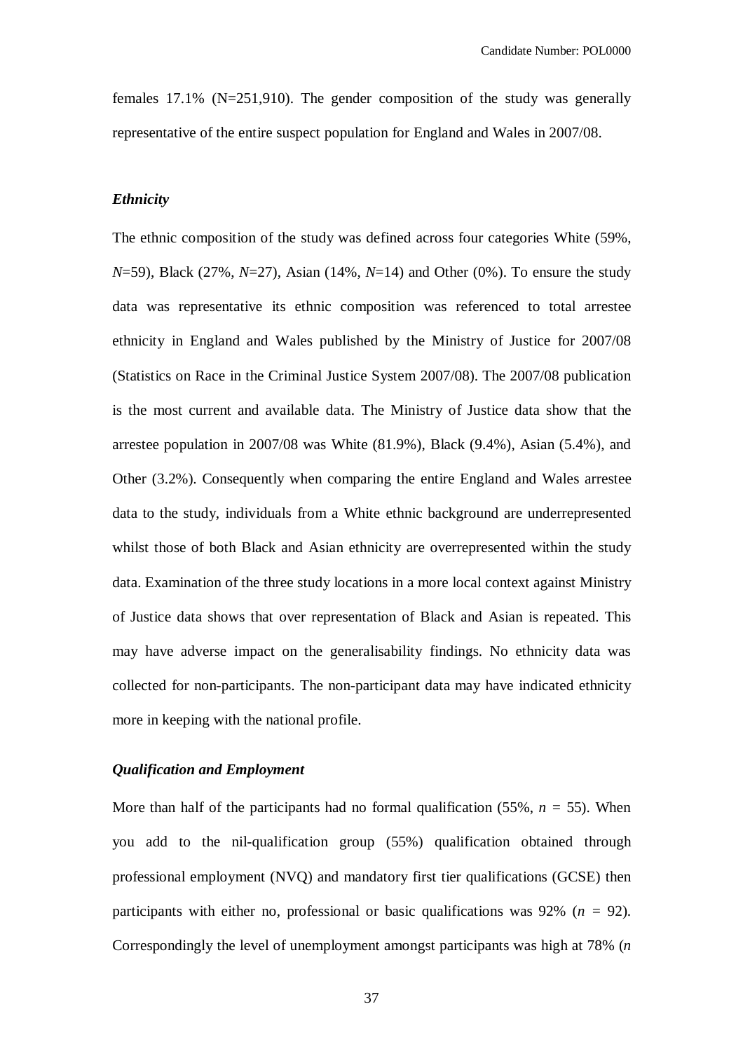females 17.1% (N=251,910). The gender composition of the study was generally representative of the entire suspect population for England and Wales in 2007/08.

### *Ethnicity*

The ethnic composition of the study was defined across four categories White (59%, *N*=59), Black (27%, *N*=27), Asian (14%, *N*=14) and Other (0%). To ensure the study data was representative its ethnic composition was referenced to total arrestee ethnicity in England and Wales published by the Ministry of Justice for 2007/08 (Statistics on Race in the Criminal Justice System 2007/08). The 2007/08 publication is the most current and available data. The Ministry of Justice data show that the arrestee population in 2007/08 was White (81.9%), Black (9.4%), Asian (5.4%), and Other (3.2%). Consequently when comparing the entire England and Wales arrestee data to the study, individuals from a White ethnic background are underrepresented whilst those of both Black and Asian ethnicity are overrepresented within the study data. Examination of the three study locations in a more local context against Ministry of Justice data shows that over representation of Black and Asian is repeated. This may have adverse impact on the generalisability findings. No ethnicity data was collected for non-participants. The non-participant data may have indicated ethnicity more in keeping with the national profile.

### *Qualification and Employment*

More than half of the participants had no formal qualification (55%, $n$ = 55). When you add to the nil-qualification group (55%) qualification obtained through professional employment (NVQ) and mandatory first tier qualifications (GCSE) then participants with either no, professional or basic qualifications was 92% ($n$ = 92). Correspondingly the level of unemployment amongst participants was high at 78% ($n$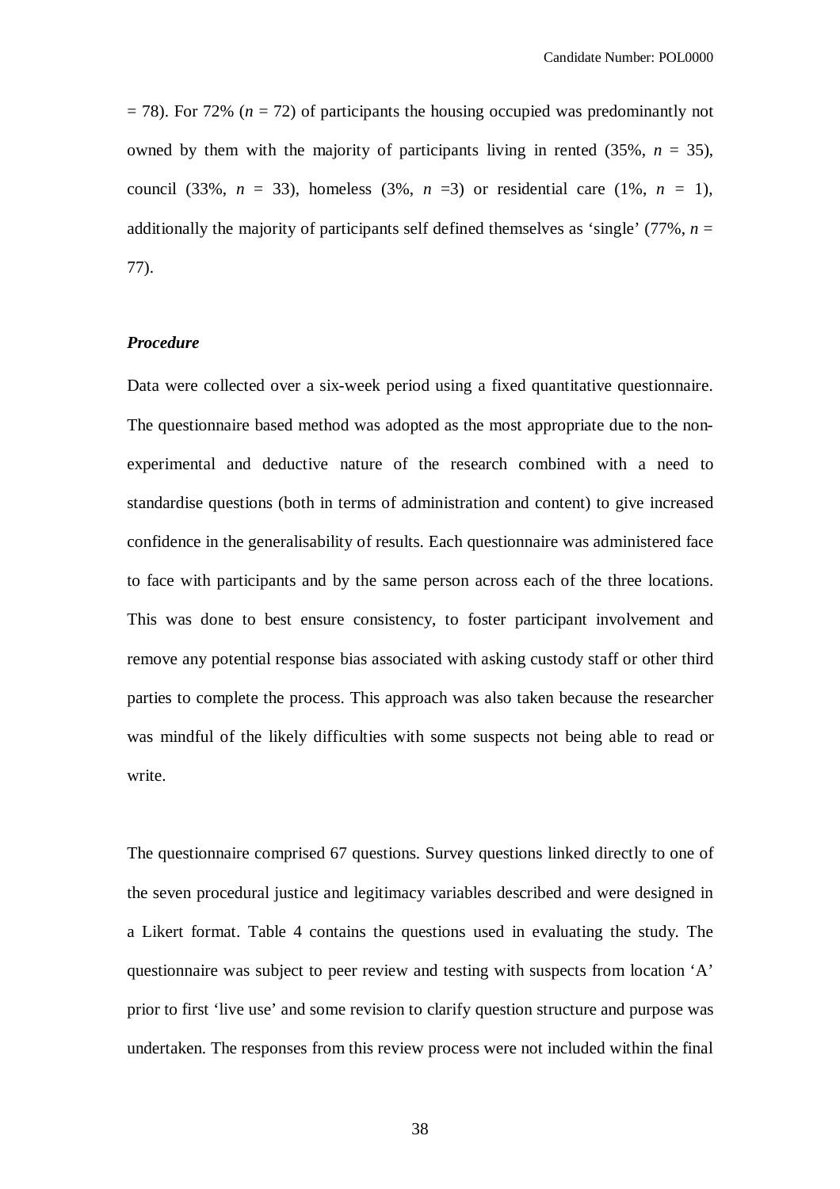= 78). For 72% ($n$ = 72) of participants the housing occupied was predominantly not owned by them with the majority of participants living in rented (35%, $n$ = 35), council (33%, $n$ = 33), homeless (3%, $n$ =3) or residential care (1%, $n$ = 1), additionally the majority of participants self defined themselves as 'single' (77%, $n$ = 77).

### *Procedure*

Data were collected over a six-week period using a fixed quantitative questionnaire. The questionnaire based method was adopted as the most appropriate due to the non-experimental and deductive nature of the research combined with a need to standardise questions (both in terms of administration and content) to give increased confidence in the generalisability of results. Each questionnaire was administered face to face with participants and by the same person across each of the three locations. This was done to best ensure consistency, to foster participant involvement and remove any potential response bias associated with asking custody staff or other third parties to complete the process. This approach was also taken because the researcher was mindful of the likely difficulties with some suspects not being able to read or write.

The questionnaire comprised 67 questions. Survey questions linked directly to one of the seven procedural justice and legitimacy variables described and were designed in a Likert format. Table 4 contains the questions used in evaluating the study. The questionnaire was subject to peer review and testing with suspects from location 'A' prior to first 'live use' and some revision to clarify question structure and purpose was undertaken. The responses from this review process were not included within the final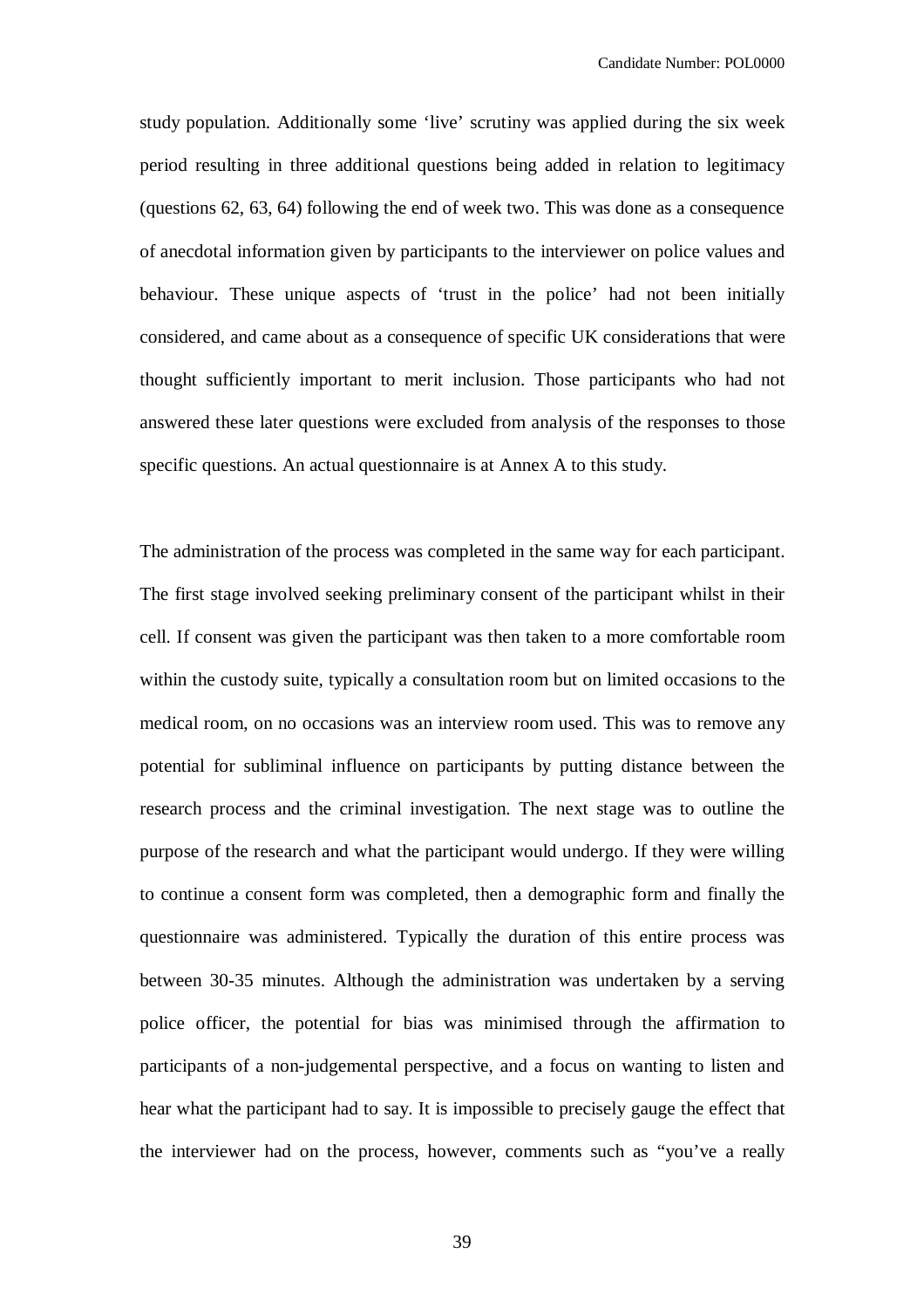study population. Additionally some ‘live’ scrutiny was applied during the six week period resulting in three additional questions being added in relation to legitimacy (questions 62, 63, 64) following the end of week two. This was done as a consequence of anecdotal information given by participants to the interviewer on police values and behaviour. These unique aspects of ‘trust in the police’ had not been initially considered, and came about as a consequence of specific UK considerations that were thought sufficiently important to merit inclusion. Those participants who had not answered these later questions were excluded from analysis of the responses to those specific questions. An actual questionnaire is at Annex A to this study.

The administration of the process was completed in the same way for each participant. The first stage involved seeking preliminary consent of the participant whilst in their cell. If consent was given the participant was then taken to a more comfortable room within the custody suite, typically a consultation room but on limited occasions to the medical room, on no occasions was an interview room used. This was to remove any potential for subliminal influence on participants by putting distance between the research process and the criminal investigation. The next stage was to outline the purpose of the research and what the participant would undergo. If they were willing to continue a consent form was completed, then a demographic form and finally the questionnaire was administered. Typically the duration of this entire process was between 30-35 minutes. Although the administration was undertaken by a serving police officer, the potential for bias was minimised through the affirmation to participants of a non-judgemental perspective, and a focus on wanting to listen and hear what the participant had to say. It is impossible to precisely gauge the effect that the interviewer had on the process, however, comments such as “you’ve a really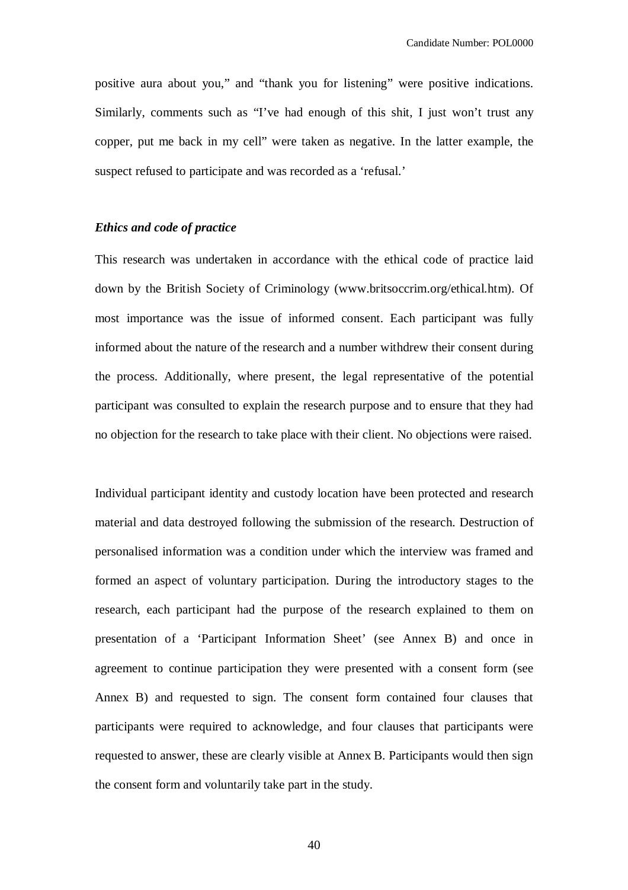positive aura about you," and "thank you for listening" were positive indications. Similarly, comments such as "I've had enough of this shit, I just won't trust any copper, put me back in my cell" were taken as negative. In the latter example, the suspect refused to participate and was recorded as a 'refusal.'

***Ethics and code of practice***

This research was undertaken in accordance with the ethical code of practice laid down by the British Society of Criminology (www.britsoccrim.org/ethical.htm). Of most importance was the issue of informed consent. Each participant was fully informed about the nature of the research and a number withdrew their consent during the process. Additionally, where present, the legal representative of the potential participant was consulted to explain the research purpose and to ensure that they had no objection for the research to take place with their client. No objections were raised.

Individual participant identity and custody location have been protected and research material and data destroyed following the submission of the research. Destruction of personalised information was a condition under which the interview was framed and formed an aspect of voluntary participation. During the introductory stages to the research, each participant had the purpose of the research explained to them on presentation of a 'Participant Information Sheet' (see Annex B) and once in agreement to continue participation they were presented with a consent form (see Annex B) and requested to sign. The consent form contained four clauses that participants were required to acknowledge, and four clauses that participants were requested to answer, these are clearly visible at Annex B. Participants would then sign the consent form and voluntarily take part in the study.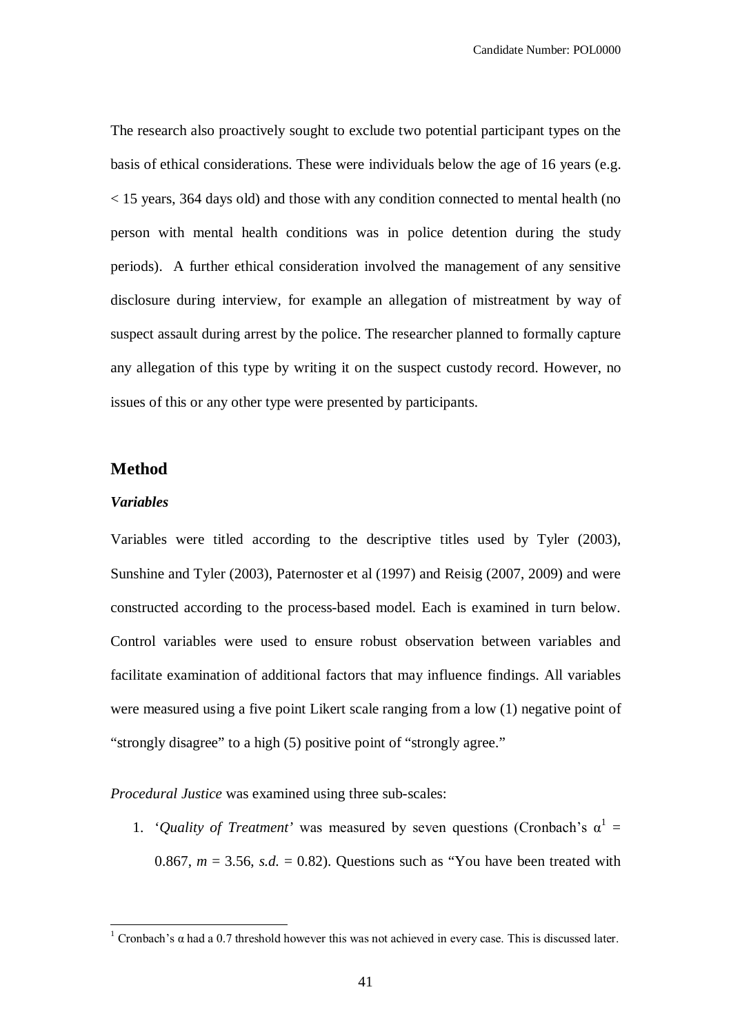The research also proactively sought to exclude two potential participant types on the basis of ethical considerations. These were individuals below the age of 16 years (e.g. < 15 years, 364 days old) and those with any condition connected to mental health (no person with mental health conditions was in police detention during the study periods). A further ethical consideration involved the management of any sensitive disclosure during interview, for example an allegation of mistreatment by way of suspect assault during arrest by the police. The researcher planned to formally capture any allegation of this type by writing it on the suspect custody record. However, no issues of this or any other type were presented by participants.

## Method

### *Variables*

Variables were titled according to the descriptive titles used by Tyler (2003), Sunshine and Tyler (2003), Paternoster et al (1997) and Reisig (2007, 2009) and were constructed according to the process-based model. Each is examined in turn below. Control variables were used to ensure robust observation between variables and facilitate examination of additional factors that may influence findings. All variables were measured using a five point Likert scale ranging from a low (1) negative point of "strongly disagree" to a high (5) positive point of "strongly agree."

*Procedural Justice* was examined using three sub-scales:

1. '*Quality of Treatment*' was measured by seven questions (Cronbach's α[1] = 0.867, *m* = 3.56, *s.d.* = 0.82). Questions such as "You have been treated with

[1] Cronbach's α had a 0.7 threshold however this was not achieved in every case. This is discussed later.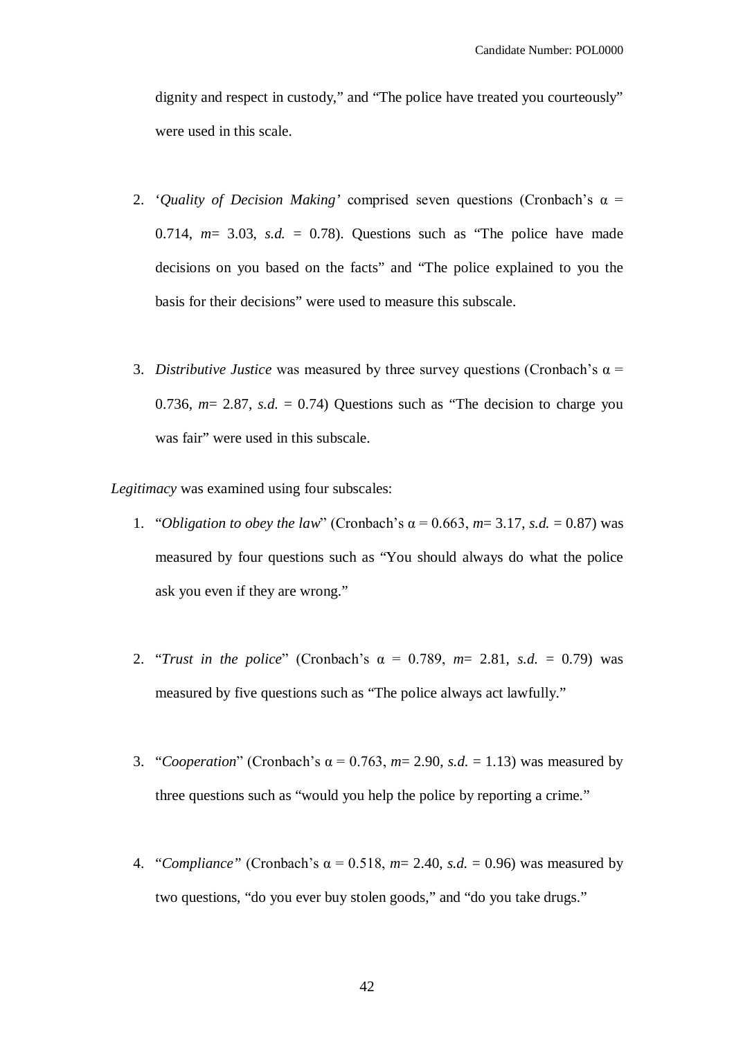dignity and respect in custody," and "The police have treated you courteously" were used in this scale.

2. '*Quality of Decision Making'* comprised seven questions (Cronbach's α = 0.714, *m*= 3.03, *s.d.* = 0.78). Questions such as "The police have made decisions on you based on the facts" and "The police explained to you the basis for their decisions" were used to measure this subscale.

3. *Distributive Justice* was measured by three survey questions (Cronbach's α = 0.736, *m*= 2.87, *s.d.* = 0.74) Questions such as "The decision to charge you was fair" were used in this subscale.

*Legitimacy* was examined using four subscales:

1. "*Obligation to obey the law*" (Cronbach's α = 0.663, *m*= 3.17, *s.d.* = 0.87) was measured by four questions such as "You should always do what the police ask you even if they are wrong."

2. "*Trust in the police*" (Cronbach's α = 0.789, *m*= 2.81, *s.d.* = 0.79) was measured by five questions such as "The police always act lawfully."

3. "*Cooperation*" (Cronbach's α = 0.763, *m*= 2.90, *s.d.* = 1.13) was measured by three questions such as "would you help the police by reporting a crime."

4. "*Compliance"* (Cronbach's α = 0.518, *m*= 2.40, *s.d.* = 0.96) was measured by two questions, "do you ever buy stolen goods," and "do you take drugs."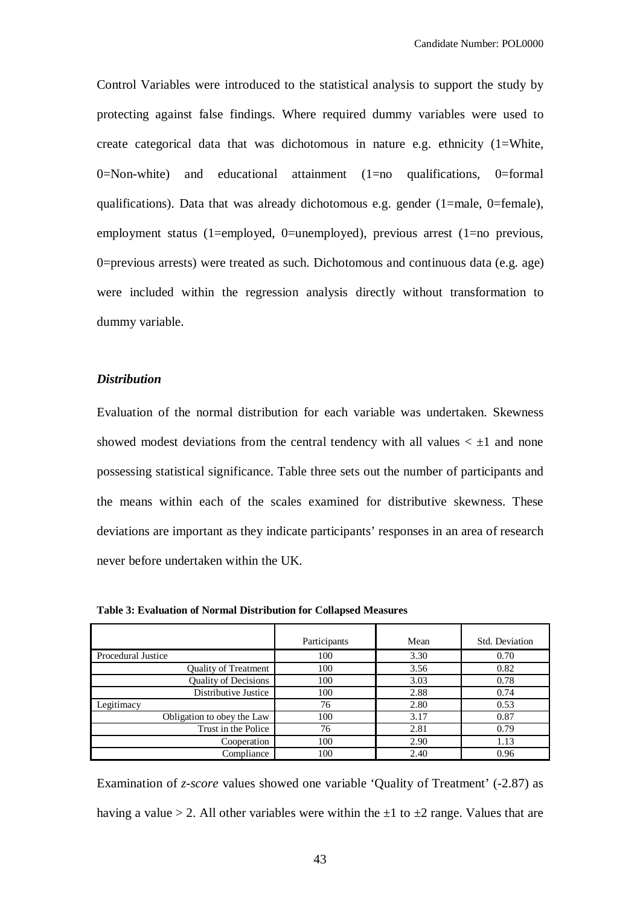Control Variables were introduced to the statistical analysis to support the study by protecting against false findings. Where required dummy variables were used to create categorical data that was dichotomous in nature e.g. ethnicity (1=White, 0=Non-white) and educational attainment (1=no qualifications, 0=formal qualifications). Data that was already dichotomous e.g. gender (1=male, 0=female), employment status (1=employed, 0=unemployed), previous arrest (1=no previous, 0=previous arrests) were treated as such. Dichotomous and continuous data (e.g. age) were included within the regression analysis directly without transformation to dummy variable.

### *Distribution*

Evaluation of the normal distribution for each variable was undertaken. Skewness showed modest deviations from the central tendency with all values $< \pm 1$ and none possessing statistical significance. Table three sets out the number of participants and the means within each of the scales examined for distributive skewness. These deviations are important as they indicate participants' responses in an area of research never before undertaken within the UK.

**Table 3: Evaluation of Normal Distribution for Collapsed Measures**

| | Participants | Mean | Std. Deviation |
|---|---|---|---|
| Procedural Justice | 100 | 3.30 | 0.70 |
| Quality of Treatment | 100 | 3.56 | 0.82 |
| Quality of Decisions | 100 | 3.03 | 0.78 |
| Distributive Justice | 100 | 2.88 | 0.74 |
| Legitimacy | 76 | 2.80 | 0.53 |
| Obligation to obey the Law | 100 | 3.17 | 0.87 |
| Trust in the Police | 76 | 2.81 | 0.79 |
| Cooperation | 100 | 2.90 | 1.13 |
| Compliance | 100 | 2.40 | 0.96 |

Examination of *z-score* values showed one variable 'Quality of Treatment' (-2.87) as having a value $> 2$. All other variables were within the $\pm 1$ to $\pm 2$ range. Values that are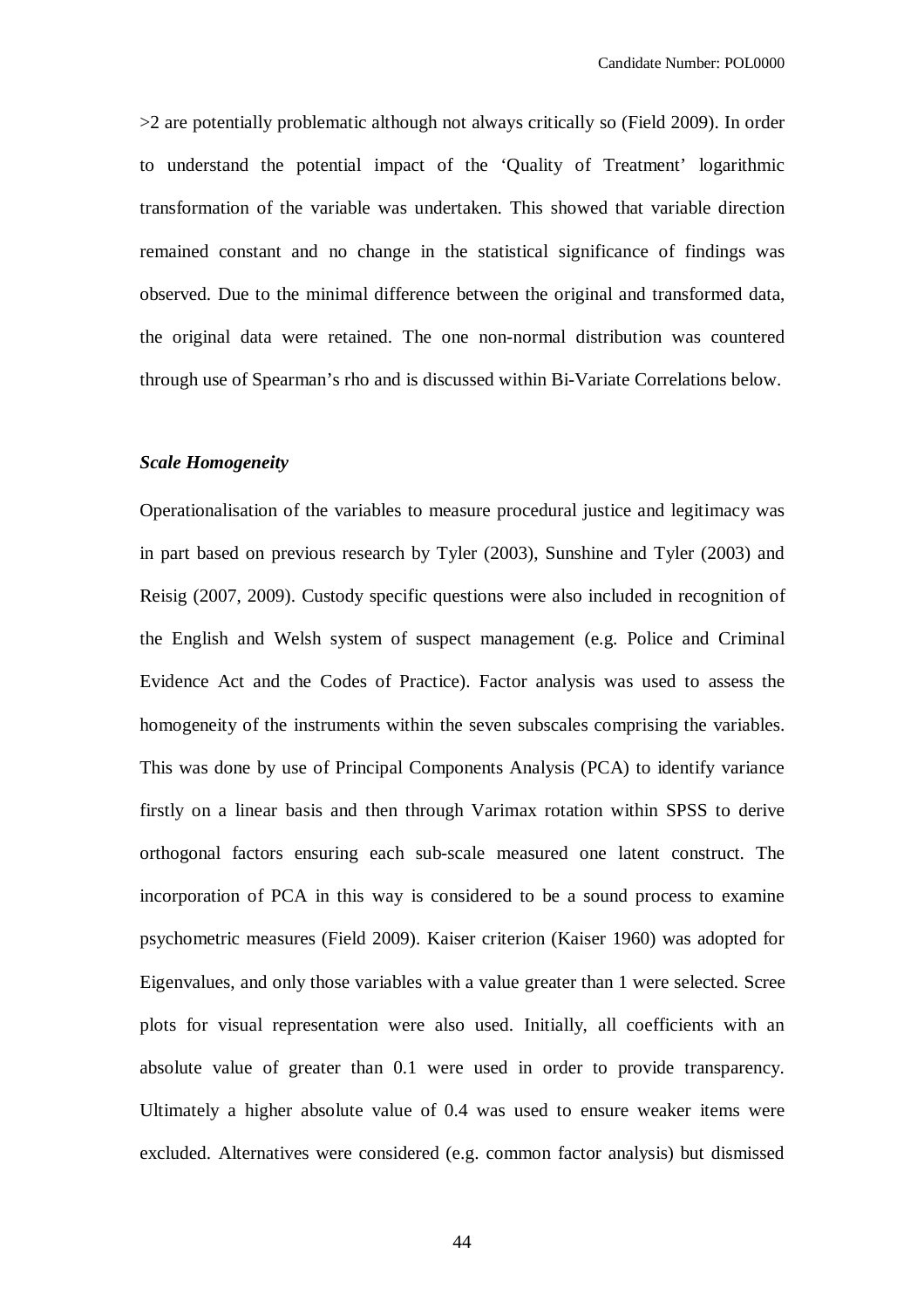>2 are potentially problematic although not always critically so (Field 2009). In order to understand the potential impact of the 'Quality of Treatment' logarithmic transformation of the variable was undertaken. This showed that variable direction remained constant and no change in the statistical significance of findings was observed. Due to the minimal difference between the original and transformed data, the original data were retained. The one non-normal distribution was countered through use of Spearman's rho and is discussed within Bi-Variate Correlations below.

***Scale Homogeneity***

Operationalisation of the variables to measure procedural justice and legitimacy was in part based on previous research by Tyler (2003), Sunshine and Tyler (2003) and Reisig (2007, 2009). Custody specific questions were also included in recognition of the English and Welsh system of suspect management (e.g. Police and Criminal Evidence Act and the Codes of Practice). Factor analysis was used to assess the homogeneity of the instruments within the seven subscales comprising the variables. This was done by use of Principal Components Analysis (PCA) to identify variance firstly on a linear basis and then through Varimax rotation within SPSS to derive orthogonal factors ensuring each sub-scale measured one latent construct. The incorporation of PCA in this way is considered to be a sound process to examine psychometric measures (Field 2009). Kaiser criterion (Kaiser 1960) was adopted for Eigenvalues, and only those variables with a value greater than 1 were selected. Scree plots for visual representation were also used. Initially, all coefficients with an absolute value of greater than 0.1 were used in order to provide transparency. Ultimately a higher absolute value of 0.4 was used to ensure weaker items were excluded. Alternatives were considered (e.g. common factor analysis) but dismissed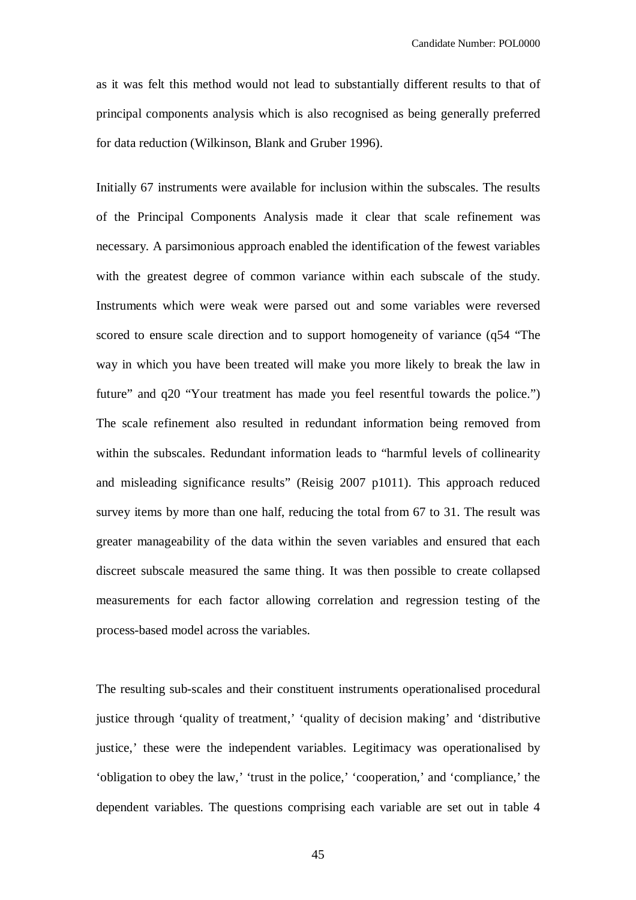as it was felt this method would not lead to substantially different results to that of principal components analysis which is also recognised as being generally preferred for data reduction (Wilkinson, Blank and Gruber 1996).

Initially 67 instruments were available for inclusion within the subscales. The results of the Principal Components Analysis made it clear that scale refinement was necessary. A parsimonious approach enabled the identification of the fewest variables with the greatest degree of common variance within each subscale of the study. Instruments which were weak were parsed out and some variables were reversed scored to ensure scale direction and to support homogeneity of variance (q54 "The way in which you have been treated will make you more likely to break the law in future" and q20 "Your treatment has made you feel resentful towards the police.") The scale refinement also resulted in redundant information being removed from within the subscales. Redundant information leads to "harmful levels of collinearity and misleading significance results" (Reisig 2007 p1011). This approach reduced survey items by more than one half, reducing the total from 67 to 31. The result was greater manageability of the data within the seven variables and ensured that each discreet subscale measured the same thing. It was then possible to create collapsed measurements for each factor allowing correlation and regression testing of the process-based model across the variables.

The resulting sub-scales and their constituent instruments operationalised procedural justice through 'quality of treatment,' 'quality of decision making' and 'distributive justice,' these were the independent variables. Legitimacy was operationalised by 'obligation to obey the law,' 'trust in the police,' 'cooperation,' and 'compliance,' the dependent variables. The questions comprising each variable are set out in table 4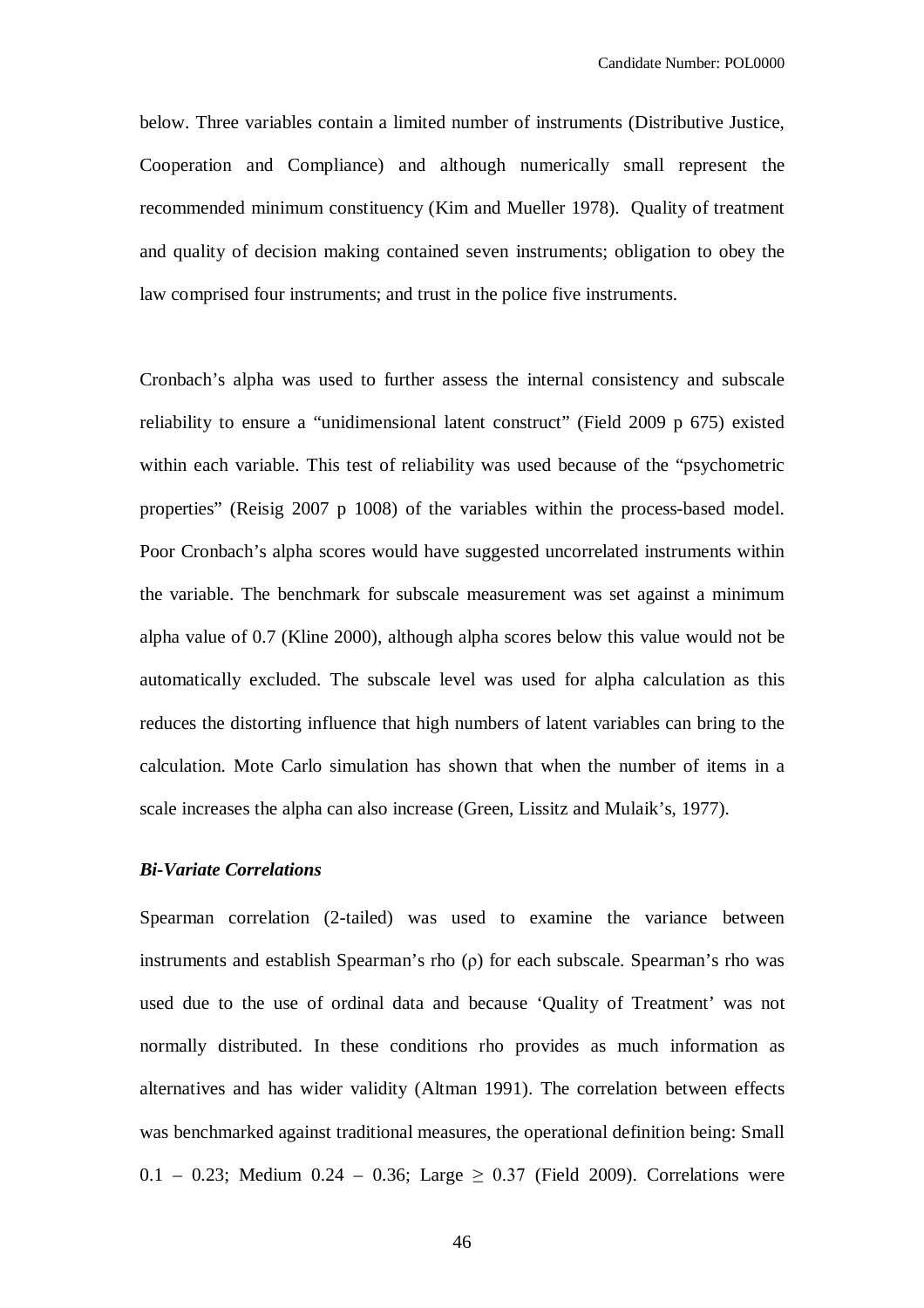below. Three variables contain a limited number of instruments (Distributive Justice, Cooperation and Compliance) and although numerically small represent the recommended minimum constituency (Kim and Mueller 1978). Quality of treatment and quality of decision making contained seven instruments; obligation to obey the law comprised four instruments; and trust in the police five instruments.

Cronbach's alpha was used to further assess the internal consistency and subscale reliability to ensure a "unidimensional latent construct" (Field 2009 p 675) existed within each variable. This test of reliability was used because of the "psychometric properties" (Reisig 2007 p 1008) of the variables within the process-based model. Poor Cronbach's alpha scores would have suggested uncorrelated instruments within the variable. The benchmark for subscale measurement was set against a minimum alpha value of 0.7 (Kline 2000), although alpha scores below this value would not be automatically excluded. The subscale level was used for alpha calculation as this reduces the distorting influence that high numbers of latent variables can bring to the calculation. Mote Carlo simulation has shown that when the number of items in a scale increases the alpha can also increase (Green, Lissitz and Mulaik's, 1977).

### *Bi-Variate Correlations*

Spearman correlation (2-tailed) was used to examine the variance between instruments and establish Spearman's rho ($\rho$) for each subscale. Spearman's rho was used due to the use of ordinal data and because 'Quality of Treatment' was not normally distributed. In these conditions rho provides as much information as alternatives and has wider validity (Altman 1991). The correlation between effects was benchmarked against traditional measures, the operational definition being: Small 0.1 – 0.23; Medium 0.24 – 0.36; Large $\geq$ 0.37 (Field 2009). Correlations were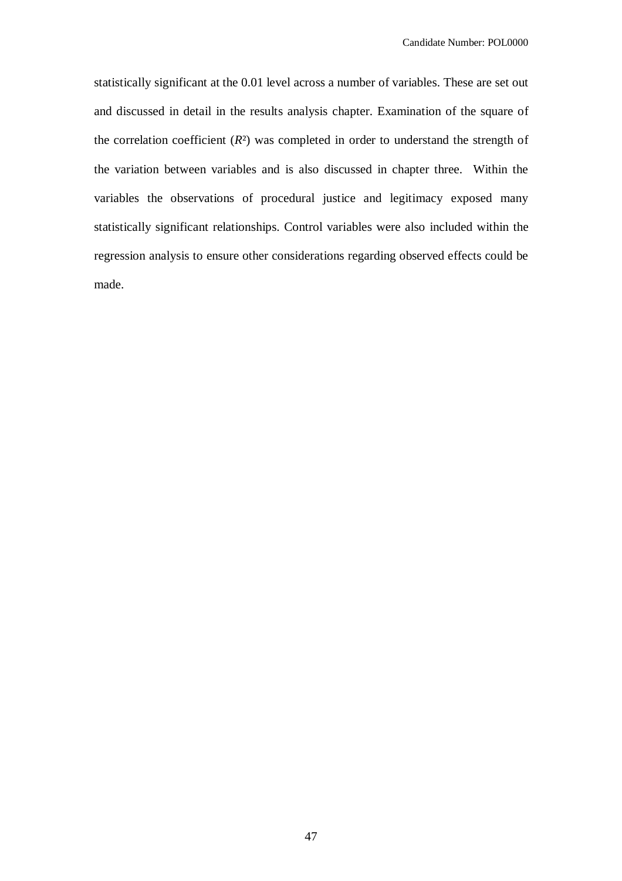statistically significant at the 0.01 level across a number of variables. These are set out and discussed in detail in the results analysis chapter. Examination of the square of the correlation coefficient ($R^2$) was completed in order to understand the strength of the variation between variables and is also discussed in chapter three. Within the variables the observations of procedural justice and legitimacy exposed many statistically significant relationships. Control variables were also included within the regression analysis to ensure other considerations regarding observed effects could be made.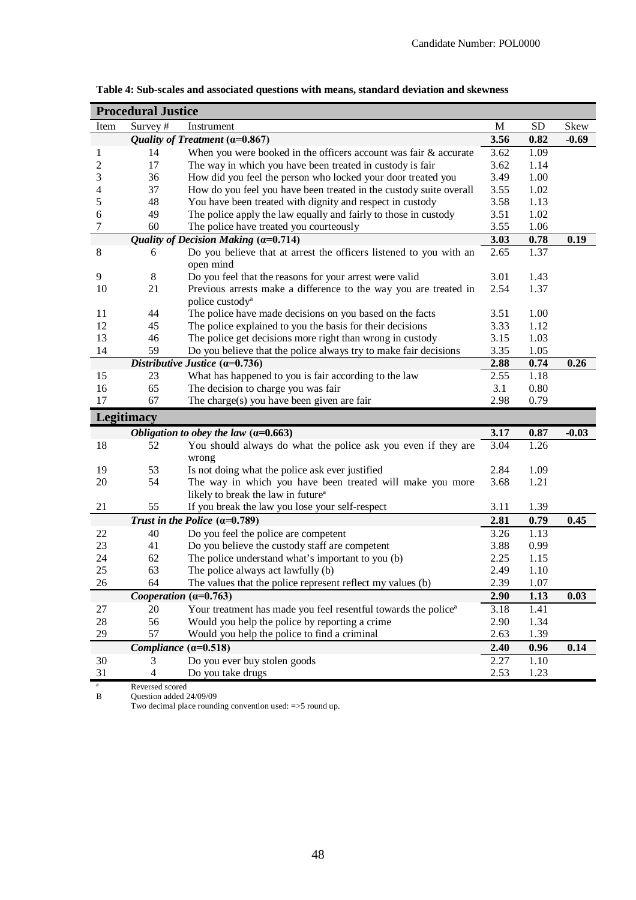Candidate Number: POL0000

**Table 4: Sub-scales and associated questions with means, standard deviation and skewness**

| Item | Survey # | Instrument | M | SD | Skew |
|---|---|---|---|---|---|
| **Procedural Justice** | | | | | |
| | | ***Quality of Treatment* (α=0.867)** | **3.56** | **0.82** | **-0.69** |
| 1 | 14 | When you were booked in the officers account was fair & accurate | 3.62 | 1.09 | |
| 2 | 17 | The way in which you have been treated in custody is fair | 3.62 | 1.14 | |
| 3 | 36 | How did you feel the person who locked your door treated you | 3.49 | 1.00 | |
| 4 | 37 | How do you feel you have been treated in the custody suite overall | 3.55 | 1.02 | |
| 5 | 48 | You have been treated with dignity and respect in custody | 3.58 | 1.13 | |
| 6 | 49 | The police apply the law equally and fairly to those in custody | 3.51 | 1.02 | |
| 7 | 60 | The police have treated you courteously | 3.55 | 1.06 | |
| | | ***Quality of Decision Making* (α=0.714)** | **3.03** | **0.78** | **0.19** |
| 8 | 6 | Do you believe that at arrest the officers listened to you with an open mind | 2.65 | 1.37 | |
| 9 | 8 | Do you feel that the reasons for your arrest were valid | 3.01 | 1.43 | |
| 10 | 21 | Previous arrests make a difference to the way you are treated in police custody[a] | 2.54 | 1.37 | |
| 11 | 44 | The police have made decisions on you based on the facts | 3.51 | 1.00 | |
| 12 | 45 | The police explained to you the basis for their decisions | 3.33 | 1.12 | |
| 13 | 46 | The police get decisions more right than wrong in custody | 3.15 | 1.03 | |
| 14 | 59 | Do you believe that the police always try to make fair decisions | 3.35 | 1.05 | |
| | | ***Distributive Justice* (α=0.736)** | **2.88** | **0.74** | **0.26** |
| 15 | 23 | What has happened to you is fair according to the law | 2.55 | 1.18 | |
| 16 | 65 | The decision to charge you was fair | 3.1 | 0.80 | |
| 17 | 67 | The charge(s) you have been given are fair | 2.98 | 0.79 | |
| **Legitimacy** | | | | | |
| | | ***Obligation to obey the law* (α=0.663)** | **3.17** | **0.87** | **-0.03** |
| 18 | 52 | You should always do what the police ask you even if they are wrong | 3.04 | 1.26 | |
| 19 | 53 | Is not doing what the police ask ever justified | 2.84 | 1.09 | |
| 20 | 54 | The way in which you have been treated will make you more likely to break the law in future[a] | 3.68 | 1.21 | |
| 21 | 55 | If you break the law you lose your self-respect | 3.11 | 1.39 | |
| | | ***Trust in the Police* (α=0.789)** | **2.81** | **0.79** | **0.45** |
| 22 | 40 | Do you feel the police are competent | 3.26 | 1.13 | |
| 23 | 41 | Do you believe the custody staff are competent | 3.88 | 0.99 | |
| 24 | 62 | The police understand what's important to you (b) | 2.25 | 1.15 | |
| 25 | 63 | The police always act lawfully (b) | 2.49 | 1.10 | |
| 26 | 64 | The values that the police represent reflect my values (b) | 2.39 | 1.07 | |
| | | ***Cooperation* (α=0.763)** | **2.90** | **1.13** | **0.03** |
| 27 | 20 | Your treatment has made you feel resentful towards the police[a] | 3.18 | 1.41 | |
| 28 | 56 | Would you help the police by reporting a crime | 2.90 | 1.34 | |
| 29 | 57 | Would you help the police to find a criminal | 2.63 | 1.39 | |
| | | ***Compliance* (α=0.518)** | **2.40** | **0.96** | **0.14** |
| 30 | 3 | Do you ever buy stolen goods | 2.27 | 1.10 | |
| 31 | 4 | Do you take drugs | 2.53 | 1.23 | |

[a] Reversed scored
B Question added 24/09/09
Two decimal place rounding convention used: =>5 round up.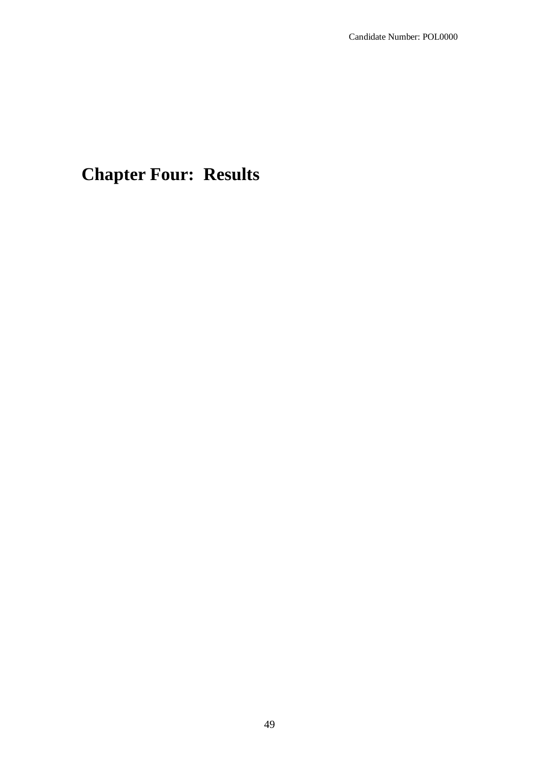# Chapter Four: Results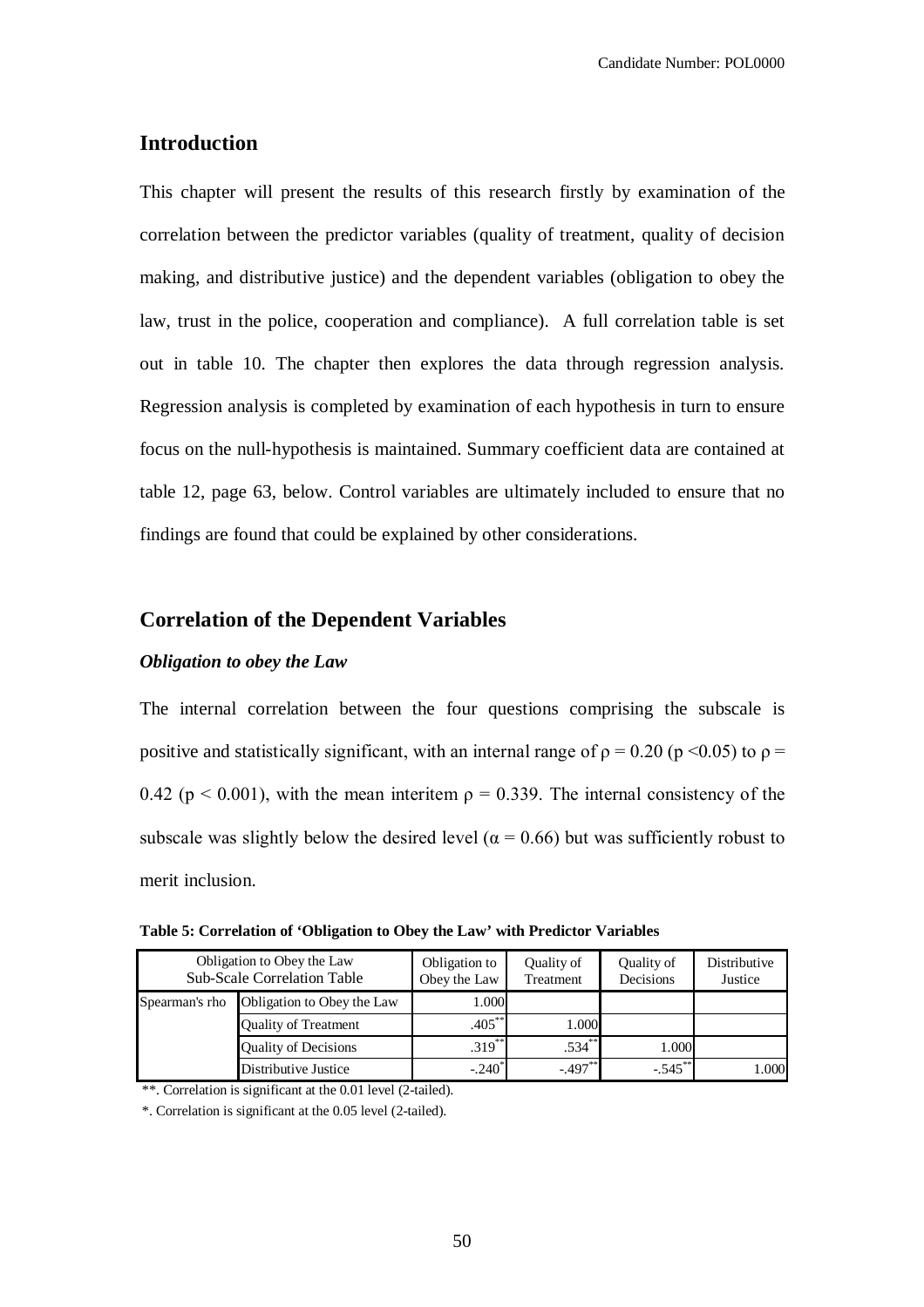## Introduction

This chapter will present the results of this research firstly by examination of the correlation between the predictor variables (quality of treatment, quality of decision making, and distributive justice) and the dependent variables (obligation to obey the law, trust in the police, cooperation and compliance). A full correlation table is set out in table 10. The chapter then explores the data through regression analysis. Regression analysis is completed by examination of each hypothesis in turn to ensure focus on the null-hypothesis is maintained. Summary coefficient data are contained at table 12, page 63, below. Control variables are ultimately included to ensure that no findings are found that could be explained by other considerations.

## Correlation of the Dependent Variables

### *Obligation to obey the Law*

The internal correlation between the four questions comprising the subscale is positive and statistically significant, with an internal range of $\rho = 0.20$ ($p < 0.05$) to $\rho = 0.42$ ($p < 0.001$), with the mean interitem $\rho = 0.339$. The internal consistency of the subscale was slightly below the desired level ($\alpha = 0.66$) but was sufficiently robust to merit inclusion.

**Table 5: Correlation of 'Obligation to Obey the Law' with Predictor Variables**

| Obligation to Obey the Law Sub-Scale Correlation Table | | Obligation to Obey the Law | Quality of Treatment | Quality of Decisions | Distributive Justice |
|---|---|---|---|---|---|
| Spearman's rho | Obligation to Obey the Law | 1.000 | | | |
| | Quality of Treatment | .405** | 1.000 | | |
| | Quality of Decisions | .319** | .534** | 1.000 | |
| | Distributive Justice | -.240* | -.497** | -.545** | 1.000 |

**. Correlation is significant at the 0.01 level (2-tailed).

*. Correlation is significant at the 0.05 level (2-tailed).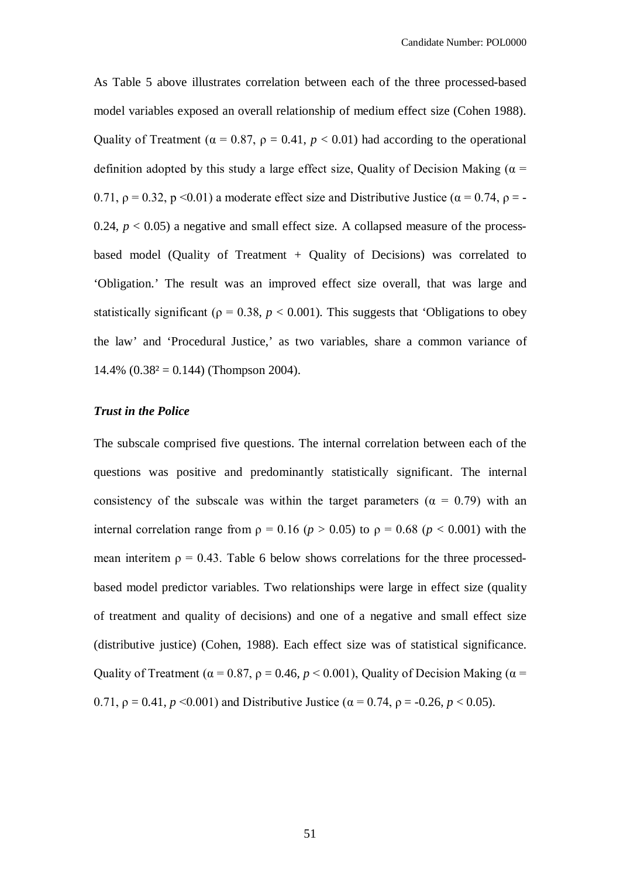As Table 5 above illustrates correlation between each of the three processed-based model variables exposed an overall relationship of medium effect size (Cohen 1988). Quality of Treatment ($\alpha = 0.87$, $\rho = 0.41$, $p < 0.01$) had according to the operational definition adopted by this study a large effect size, Quality of Decision Making ($\alpha = 0.71$, $\rho = 0.32$, $p < 0.01$) a moderate effect size and Distributive Justice ($\alpha = 0.74$, $\rho = -0.24$, $p < 0.05$) a negative and small effect size. A collapsed measure of the process-based model (Quality of Treatment + Quality of Decisions) was correlated to 'Obligation.' The result was an improved effect size overall, that was large and statistically significant ($\rho = 0.38$, $p < 0.001$). This suggests that 'Obligations to obey the law' and 'Procedural Justice,' as two variables, share a common variance of 14.4% ($0.38^2 = 0.144$) (Thompson 2004).

### *Trust in the Police*

The subscale comprised five questions. The internal correlation between each of the questions was positive and predominantly statistically significant. The internal consistency of the subscale was within the target parameters ($\alpha = 0.79$) with an internal correlation range from $\rho = 0.16$ ($p > 0.05$) to $\rho = 0.68$ ($p < 0.001$) with the mean interitem $\rho = 0.43$. Table 6 below shows correlations for the three processed-based model predictor variables. Two relationships were large in effect size (quality of treatment and quality of decisions) and one of a negative and small effect size (distributive justice) (Cohen, 1988). Each effect size was of statistical significance. Quality of Treatment ($\alpha = 0.87$, $\rho = 0.46$, $p < 0.001$), Quality of Decision Making ($\alpha = 0.71$, $\rho = 0.41$, $p < 0.001$) and Distributive Justice ($\alpha = 0.74$, $\rho = -0.26$, $p < 0.05$).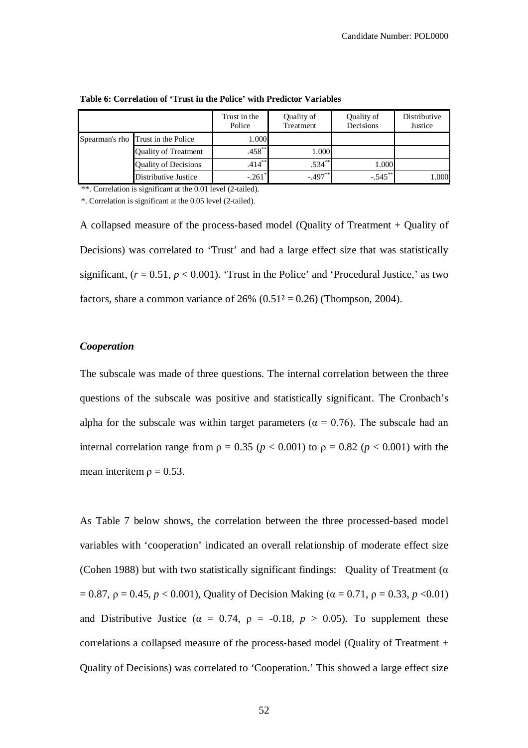**Table 6: Correlation of 'Trust in the Police' with Predictor Variables**

| | | Trust in the Police | Quality of Treatment | Quality of Decisions | Distributive Justice |
|---|---|---|---|---|---|
| Spearman's rho | Trust in the Police | 1.000 | | | |
| | Quality of Treatment | .458** | 1.000 | | |
| | Quality of Decisions | .414** | .534** | 1.000 | |
| | Distributive Justice | -.261* | -.497** | -.545** | 1.000 |

**. Correlation is significant at the 0.01 level (2-tailed).

*. Correlation is significant at the 0.05 level (2-tailed).

A collapsed measure of the process-based model (Quality of Treatment + Quality of Decisions) was correlated to 'Trust' and had a large effect size that was statistically significant, ($r = 0.51$, $p < 0.001$). 'Trust in the Police' and 'Procedural Justice,' as two factors, share a common variance of 26% ($0.51^2 = 0.26$) (Thompson, 2004).

### *Cooperation*

The subscale was made of three questions. The internal correlation between the three questions of the subscale was positive and statistically significant. The Cronbach's alpha for the subscale was within target parameters ($\alpha = 0.76$). The subscale had an internal correlation range from $\rho = 0.35$ ($p < 0.001$) to $\rho = 0.82$ ($p < 0.001$) with the mean interitem $\rho = 0.53$.

As Table 7 below shows, the correlation between the three processed-based model variables with 'cooperation' indicated an overall relationship of moderate effect size (Cohen 1988) but with two statistically significant findings: Quality of Treatment ($\alpha = 0.87$, $\rho = 0.45$, $p < 0.001$), Quality of Decision Making ($\alpha = 0.71$, $\rho = 0.33$, $p < 0.01$) and Distributive Justice ($\alpha = 0.74$, $\rho = -0.18$, $p > 0.05$). To supplement these correlations a collapsed measure of the process-based model (Quality of Treatment + Quality of Decisions) was correlated to 'Cooperation.' This showed a large effect size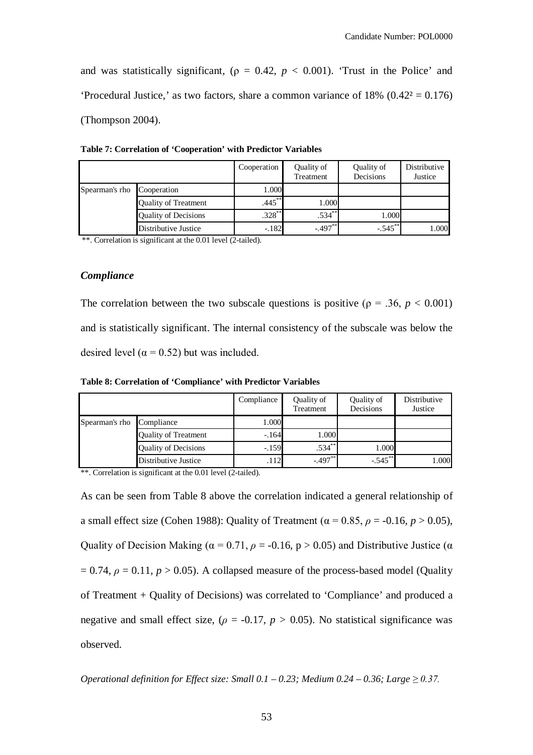and was statistically significant, ($\rho$ = 0.42, $p$ < 0.001). 'Trust in the Police' and 'Procedural Justice,' as two factors, share a common variance of 18% ($0.42^2 = 0.176$) (Thompson 2004).

**Table 7: Correlation of 'Cooperation' with Predictor Variables**

| | | Cooperation | Quality of Treatment | Quality of Decisions | Distributive Justice |
|---|---|---|---|---|---|
| Spearman's rho | Cooperation | 1.000 | | | |
| | Quality of Treatment | .445** | 1.000 | | |
| | Quality of Decisions | .328** | .534** | 1.000 | |
| | Distributive Justice | -.182 | -.497** | -.545** | 1.000 |

**. Correlation is significant at the 0.01 level (2-tailed).

### *Compliance*

The correlation between the two subscale questions is positive ($\rho$ = .36, $p$ < 0.001) and is statistically significant. The internal consistency of the subscale was below the desired level ($\alpha$ = 0.52) but was included.

**Table 8: Correlation of 'Compliance' with Predictor Variables**

| | | Compliance | Quality of Treatment | Quality of Decisions | Distributive Justice |
|---|---|---|---|---|---|
| Spearman's rho | Compliance | 1.000 | | | |
| | Quality of Treatment | -.164 | 1.000 | | |
| | Quality of Decisions | -.159 | .534** | 1.000 | |
| | Distributive Justice | .112 | -.497** | -.545** | 1.000 |

**. Correlation is significant at the 0.01 level (2-tailed).

As can be seen from Table 8 above the correlation indicated a general relationship of a small effect size (Cohen 1988): Quality of Treatment ($\alpha$ = 0.85, $\rho$ = -0.16, $p$ > 0.05), Quality of Decision Making ($\alpha$ = 0.71, $\rho$ = -0.16, p > 0.05) and Distributive Justice ($\alpha$ = 0.74, $\rho$ = 0.11, $p$ > 0.05). A collapsed measure of the process-based model (Quality of Treatment + Quality of Decisions) was correlated to 'Compliance' and produced a negative and small effect size, ($\rho$ = -0.17, $p$ > 0.05). No statistical significance was observed.

*Operational definition for Effect size: Small 0.1 – 0.23; Medium 0.24 – 0.36; Large ≥ 0.37.*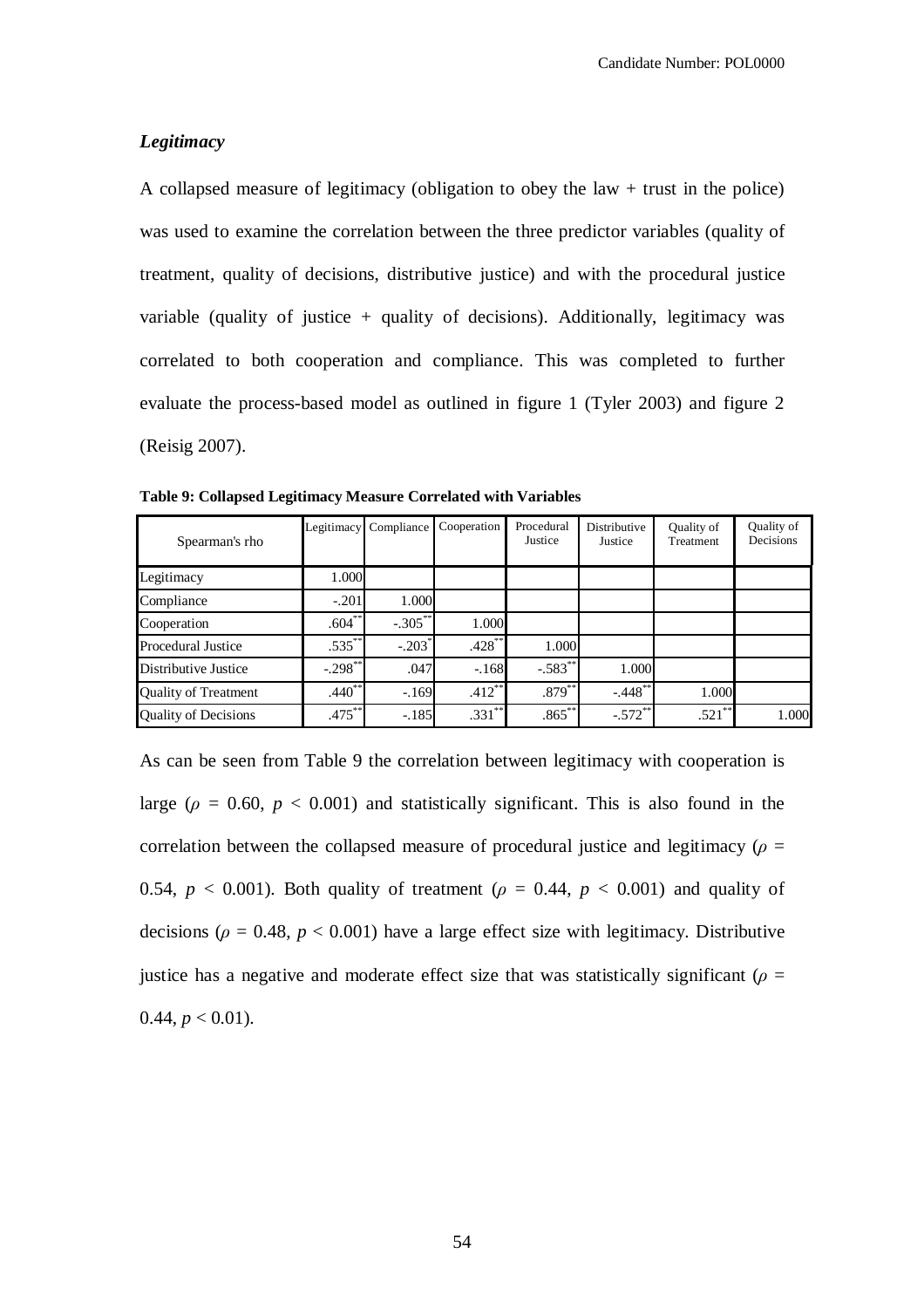### *Legitimacy*

A collapsed measure of legitimacy (obligation to obey the law + trust in the police) was used to examine the correlation between the three predictor variables (quality of treatment, quality of decisions, distributive justice) and with the procedural justice variable (quality of justice + quality of decisions). Additionally, legitimacy was correlated to both cooperation and compliance. This was completed to further evaluate the process-based model as outlined in figure 1 (Tyler 2003) and figure 2 (Reisig 2007).

**Table 9: Collapsed Legitimacy Measure Correlated with Variables**

| Spearman's rho | Legitimacy | Compliance | Cooperation | Procedural Justice | Distributive Justice | Quality of Treatment | Quality of Decisions |
|---|---|---|---|---|---|---|---|
| Legitimacy | 1.000 | | | | | | |
| Compliance | -.201 | 1.000 | | | | | |
| Cooperation | .604** | -.305** | 1.000 | | | | |
| Procedural Justice | .535** | -.203* | .428** | 1.000 | | | |
| Distributive Justice | -.298** | .047 | -.168 | -.583** | 1.000 | | |
| Quality of Treatment | .440** | -.169 | .412** | .879** | -.448** | 1.000 | |
| Quality of Decisions | .475** | -.185 | .331** | .865** | -.572** | .521** | 1.000 |

As can be seen from Table 9 the correlation between legitimacy with cooperation is large ($\rho$ = 0.60, $p$ < 0.001) and statistically significant. This is also found in the correlation between the collapsed measure of procedural justice and legitimacy ($\rho$ = 0.54, $p$ < 0.001). Both quality of treatment ($\rho$ = 0.44, $p$ < 0.001) and quality of decisions ($\rho$ = 0.48, $p$ < 0.001) have a large effect size with legitimacy. Distributive justice has a negative and moderate effect size that was statistically significant ($\rho$ = 0.44, $p$ < 0.01).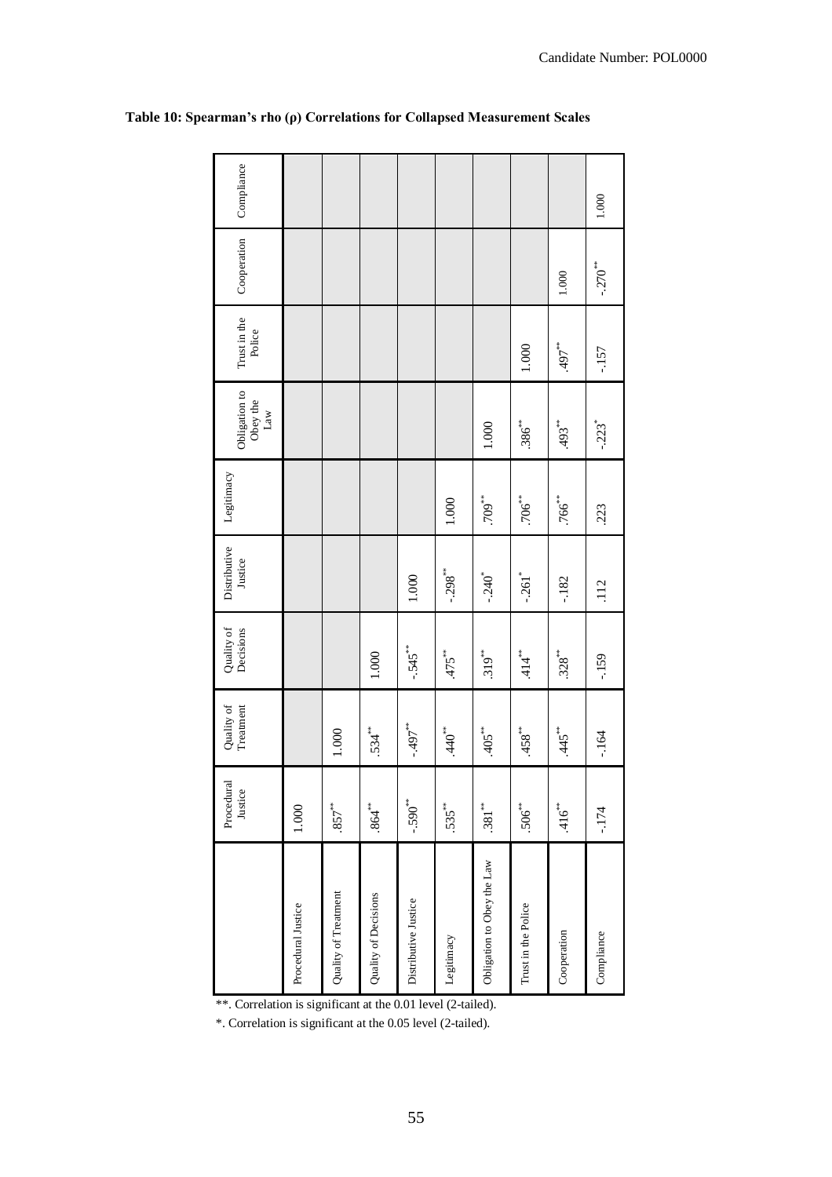**Table 10: Spearman's rho (ρ) Correlations for Collapsed Measurement Scales**

| | Procedural Justice | Quality of Treatment | Quality of Decisions | Distributive Justice | Legitimacy | Obligation to Obey the Law | Trust in the Police | Cooperation | Compliance |
|---|---|---|---|---|---|---|---|---|---|
| Procedural Justice | 1.000 | | | | | | | | |
| Quality of Treatment | .857** | 1.000 | | | | | | | |
| Quality of Decisions | .864** | .534** | 1.000 | | | | | | |
| Distributive Justice | -.590** | -.497** | -.545** | 1.000 | | | | | |
| Legitimacy | .535** | .440** | .475** | -.298** | 1.000 | | | | |
| Obligation to Obey the Law | .381** | .405** | .319** | -.240* | .709** | 1.000 | | | |
| Trust in the Police | .506** | .458** | .414** | -.261* | .706** | .386** | 1.000 | | |
| Cooperation | .416** | .445** | .328** | -.182 | .766** | .493** | .497** | 1.000 | |
| Compliance | -.174 | -.164 | -.159 | .112 | .223 | -.223* | -.157 | -.270** | 1.000 |

**. Correlation is significant at the 0.01 level (2-tailed).

*. Correlation is significant at the 0.05 level (2-tailed).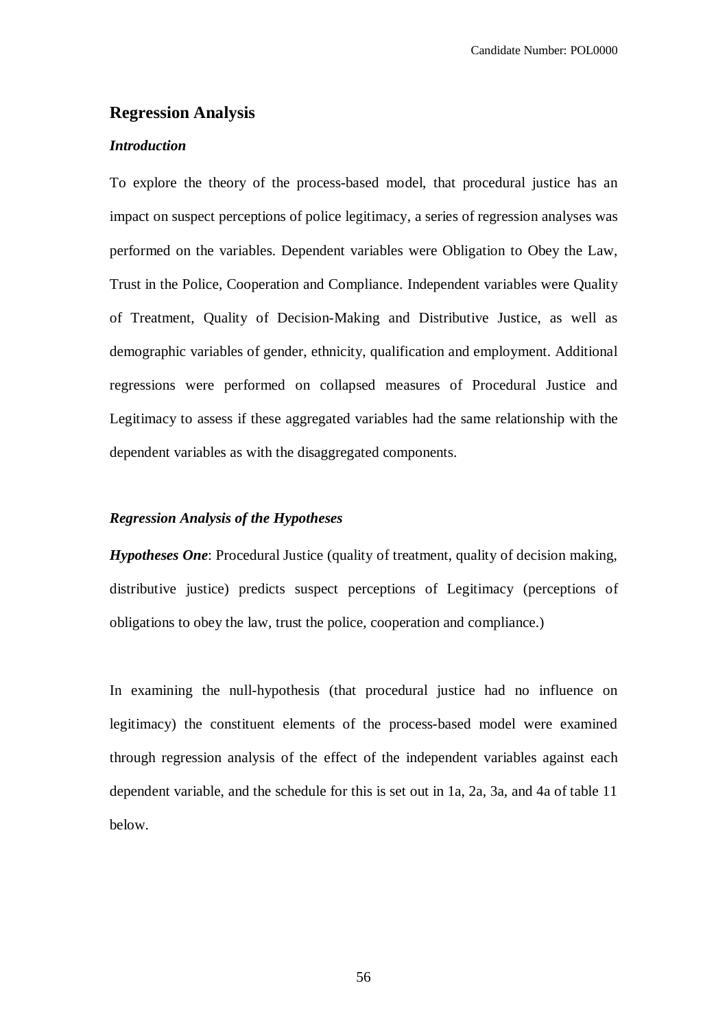## Regression Analysis

### *Introduction*

To explore the theory of the process-based model, that procedural justice has an impact on suspect perceptions of police legitimacy, a series of regression analyses was performed on the variables. Dependent variables were Obligation to Obey the Law, Trust in the Police, Cooperation and Compliance. Independent variables were Quality of Treatment, Quality of Decision-Making and Distributive Justice, as well as demographic variables of gender, ethnicity, qualification and employment. Additional regressions were performed on collapsed measures of Procedural Justice and Legitimacy to assess if these aggregated variables had the same relationship with the dependent variables as with the disaggregated components.

### *Regression Analysis of the Hypotheses*

***Hypotheses One***: Procedural Justice (quality of treatment, quality of decision making, distributive justice) predicts suspect perceptions of Legitimacy (perceptions of obligations to obey the law, trust the police, cooperation and compliance.)

In examining the null-hypothesis (that procedural justice had no influence on legitimacy) the constituent elements of the process-based model were examined through regression analysis of the effect of the independent variables against each dependent variable, and the schedule for this is set out in 1a, 2a, 3a, and 4a of table 11 below.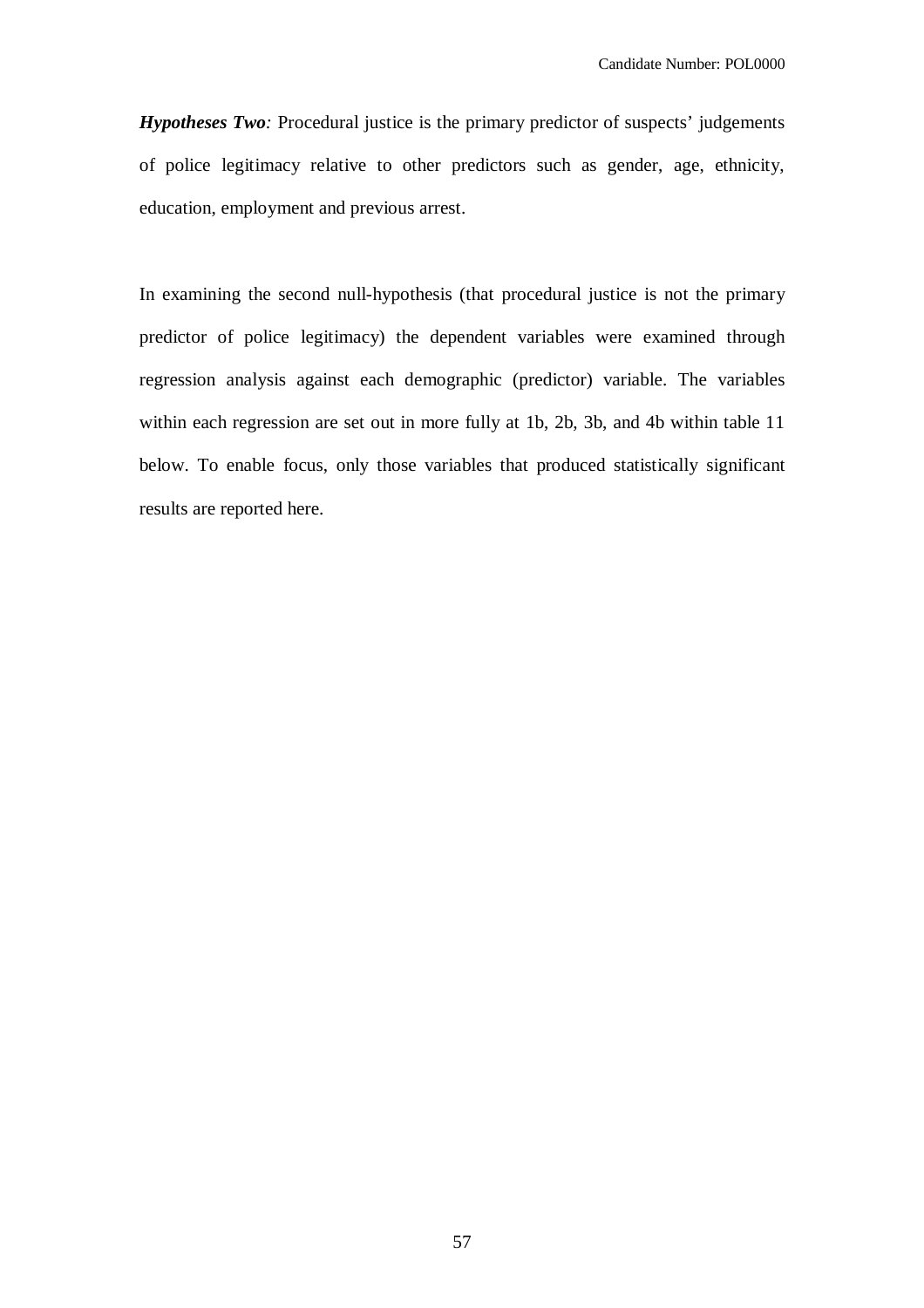***Hypotheses Two**:* Procedural justice is the primary predictor of suspects' judgements of police legitimacy relative to other predictors such as gender, age, ethnicity, education, employment and previous arrest.

In examining the second null-hypothesis (that procedural justice is not the primary predictor of police legitimacy) the dependent variables were examined through regression analysis against each demographic (predictor) variable. The variables within each regression are set out in more fully at 1b, 2b, 3b, and 4b within table 11 below. To enable focus, only those variables that produced statistically significant results are reported here.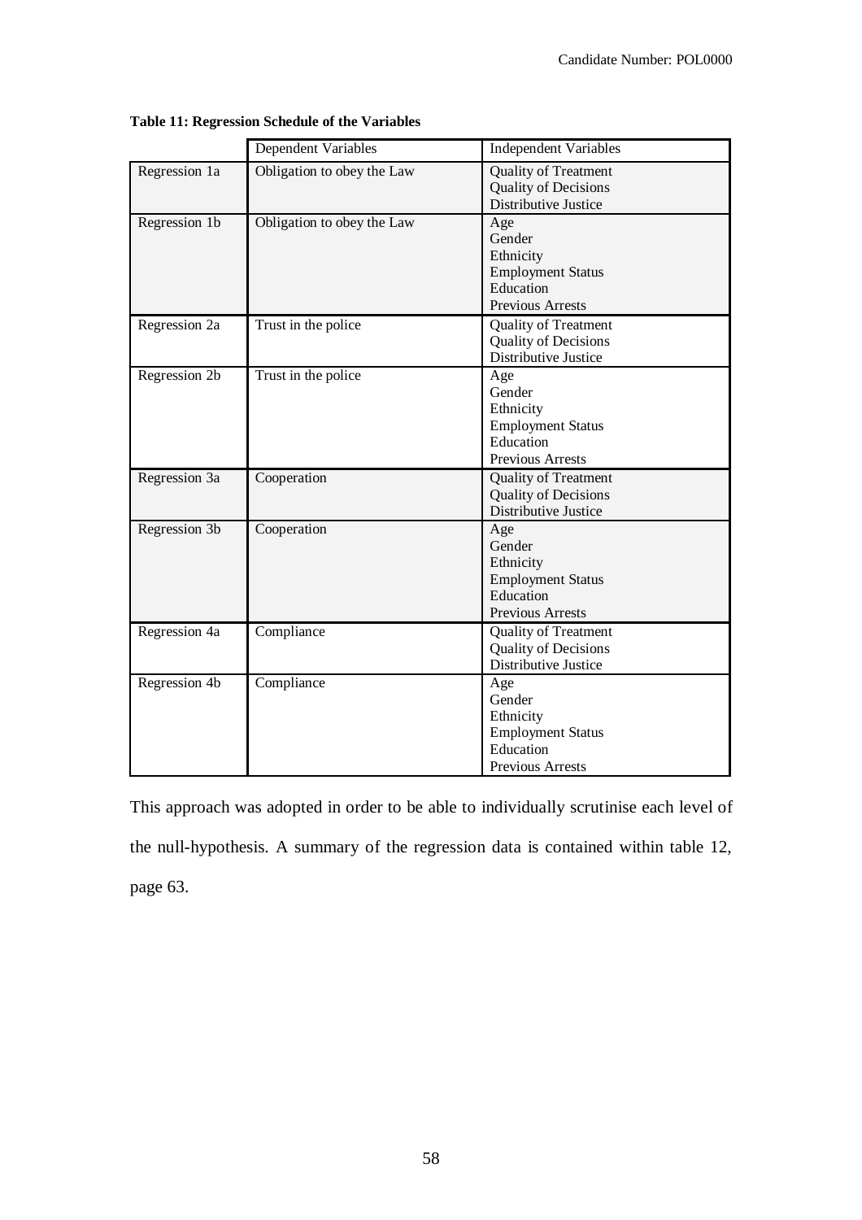**Table 11: Regression Schedule of the Variables**

| | Dependent Variables | Independent Variables |
|---|---|---|
| Regression 1a | Obligation to obey the Law | Quality of Treatment<br>Quality of Decisions<br>Distributive Justice |
| Regression 1b | Obligation to obey the Law | Age<br>Gender<br>Ethnicity<br>Employment Status<br>Education<br>Previous Arrests |
| Regression 2a | Trust in the police | Quality of Treatment<br>Quality of Decisions<br>Distributive Justice |
| Regression 2b | Trust in the police | Age<br>Gender<br>Ethnicity<br>Employment Status<br>Education<br>Previous Arrests |
| Regression 3a | Cooperation | Quality of Treatment<br>Quality of Decisions<br>Distributive Justice |
| Regression 3b | Cooperation | Age<br>Gender<br>Ethnicity<br>Employment Status<br>Education<br>Previous Arrests |
| Regression 4a | Compliance | Quality of Treatment<br>Quality of Decisions<br>Distributive Justice |
| Regression 4b | Compliance | Age<br>Gender<br>Ethnicity<br>Employment Status<br>Education<br>Previous Arrests |

This approach was adopted in order to be able to individually scrutinise each level of the null-hypothesis. A summary of the regression data is contained within table 12, page 63.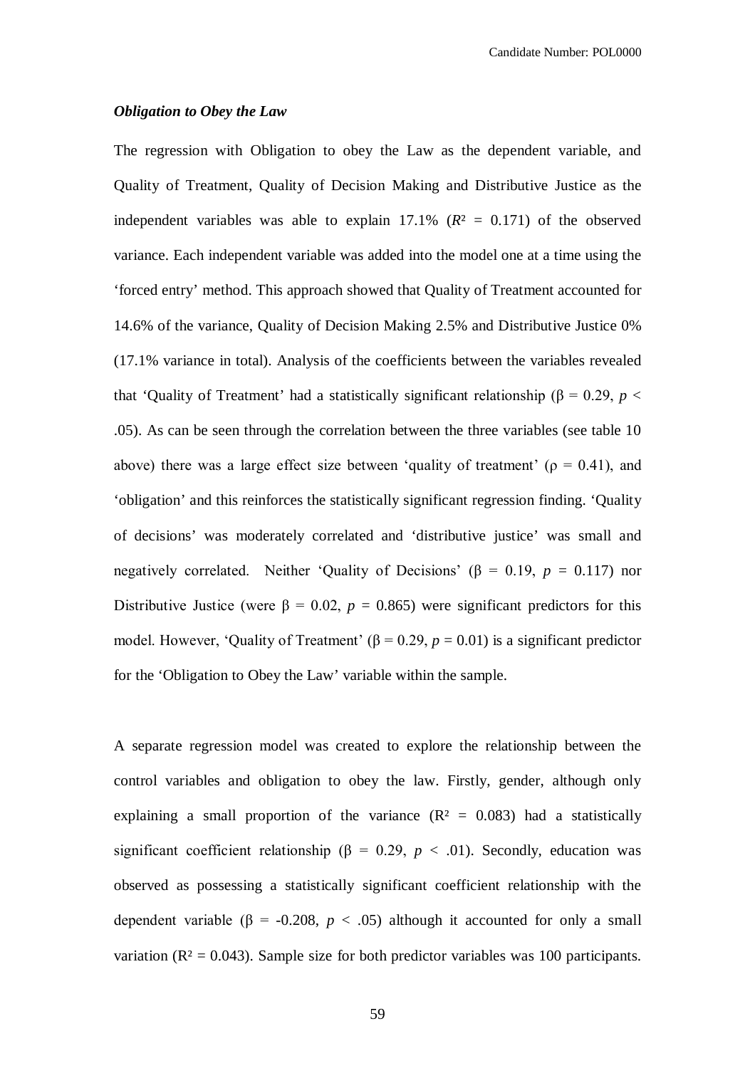### *Obligation to Obey the Law*

The regression with Obligation to obey the Law as the dependent variable, and Quality of Treatment, Quality of Decision Making and Distributive Justice as the independent variables was able to explain 17.1% ($R^2 = 0.171$) of the observed variance. Each independent variable was added into the model one at a time using the 'forced entry' method. This approach showed that Quality of Treatment accounted for 14.6% of the variance, Quality of Decision Making 2.5% and Distributive Justice 0% (17.1% variance in total). Analysis of the coefficients between the variables revealed that 'Quality of Treatment' had a statistically significant relationship ($\beta = 0.29$, $p < .05$). As can be seen through the correlation between the three variables (see table 10 above) there was a large effect size between 'quality of treatment' ($\rho = 0.41$), and 'obligation' and this reinforces the statistically significant regression finding. 'Quality of decisions' was moderately correlated and 'distributive justice' was small and negatively correlated. Neither 'Quality of Decisions' ($\beta = 0.19$, $p = 0.117$) nor Distributive Justice (were $\beta = 0.02$, $p = 0.865$) were significant predictors for this model. However, 'Quality of Treatment' ($\beta = 0.29$, $p = 0.01$) is a significant predictor for the 'Obligation to Obey the Law' variable within the sample.

A separate regression model was created to explore the relationship between the control variables and obligation to obey the law. Firstly, gender, although only explaining a small proportion of the variance ($R^2 = 0.083$) had a statistically significant coefficient relationship ($\beta = 0.29$, $p < .01$). Secondly, education was observed as possessing a statistically significant coefficient relationship with the dependent variable ($\beta = -0.208$, $p < .05$) although it accounted for only a small variation ($R^2 = 0.043$). Sample size for both predictor variables was 100 participants.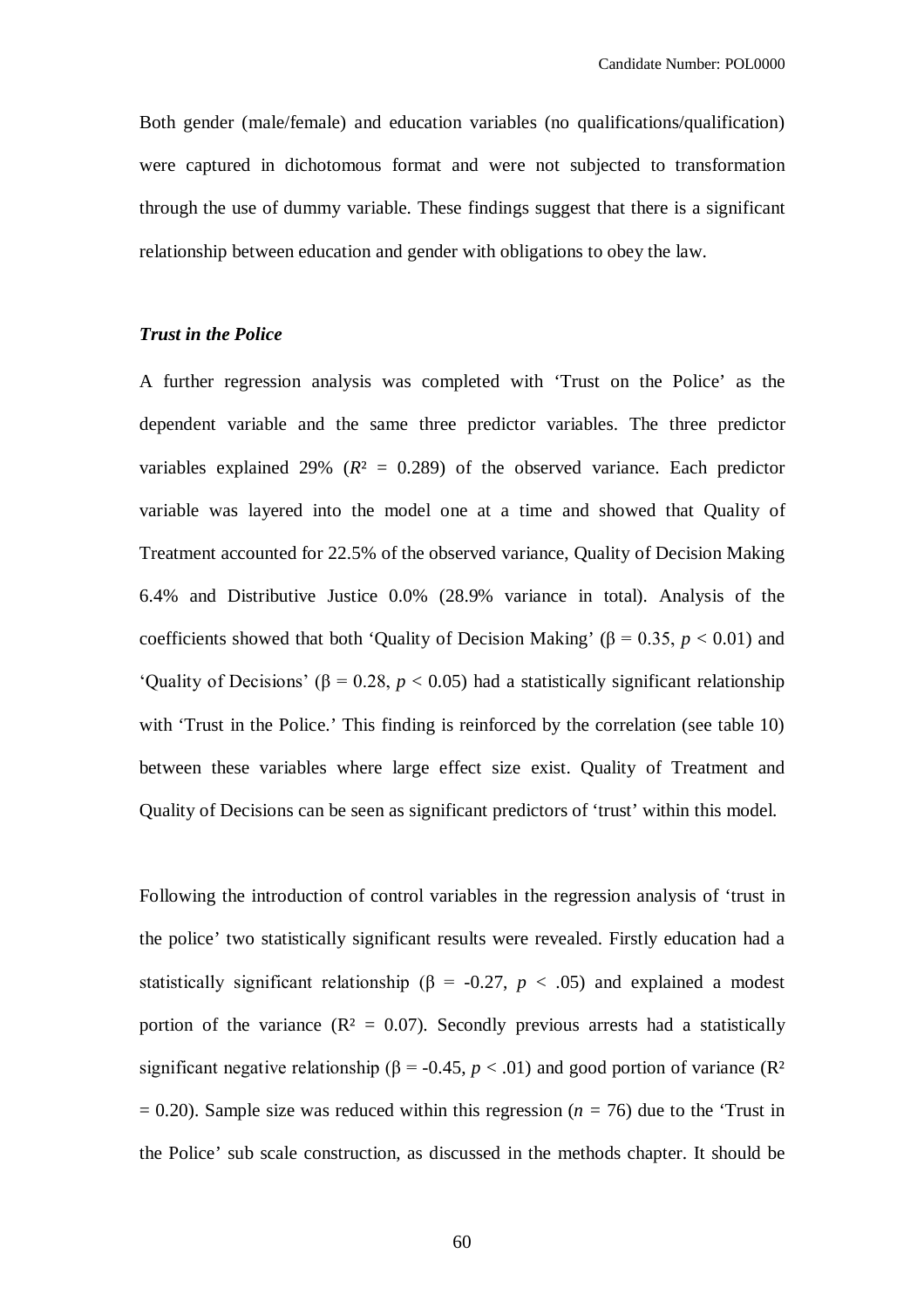Both gender (male/female) and education variables (no qualifications/qualification) were captured in dichotomous format and were not subjected to transformation through the use of dummy variable. These findings suggest that there is a significant relationship between education and gender with obligations to obey the law.

***Trust in the Police***

A further regression analysis was completed with 'Trust on the Police' as the dependent variable and the same three predictor variables. The three predictor variables explained 29% ($R^2$ = 0.289) of the observed variance. Each predictor variable was layered into the model one at a time and showed that Quality of Treatment accounted for 22.5% of the observed variance, Quality of Decision Making 6.4% and Distributive Justice 0.0% (28.9% variance in total). Analysis of the coefficients showed that both 'Quality of Decision Making' ($\beta = 0.35$, $p < 0.01$) and 'Quality of Decisions' ($\beta = 0.28$, $p < 0.05$) had a statistically significant relationship with 'Trust in the Police.' This finding is reinforced by the correlation (see table 10) between these variables where large effect size exist. Quality of Treatment and Quality of Decisions can be seen as significant predictors of 'trust' within this model.

Following the introduction of control variables in the regression analysis of 'trust in the police' two statistically significant results were revealed. Firstly education had a statistically significant relationship ($\beta = -0.27$, $p < .05$) and explained a modest portion of the variance ($R^2 = 0.07$). Secondly previous arrests had a statistically significant negative relationship ($\beta = -0.45$, $p < .01$) and good portion of variance ($R^2 = 0.20$). Sample size was reduced within this regression ($n = 76$) due to the 'Trust in the Police' sub scale construction, as discussed in the methods chapter. It should be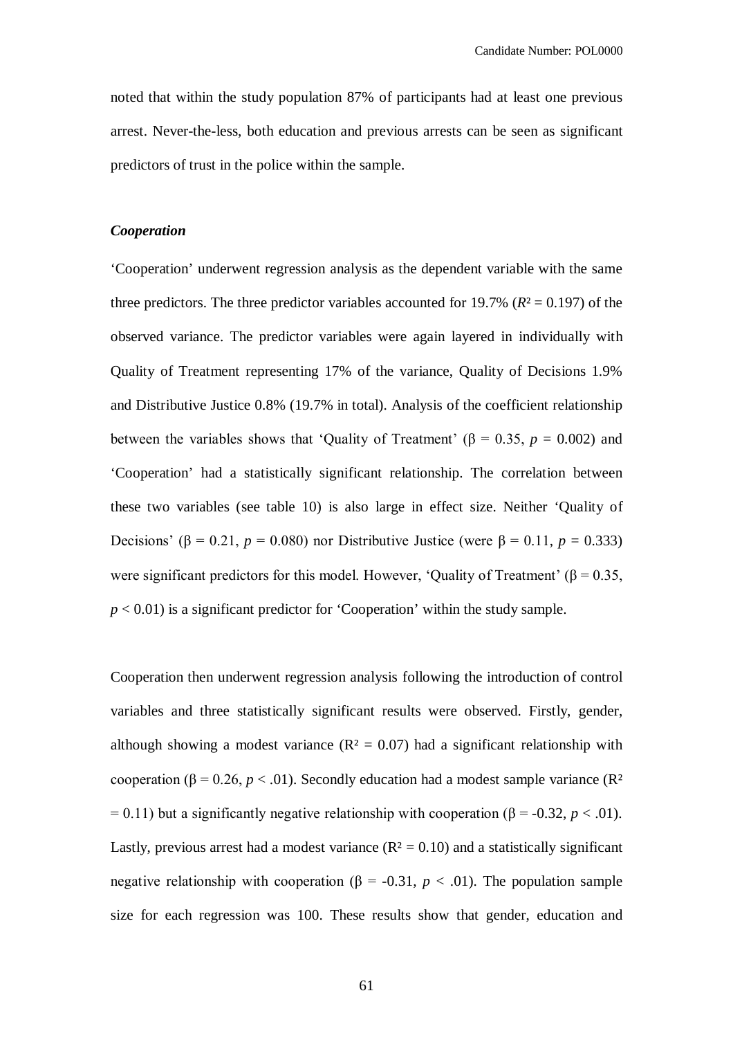noted that within the study population 87% of participants had at least one previous arrest. Never-the-less, both education and previous arrests can be seen as significant predictors of trust in the police within the sample.

***Cooperation***

'Cooperation' underwent regression analysis as the dependent variable with the same three predictors. The three predictor variables accounted for 19.7% ($R^2 = 0.197$) of the observed variance. The predictor variables were again layered in individually with Quality of Treatment representing 17% of the variance, Quality of Decisions 1.9% and Distributive Justice 0.8% (19.7% in total). Analysis of the coefficient relationship between the variables shows that 'Quality of Treatment' ($\beta = 0.35$, $p = 0.002$) and 'Cooperation' had a statistically significant relationship. The correlation between these two variables (see table 10) is also large in effect size. Neither 'Quality of Decisions' ($\beta = 0.21$, $p = 0.080$) nor Distributive Justice (were $\beta = 0.11$, $p = 0.333$) were significant predictors for this model. However, 'Quality of Treatment' ($\beta = 0.35$, $p < 0.01$) is a significant predictor for 'Cooperation' within the study sample.

Cooperation then underwent regression analysis following the introduction of control variables and three statistically significant results were observed. Firstly, gender, although showing a modest variance ($R^2 = 0.07$) had a significant relationship with cooperation ($\beta = 0.26$, $p < .01$). Secondly education had a modest sample variance ($R^2 = 0.11$) but a significantly negative relationship with cooperation ($\beta = -0.32$, $p < .01$). Lastly, previous arrest had a modest variance ($R^2 = 0.10$) and a statistically significant negative relationship with cooperation ($\beta = -0.31$, $p < .01$). The population sample size for each regression was 100. These results show that gender, education and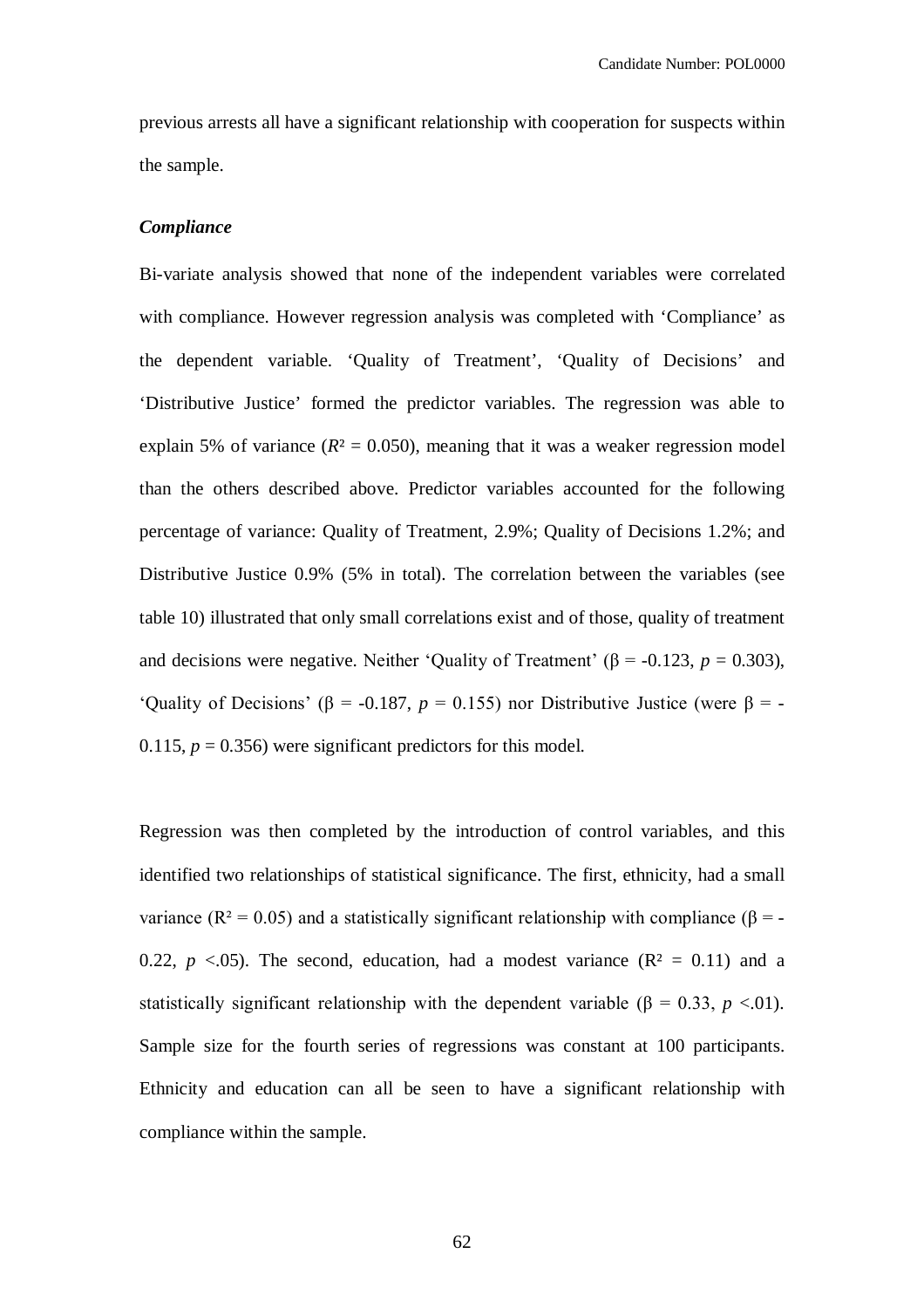previous arrests all have a significant relationship with cooperation for suspects within the sample.

***Compliance***

Bi-variate analysis showed that none of the independent variables were correlated with compliance. However regression analysis was completed with 'Compliance' as the dependent variable. 'Quality of Treatment', 'Quality of Decisions' and 'Distributive Justice' formed the predictor variables. The regression was able to explain 5% of variance ($R^2 = 0.050$), meaning that it was a weaker regression model than the others described above. Predictor variables accounted for the following percentage of variance: Quality of Treatment, 2.9%; Quality of Decisions 1.2%; and Distributive Justice 0.9% (5% in total). The correlation between the variables (see table 10) illustrated that only small correlations exist and of those, quality of treatment and decisions were negative. Neither 'Quality of Treatment' ($\beta = -0.123$, $p = 0.303$), 'Quality of Decisions' ($\beta = -0.187$, $p = 0.155$) nor Distributive Justice (were $\beta = -0.115$, $p = 0.356$) were significant predictors for this model.

Regression was then completed by the introduction of control variables, and this identified two relationships of statistical significance. The first, ethnicity, had a small variance ($R^2 = 0.05$) and a statistically significant relationship with compliance ($\beta = -0.22$, $p < .05$). The second, education, had a modest variance ($R^2 = 0.11$) and a statistically significant relationship with the dependent variable ($\beta = 0.33$, $p < .01$). Sample size for the fourth series of regressions was constant at 100 participants. Ethnicity and education can all be seen to have a significant relationship with compliance within the sample.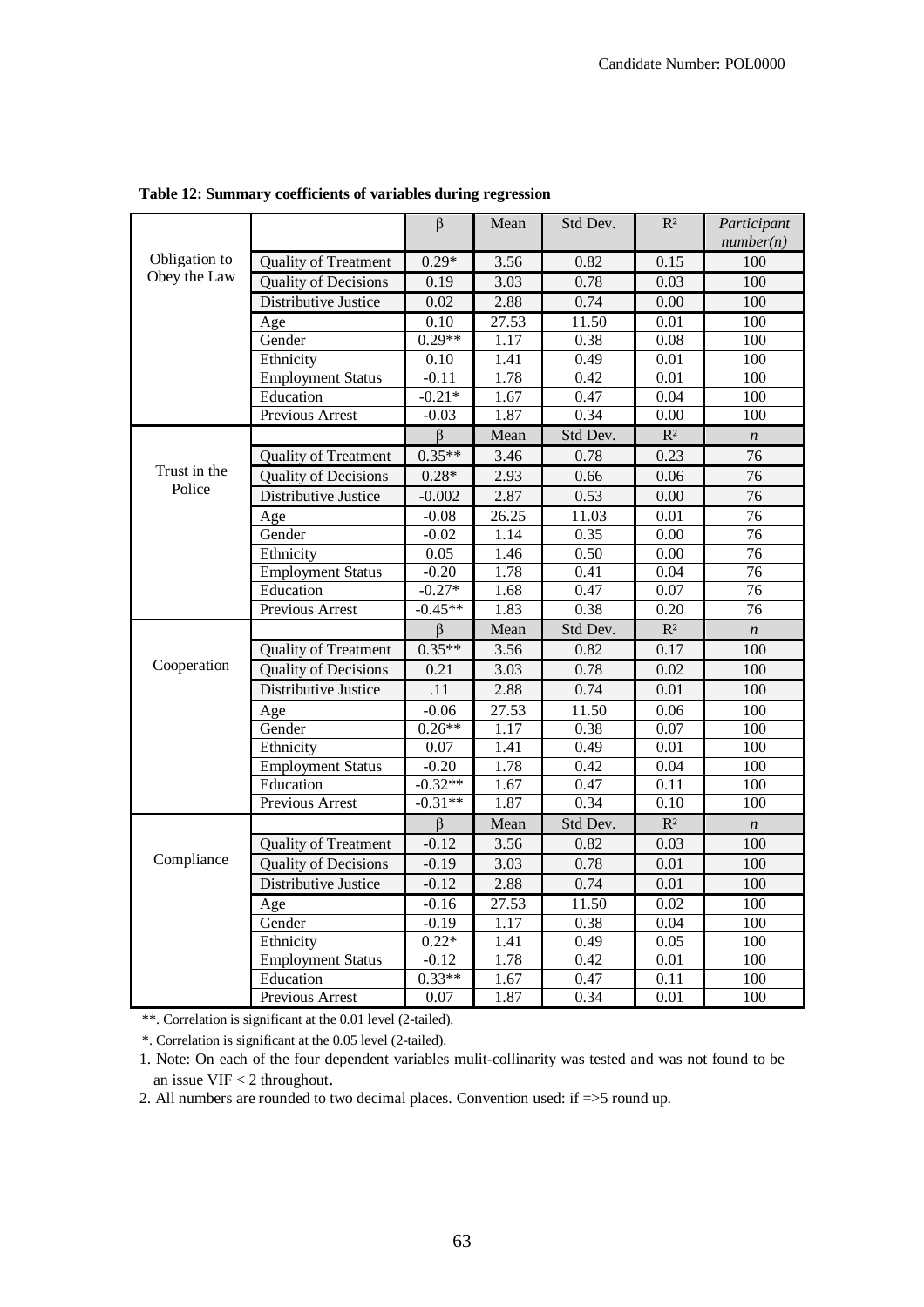**Table 12: Summary coefficients of variables during regression**

| | | β | Mean | Std Dev. | $R^2$ | *Participant number(n)* |
|---|---|---|---|---|---|---|
| Obligation to Obey the Law | Quality of Treatment | 0.29* | 3.56 | 0.82 | 0.15 | 100 |
| | Quality of Decisions | 0.19 | 3.03 | 0.78 | 0.03 | 100 |
| | Distributive Justice | 0.02 | 2.88 | 0.74 | 0.00 | 100 |
| | Age | 0.10 | 27.53 | 11.50 | 0.01 | 100 |
| | Gender | 0.29** | 1.17 | 0.38 | 0.08 | 100 |
| | Ethnicity | 0.10 | 1.41 | 0.49 | 0.01 | 100 |
| | Employment Status | -0.11 | 1.78 | 0.42 | 0.01 | 100 |
| | Education | -0.21* | 1.67 | 0.47 | 0.04 | 100 |
| | Previous Arrest | -0.03 | 1.87 | 0.34 | 0.00 | 100 |
| | | β | Mean | Std Dev. | $R^2$ | *n* |
| Trust in the Police | Quality of Treatment | 0.35** | 3.46 | 0.78 | 0.23 | 76 |
| | Quality of Decisions | 0.28* | 2.93 | 0.66 | 0.06 | 76 |
| | Distributive Justice | -0.002 | 2.87 | 0.53 | 0.00 | 76 |
| | Age | -0.08 | 26.25 | 11.03 | 0.01 | 76 |
| | Gender | -0.02 | 1.14 | 0.35 | 0.00 | 76 |
| | Ethnicity | 0.05 | 1.46 | 0.50 | 0.00 | 76 |
| | Employment Status | -0.20 | 1.78 | 0.41 | 0.04 | 76 |
| | Education | -0.27* | 1.68 | 0.47 | 0.07 | 76 |
| | Previous Arrest | -0.45** | 1.83 | 0.38 | 0.20 | 76 |
| | | β | Mean | Std Dev. | $R^2$ | *n* |
| Cooperation | Quality of Treatment | 0.35** | 3.56 | 0.82 | 0.17 | 100 |
| | Quality of Decisions | 0.21 | 3.03 | 0.78 | 0.02 | 100 |
| | Distributive Justice | .11 | 2.88 | 0.74 | 0.01 | 100 |
| | Age | -0.06 | 27.53 | 11.50 | 0.06 | 100 |
| | Gender | 0.26** | 1.17 | 0.38 | 0.07 | 100 |
| | Ethnicity | 0.07 | 1.41 | 0.49 | 0.01 | 100 |
| | Employment Status | -0.20 | 1.78 | 0.42 | 0.04 | 100 |
| | Education | -0.32** | 1.67 | 0.47 | 0.11 | 100 |
| | Previous Arrest | -0.31** | 1.87 | 0.34 | 0.10 | 100 |
| | | β | Mean | Std Dev. | $R^2$ | *n* |
| Compliance | Quality of Treatment | -0.12 | 3.56 | 0.82 | 0.03 | 100 |
| | Quality of Decisions | -0.19 | 3.03 | 0.78 | 0.01 | 100 |
| | Distributive Justice | -0.12 | 2.88 | 0.74 | 0.01 | 100 |
| | Age | -0.16 | 27.53 | 11.50 | 0.02 | 100 |
| | Gender | -0.19 | 1.17 | 0.38 | 0.04 | 100 |
| | Ethnicity | 0.22* | 1.41 | 0.49 | 0.05 | 100 |
| | Employment Status | -0.12 | 1.78 | 0.42 | 0.01 | 100 |
| | Education | 0.33** | 1.67 | 0.47 | 0.11 | 100 |
| | Previous Arrest | 0.07 | 1.87 | 0.34 | 0.01 | 100 |

**. Correlation is significant at the 0.01 level (2-tailed).

*. Correlation is significant at the 0.05 level (2-tailed).

1. Note: On each of the four dependent variables mulit-collinarity was tested and was not found to be an issue VIF < 2 throughout.
2. All numbers are rounded to two decimal places. Convention used: if =>5 round up.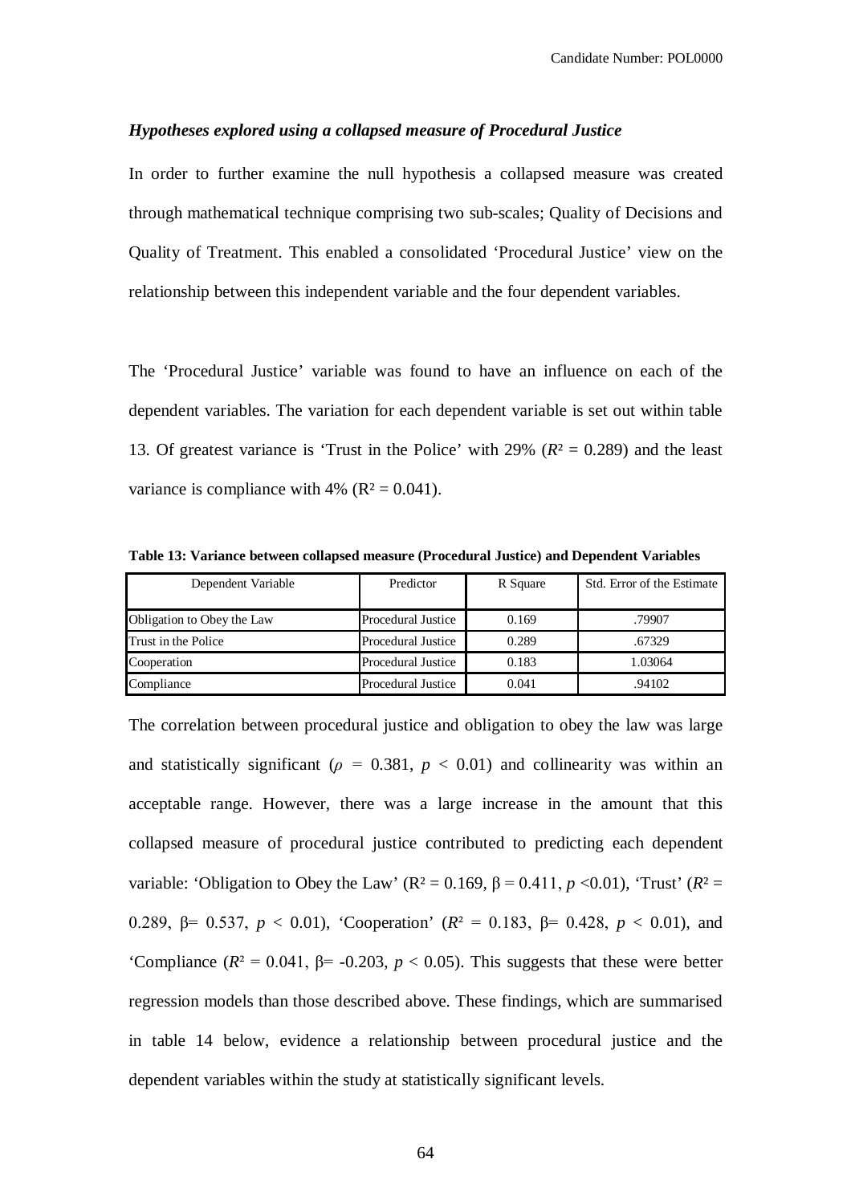### *Hypotheses explored using a collapsed measure of Procedural Justice*

In order to further examine the null hypothesis a collapsed measure was created through mathematical technique comprising two sub-scales; Quality of Decisions and Quality of Treatment. This enabled a consolidated 'Procedural Justice' view on the relationship between this independent variable and the four dependent variables.

The 'Procedural Justice' variable was found to have an influence on each of the dependent variables. The variation for each dependent variable is set out within table 13. Of greatest variance is 'Trust in the Police' with 29% ($R^2 = 0.289$) and the least variance is compliance with 4% ($R^2 = 0.041$).

**Table 13: Variance between collapsed measure (Procedural Justice) and Dependent Variables**

| Dependent Variable | Predictor | R Square | Std. Error of the Estimate |
|---|---|---|---|
| Obligation to Obey the Law | Procedural Justice | 0.169 | .79907 |
| Trust in the Police | Procedural Justice | 0.289 | .67329 |
| Cooperation | Procedural Justice | 0.183 | 1.03064 |
| Compliance | Procedural Justice | 0.041 | .94102 |

The correlation between procedural justice and obligation to obey the law was large and statistically significant ($\rho = 0.381$, $p < 0.01$) and collinearity was within an acceptable range. However, there was a large increase in the amount that this collapsed measure of procedural justice contributed to predicting each dependent variable: 'Obligation to Obey the Law' ($R^2 = 0.169$, $\beta = 0.411$, $p < 0.01$), 'Trust' ($R^2 = 0.289$, $\beta = 0.537$, $p < 0.01$), 'Cooperation' ($R^2 = 0.183$, $\beta = 0.428$, $p < 0.01$), and 'Compliance ($R^2 = 0.041$, $\beta = -0.203$, $p < 0.05$). This suggests that these were better regression models than those described above. These findings, which are summarised in table 14 below, evidence a relationship between procedural justice and the dependent variables within the study at statistically significant levels.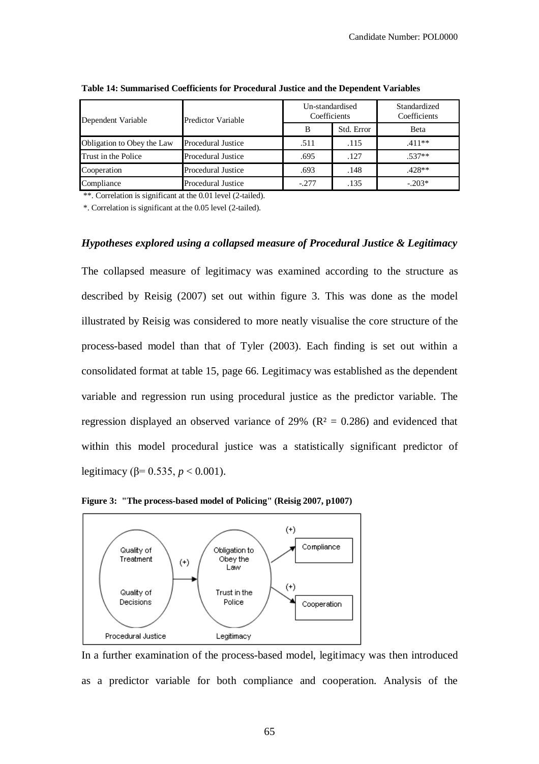**Table 14: Summarised Coefficients for Procedural Justice and the Dependent Variables**

| Dependent Variable | Predictor Variable | Un-standardised Coefficients | | Standardized Coefficients |
|---|---|---|---|---|
| | | B | Std. Error | Beta |
| Obligation to Obey the Law | Procedural Justice | .511 | .115 | .411** |
| Trust in the Police | Procedural Justice | .695 | .127 | .537** |
| Cooperation | Procedural Justice | .693 | .148 | .428** |
| Compliance | Procedural Justice | -.277 | .135 | -.203* |

**. Correlation is significant at the 0.01 level (2-tailed).

*. Correlation is significant at the 0.05 level (2-tailed).

***Hypotheses explored using a collapsed measure of Procedural Justice & Legitimacy***

The collapsed measure of legitimacy was examined according to the structure as described by Reisig (2007) set out within figure 3. This was done as the model illustrated by Reisig was considered to more neatly visualise the core structure of the process-based model than that of Tyler (2003). Each finding is set out within a consolidated format at table 15, page 66. Legitimacy was established as the dependent variable and regression run using procedural justice as the predictor variable. The regression displayed an observed variance of 29% ($R^2 = 0.286$) and evidenced that within this model procedural justice was a statistically significant predictor of legitimacy ($\beta = 0.535$, $p < 0.001$).

**Figure 3: "The process-based model of Policing" (Reisig 2007, p1007)**

In a further examination of the process-based model, legitimacy was then introduced as a predictor variable for both compliance and cooperation. Analysis of the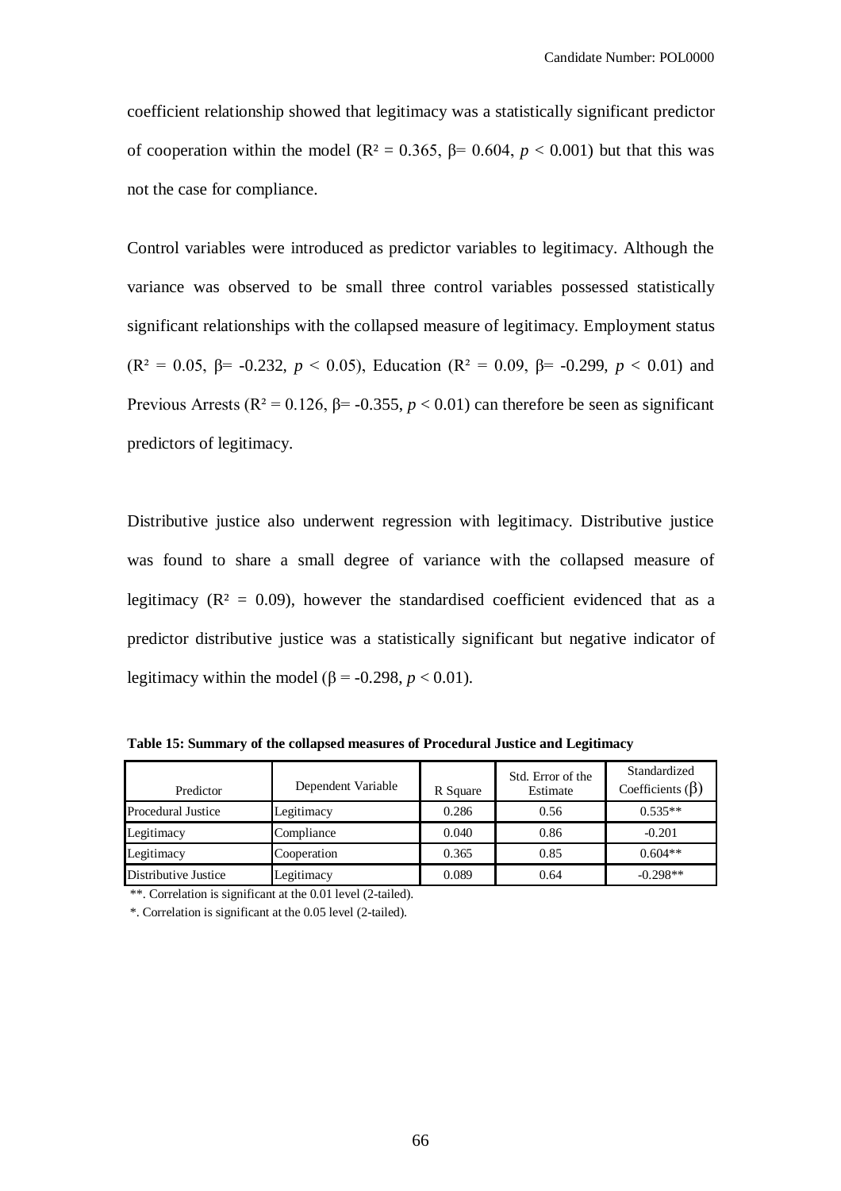coefficient relationship showed that legitimacy was a statistically significant predictor of cooperation within the model ($R^2 = 0.365$, $\beta = 0.604$, $p < 0.001$) but that this was not the case for compliance.

Control variables were introduced as predictor variables to legitimacy. Although the variance was observed to be small three control variables possessed statistically significant relationships with the collapsed measure of legitimacy. Employment status ($R^2 = 0.05$, $\beta = -0.232$, $p < 0.05$), Education ($R^2 = 0.09$, $\beta = -0.299$, $p < 0.01$) and Previous Arrests ($R^2 = 0.126$, $\beta = -0.355$, $p < 0.01$) can therefore be seen as significant predictors of legitimacy.

Distributive justice also underwent regression with legitimacy. Distributive justice was found to share a small degree of variance with the collapsed measure of legitimacy ($R^2 = 0.09$), however the standardised coefficient evidenced that as a predictor distributive justice was a statistically significant but negative indicator of legitimacy within the model ($\beta = -0.298$, $p < 0.01$).

**Table 15: Summary of the collapsed measures of Procedural Justice and Legitimacy**

| Predictor | Dependent Variable | R Square | Std. Error of the Estimate | Standardized Coefficients ($\beta$) |
|---|---|---|---|---|
| Procedural Justice | Legitimacy | 0.286 | 0.56 | 0.535** |
| Legitimacy | Compliance | 0.040 | 0.86 | -0.201 |
| Legitimacy | Cooperation | 0.365 | 0.85 | 0.604** |
| Distributive Justice | Legitimacy | 0.089 | 0.64 | -0.298** |

**. Correlation is significant at the 0.01 level (2-tailed).

*. Correlation is significant at the 0.05 level (2-tailed).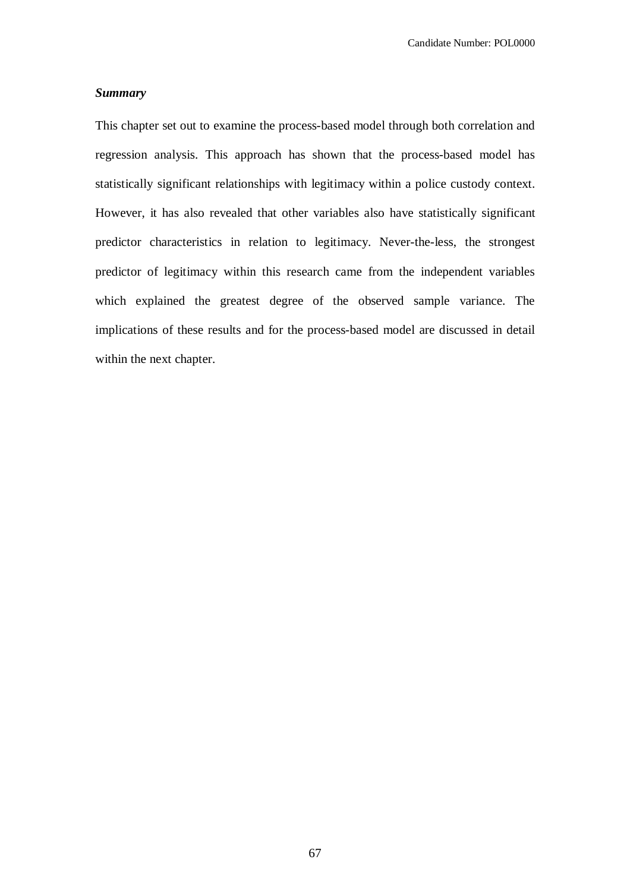***Summary***

This chapter set out to examine the process-based model through both correlation and regression analysis. This approach has shown that the process-based model has statistically significant relationships with legitimacy within a police custody context. However, it has also revealed that other variables also have statistically significant predictor characteristics in relation to legitimacy. Never-the-less, the strongest predictor of legitimacy within this research came from the independent variables which explained the greatest degree of the observed sample variance. The implications of these results and for the process-based model are discussed in detail within the next chapter.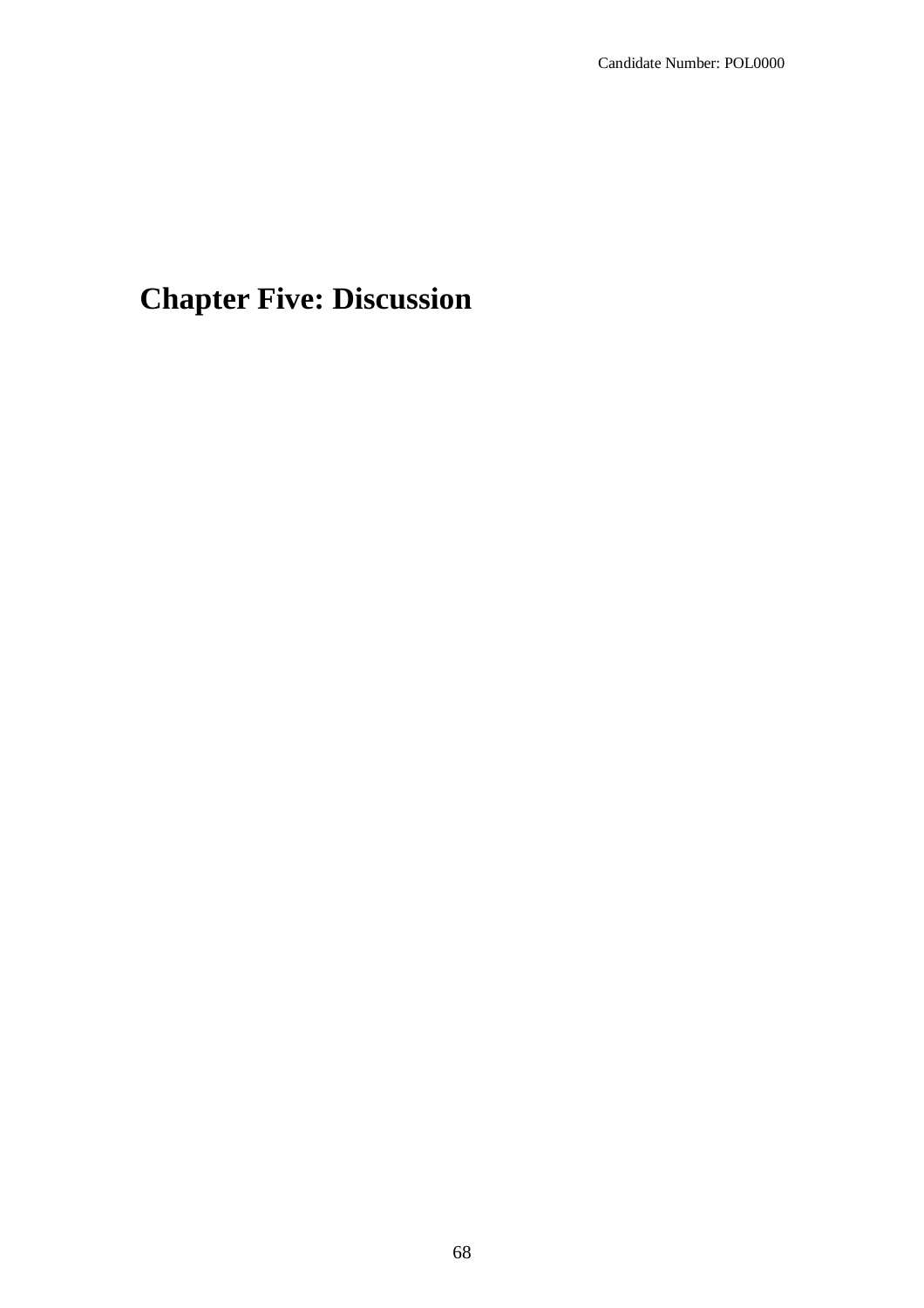# Chapter Five: Discussion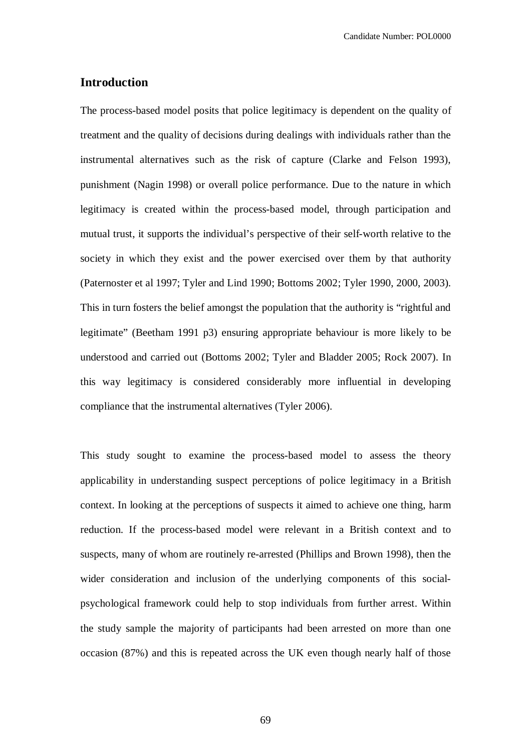## Introduction

The process-based model posits that police legitimacy is dependent on the quality of treatment and the quality of decisions during dealings with individuals rather than the instrumental alternatives such as the risk of capture (Clarke and Felson 1993), punishment (Nagin 1998) or overall police performance. Due to the nature in which legitimacy is created within the process-based model, through participation and mutual trust, it supports the individual's perspective of their self-worth relative to the society in which they exist and the power exercised over them by that authority (Paternoster et al 1997; Tyler and Lind 1990; Bottoms 2002; Tyler 1990, 2000, 2003). This in turn fosters the belief amongst the population that the authority is "rightful and legitimate" (Beetham 1991 p3) ensuring appropriate behaviour is more likely to be understood and carried out (Bottoms 2002; Tyler and Bladder 2005; Rock 2007). In this way legitimacy is considered considerably more influential in developing compliance that the instrumental alternatives (Tyler 2006).

This study sought to examine the process-based model to assess the theory applicability in understanding suspect perceptions of police legitimacy in a British context. In looking at the perceptions of suspects it aimed to achieve one thing, harm reduction. If the process-based model were relevant in a British context and to suspects, many of whom are routinely re-arrested (Phillips and Brown 1998), then the wider consideration and inclusion of the underlying components of this social-psychological framework could help to stop individuals from further arrest. Within the study sample the majority of participants had been arrested on more than one occasion (87%) and this is repeated across the UK even though nearly half of those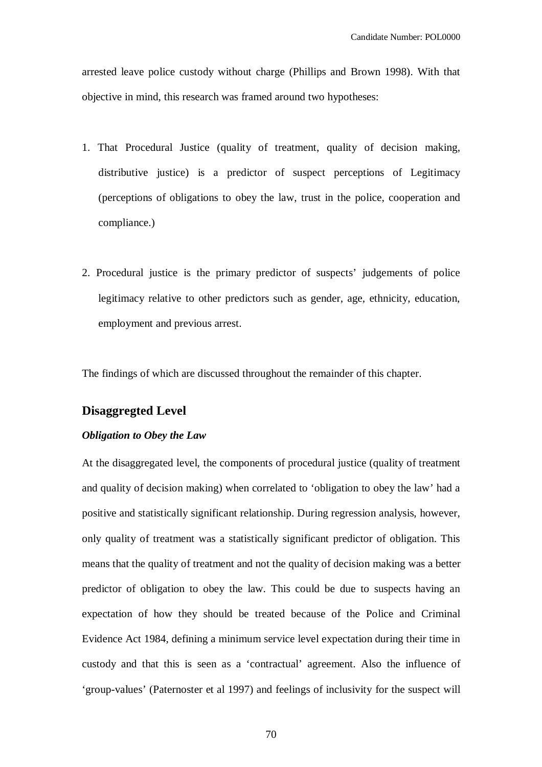arrested leave police custody without charge (Phillips and Brown 1998). With that objective in mind, this research was framed around two hypotheses:

1. That Procedural Justice (quality of treatment, quality of decision making, distributive justice) is a predictor of suspect perceptions of Legitimacy (perceptions of obligations to obey the law, trust in the police, cooperation and compliance.)

2. Procedural justice is the primary predictor of suspects' judgements of police legitimacy relative to other predictors such as gender, age, ethnicity, education, employment and previous arrest.

The findings of which are discussed throughout the remainder of this chapter.

## Disaggregted Level

### *Obligation to Obey the Law*

At the disaggregated level, the components of procedural justice (quality of treatment and quality of decision making) when correlated to 'obligation to obey the law' had a positive and statistically significant relationship. During regression analysis, however, only quality of treatment was a statistically significant predictor of obligation. This means that the quality of treatment and not the quality of decision making was a better predictor of obligation to obey the law. This could be due to suspects having an expectation of how they should be treated because of the Police and Criminal Evidence Act 1984, defining a minimum service level expectation during their time in custody and that this is seen as a 'contractual' agreement. Also the influence of 'group-values' (Paternoster et al 1997) and feelings of inclusivity for the suspect will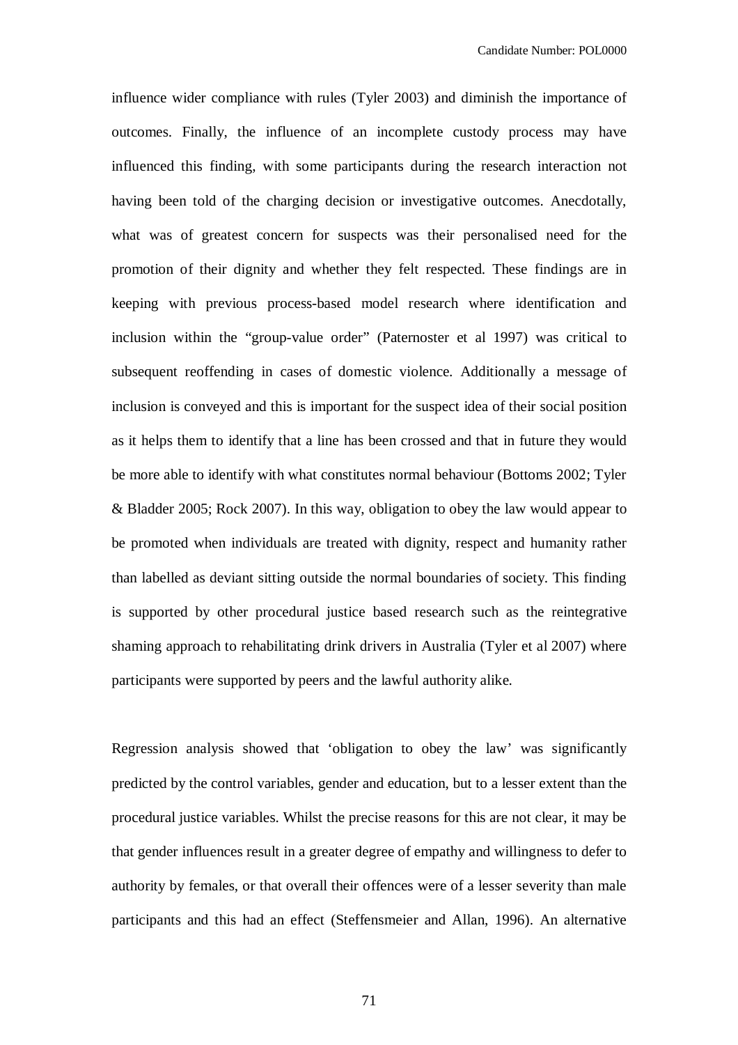influence wider compliance with rules (Tyler 2003) and diminish the importance of outcomes. Finally, the influence of an incomplete custody process may have influenced this finding, with some participants during the research interaction not having been told of the charging decision or investigative outcomes. Anecdotally, what was of greatest concern for suspects was their personalised need for the promotion of their dignity and whether they felt respected. These findings are in keeping with previous process-based model research where identification and inclusion within the "group-value order" (Paternoster et al 1997) was critical to subsequent reoffending in cases of domestic violence. Additionally a message of inclusion is conveyed and this is important for the suspect idea of their social position as it helps them to identify that a line has been crossed and that in future they would be more able to identify with what constitutes normal behaviour (Bottoms 2002; Tyler & Bladder 2005; Rock 2007). In this way, obligation to obey the law would appear to be promoted when individuals are treated with dignity, respect and humanity rather than labelled as deviant sitting outside the normal boundaries of society. This finding is supported by other procedural justice based research such as the reintegrative shaming approach to rehabilitating drink drivers in Australia (Tyler et al 2007) where participants were supported by peers and the lawful authority alike.

Regression analysis showed that 'obligation to obey the law' was significantly predicted by the control variables, gender and education, but to a lesser extent than the procedural justice variables. Whilst the precise reasons for this are not clear, it may be that gender influences result in a greater degree of empathy and willingness to defer to authority by females, or that overall their offences were of a lesser severity than male participants and this had an effect (Steffensmeier and Allan, 1996). An alternative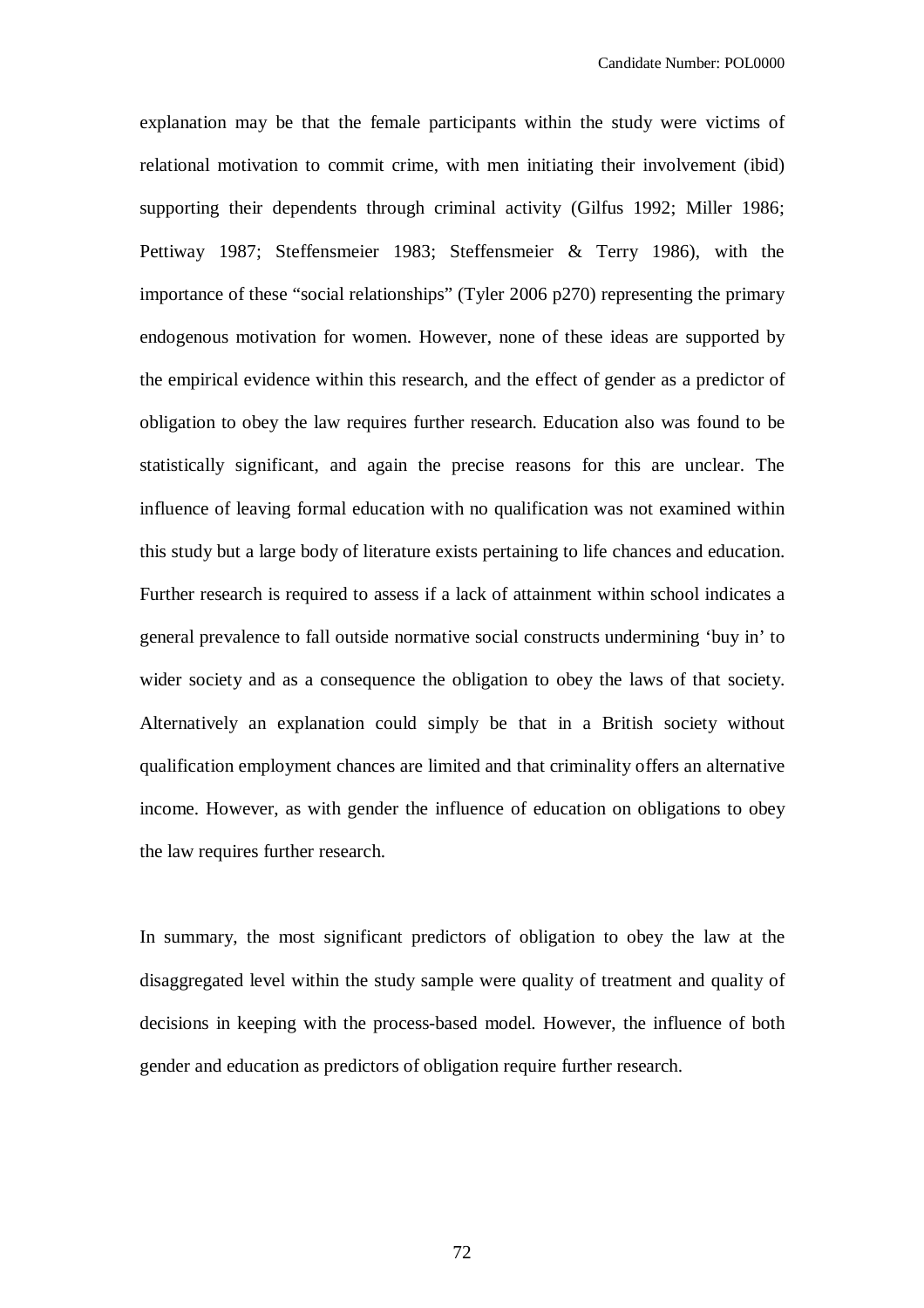explanation may be that the female participants within the study were victims of relational motivation to commit crime, with men initiating their involvement (ibid) supporting their dependents through criminal activity (Gilfus 1992; Miller 1986; Pettiway 1987; Steffensmeier 1983; Steffensmeier & Terry 1986), with the importance of these "social relationships" (Tyler 2006 p270) representing the primary endogenous motivation for women. However, none of these ideas are supported by the empirical evidence within this research, and the effect of gender as a predictor of obligation to obey the law requires further research. Education also was found to be statistically significant, and again the precise reasons for this are unclear. The influence of leaving formal education with no qualification was not examined within this study but a large body of literature exists pertaining to life chances and education. Further research is required to assess if a lack of attainment within school indicates a general prevalence to fall outside normative social constructs undermining 'buy in' to wider society and as a consequence the obligation to obey the laws of that society. Alternatively an explanation could simply be that in a British society without qualification employment chances are limited and that criminality offers an alternative income. However, as with gender the influence of education on obligations to obey the law requires further research.

In summary, the most significant predictors of obligation to obey the law at the disaggregated level within the study sample were quality of treatment and quality of decisions in keeping with the process-based model. However, the influence of both gender and education as predictors of obligation require further research.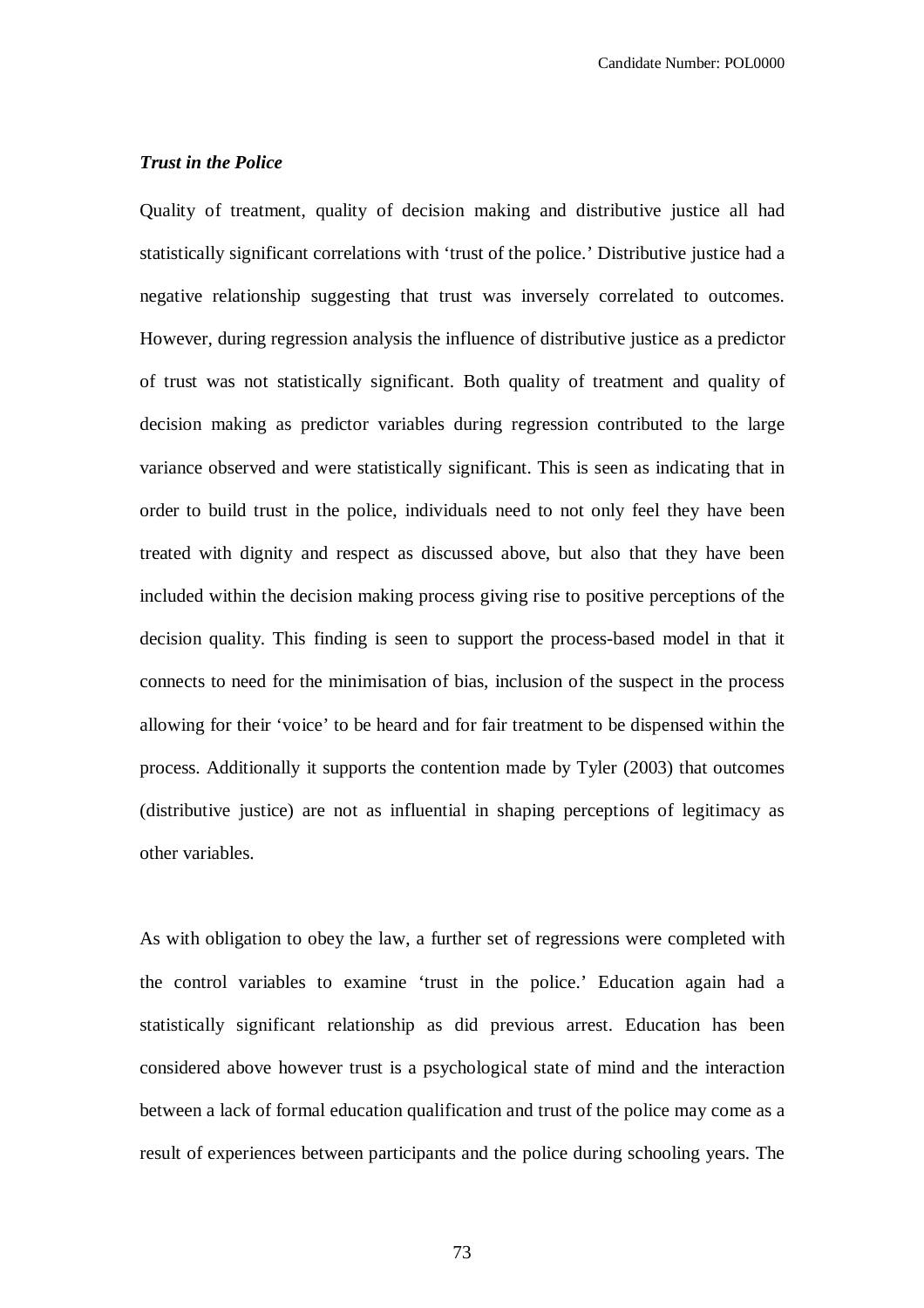### *Trust in the Police*

Quality of treatment, quality of decision making and distributive justice all had statistically significant correlations with 'trust of the police.' Distributive justice had a negative relationship suggesting that trust was inversely correlated to outcomes. However, during regression analysis the influence of distributive justice as a predictor of trust was not statistically significant. Both quality of treatment and quality of decision making as predictor variables during regression contributed to the large variance observed and were statistically significant. This is seen as indicating that in order to build trust in the police, individuals need to not only feel they have been treated with dignity and respect as discussed above, but also that they have been included within the decision making process giving rise to positive perceptions of the decision quality. This finding is seen to support the process-based model in that it connects to need for the minimisation of bias, inclusion of the suspect in the process allowing for their 'voice' to be heard and for fair treatment to be dispensed within the process. Additionally it supports the contention made by Tyler (2003) that outcomes (distributive justice) are not as influential in shaping perceptions of legitimacy as other variables.

As with obligation to obey the law, a further set of regressions were completed with the control variables to examine 'trust in the police.' Education again had a statistically significant relationship as did previous arrest. Education has been considered above however trust is a psychological state of mind and the interaction between a lack of formal education qualification and trust of the police may come as a result of experiences between participants and the police during schooling years. The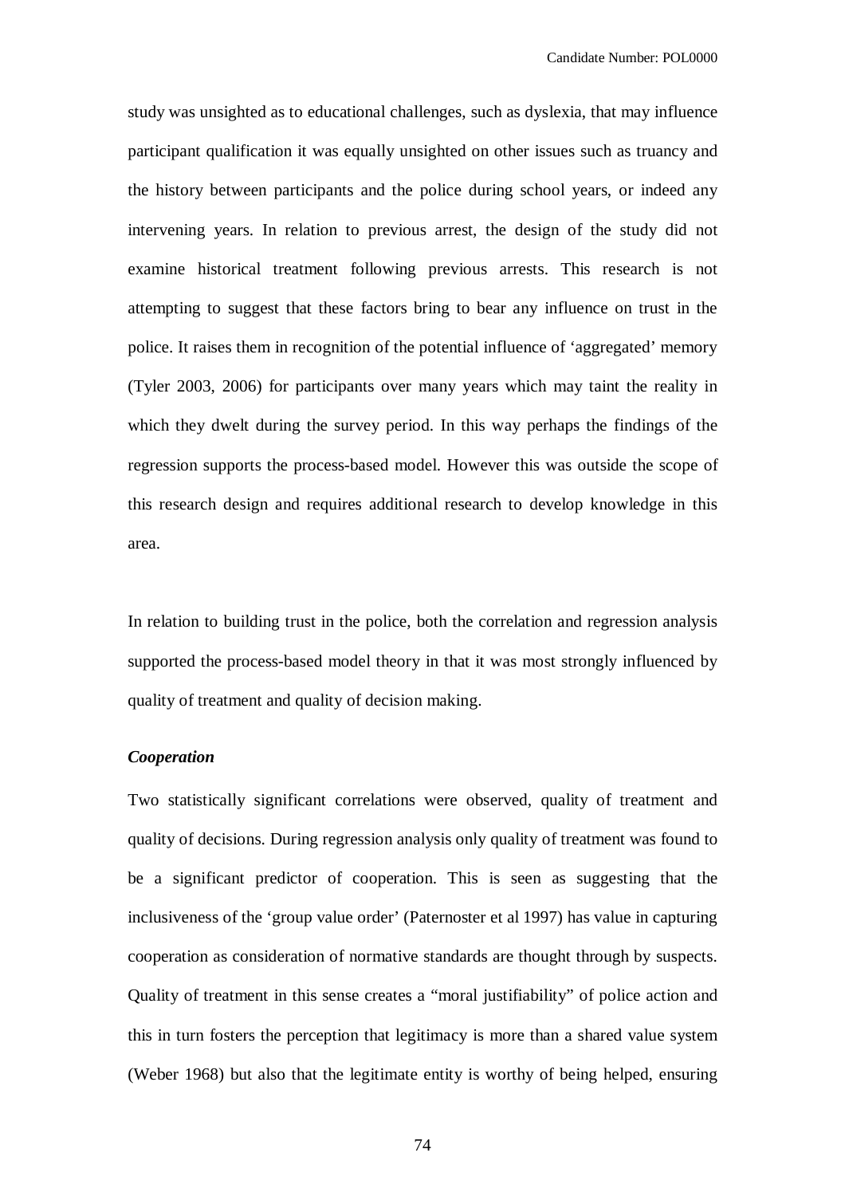study was unsighted as to educational challenges, such as dyslexia, that may influence participant qualification it was equally unsighted on other issues such as truancy and the history between participants and the police during school years, or indeed any intervening years. In relation to previous arrest, the design of the study did not examine historical treatment following previous arrests. This research is not attempting to suggest that these factors bring to bear any influence on trust in the police. It raises them in recognition of the potential influence of 'aggregated' memory (Tyler 2003, 2006) for participants over many years which may taint the reality in which they dwelt during the survey period. In this way perhaps the findings of the regression supports the process-based model. However this was outside the scope of this research design and requires additional research to develop knowledge in this area.

In relation to building trust in the police, both the correlation and regression analysis supported the process-based model theory in that it was most strongly influenced by quality of treatment and quality of decision making.

***Cooperation***

Two statistically significant correlations were observed, quality of treatment and quality of decisions. During regression analysis only quality of treatment was found to be a significant predictor of cooperation. This is seen as suggesting that the inclusiveness of the 'group value order' (Paternoster et al 1997) has value in capturing cooperation as consideration of normative standards are thought through by suspects. Quality of treatment in this sense creates a "moral justifiability" of police action and this in turn fosters the perception that legitimacy is more than a shared value system (Weber 1968) but also that the legitimate entity is worthy of being helped, ensuring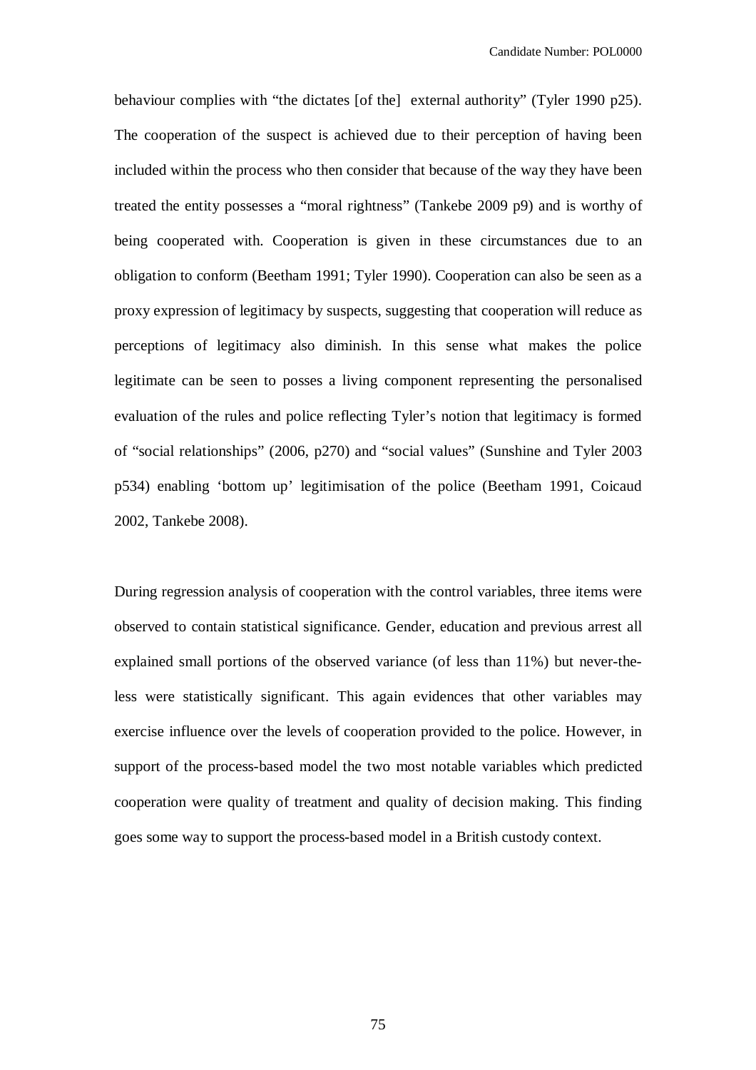behaviour complies with "the dictates [of the] external authority" (Tyler 1990 p25). The cooperation of the suspect is achieved due to their perception of having been included within the process who then consider that because of the way they have been treated the entity possesses a "moral rightness" (Tankebe 2009 p9) and is worthy of being cooperated with. Cooperation is given in these circumstances due to an obligation to conform (Beetham 1991; Tyler 1990). Cooperation can also be seen as a proxy expression of legitimacy by suspects, suggesting that cooperation will reduce as perceptions of legitimacy also diminish. In this sense what makes the police legitimate can be seen to posses a living component representing the personalised evaluation of the rules and police reflecting Tyler's notion that legitimacy is formed of "social relationships" (2006, p270) and "social values" (Sunshine and Tyler 2003 p534) enabling 'bottom up' legitimisation of the police (Beetham 1991, Coicaud 2002, Tankebe 2008).

During regression analysis of cooperation with the control variables, three items were observed to contain statistical significance. Gender, education and previous arrest all explained small portions of the observed variance (of less than 11%) but never-the-less were statistically significant. This again evidences that other variables may exercise influence over the levels of cooperation provided to the police. However, in support of the process-based model the two most notable variables which predicted cooperation were quality of treatment and quality of decision making. This finding goes some way to support the process-based model in a British custody context.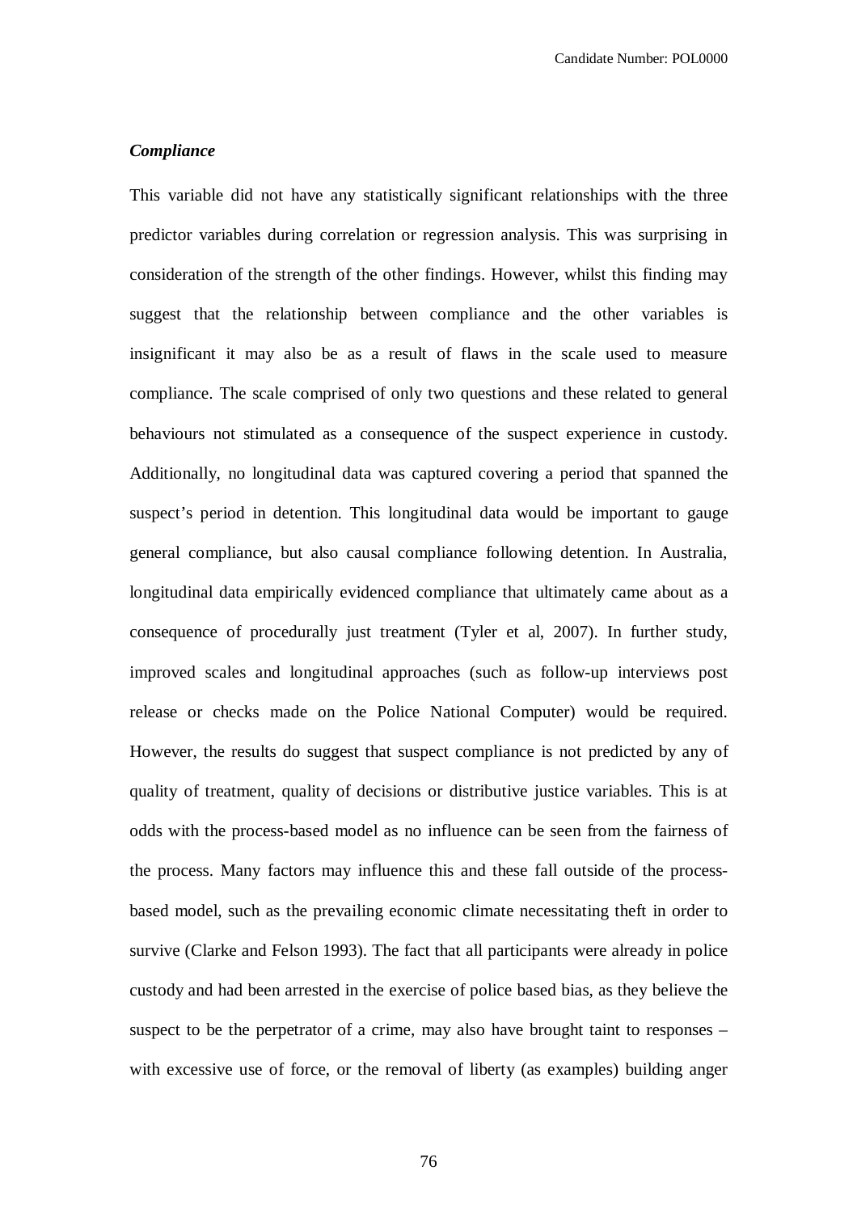***Compliance***

This variable did not have any statistically significant relationships with the three predictor variables during correlation or regression analysis. This was surprising in consideration of the strength of the other findings. However, whilst this finding may suggest that the relationship between compliance and the other variables is insignificant it may also be as a result of flaws in the scale used to measure compliance. The scale comprised of only two questions and these related to general behaviours not stimulated as a consequence of the suspect experience in custody. Additionally, no longitudinal data was captured covering a period that spanned the suspect's period in detention. This longitudinal data would be important to gauge general compliance, but also causal compliance following detention. In Australia, longitudinal data empirically evidenced compliance that ultimately came about as a consequence of procedurally just treatment (Tyler et al, 2007). In further study, improved scales and longitudinal approaches (such as follow-up interviews post release or checks made on the Police National Computer) would be required. However, the results do suggest that suspect compliance is not predicted by any of quality of treatment, quality of decisions or distributive justice variables. This is at odds with the process-based model as no influence can be seen from the fairness of the process. Many factors may influence this and these fall outside of the process-based model, such as the prevailing economic climate necessitating theft in order to survive (Clarke and Felson 1993). The fact that all participants were already in police custody and had been arrested in the exercise of police based bias, as they believe the suspect to be the perpetrator of a crime, may also have brought taint to responses – with excessive use of force, or the removal of liberty (as examples) building anger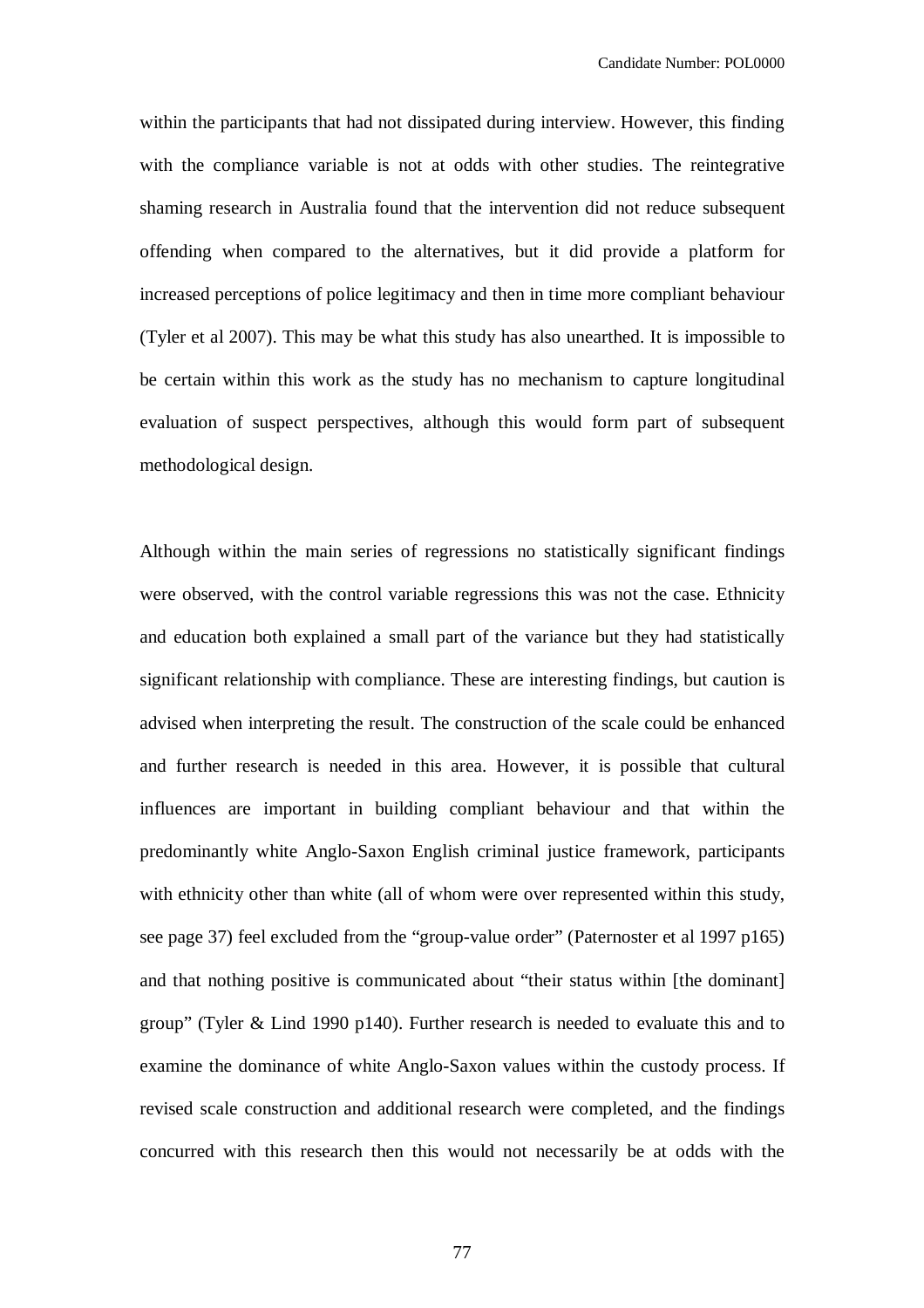within the participants that had not dissipated during interview. However, this finding with the compliance variable is not at odds with other studies. The reintegrative shaming research in Australia found that the intervention did not reduce subsequent offending when compared to the alternatives, but it did provide a platform for increased perceptions of police legitimacy and then in time more compliant behaviour (Tyler et al 2007). This may be what this study has also unearthed. It is impossible to be certain within this work as the study has no mechanism to capture longitudinal evaluation of suspect perspectives, although this would form part of subsequent methodological design.

Although within the main series of regressions no statistically significant findings were observed, with the control variable regressions this was not the case. Ethnicity and education both explained a small part of the variance but they had statistically significant relationship with compliance. These are interesting findings, but caution is advised when interpreting the result. The construction of the scale could be enhanced and further research is needed in this area. However, it is possible that cultural influences are important in building compliant behaviour and that within the predominantly white Anglo-Saxon English criminal justice framework, participants with ethnicity other than white (all of whom were over represented within this study, see page 37) feel excluded from the "group-value order" (Paternoster et al 1997 p165) and that nothing positive is communicated about "their status within [the dominant] group" (Tyler & Lind 1990 p140). Further research is needed to evaluate this and to examine the dominance of white Anglo-Saxon values within the custody process. If revised scale construction and additional research were completed, and the findings concurred with this research then this would not necessarily be at odds with the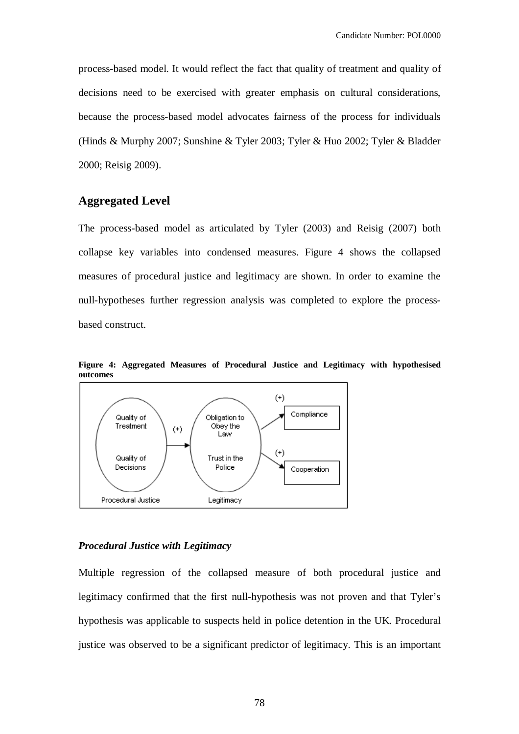process-based model. It would reflect the fact that quality of treatment and quality of decisions need to be exercised with greater emphasis on cultural considerations, because the process-based model advocates fairness of the process for individuals (Hinds & Murphy 2007; Sunshine & Tyler 2003; Tyler & Huo 2002; Tyler & Bladder 2000; Reisig 2009).

## Aggregated Level

The process-based model as articulated by Tyler (2003) and Reisig (2007) both collapse key variables into condensed measures. Figure 4 shows the collapsed measures of procedural justice and legitimacy are shown. In order to examine the null-hypotheses further regression analysis was completed to explore the process-based construct.

**Figure 4: Aggregated Measures of Procedural Justice and Legitimacy with hypothesised outcomes**

Quality of Treatment

Quality of Decisions

Procedural Justice

(+)

Obligation to Obey the Law

Trust in the Police

Legitimacy

(+)

Compliance

(+)

Cooperation

### *Procedural Justice with Legitimacy*

Multiple regression of the collapsed measure of both procedural justice and legitimacy confirmed that the first null-hypothesis was not proven and that Tyler's hypothesis was applicable to suspects held in police detention in the UK. Procedural justice was observed to be a significant predictor of legitimacy. This is an important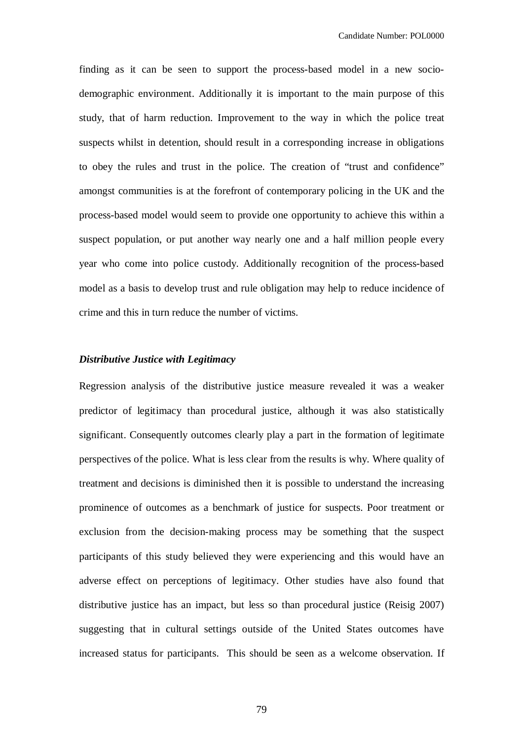finding as it can be seen to support the process-based model in a new socio-demographic environment. Additionally it is important to the main purpose of this study, that of harm reduction. Improvement to the way in which the police treat suspects whilst in detention, should result in a corresponding increase in obligations to obey the rules and trust in the police. The creation of "trust and confidence" amongst communities is at the forefront of contemporary policing in the UK and the process-based model would seem to provide one opportunity to achieve this within a suspect population, or put another way nearly one and a half million people every year who come into police custody. Additionally recognition of the process-based model as a basis to develop trust and rule obligation may help to reduce incidence of crime and this in turn reduce the number of victims.

***Distributive Justice with Legitimacy***

Regression analysis of the distributive justice measure revealed it was a weaker predictor of legitimacy than procedural justice, although it was also statistically significant. Consequently outcomes clearly play a part in the formation of legitimate perspectives of the police. What is less clear from the results is why. Where quality of treatment and decisions is diminished then it is possible to understand the increasing prominence of outcomes as a benchmark of justice for suspects. Poor treatment or exclusion from the decision-making process may be something that the suspect participants of this study believed they were experiencing and this would have an adverse effect on perceptions of legitimacy. Other studies have also found that distributive justice has an impact, but less so than procedural justice (Reisig 2007) suggesting that in cultural settings outside of the United States outcomes have increased status for participants. This should be seen as a welcome observation. If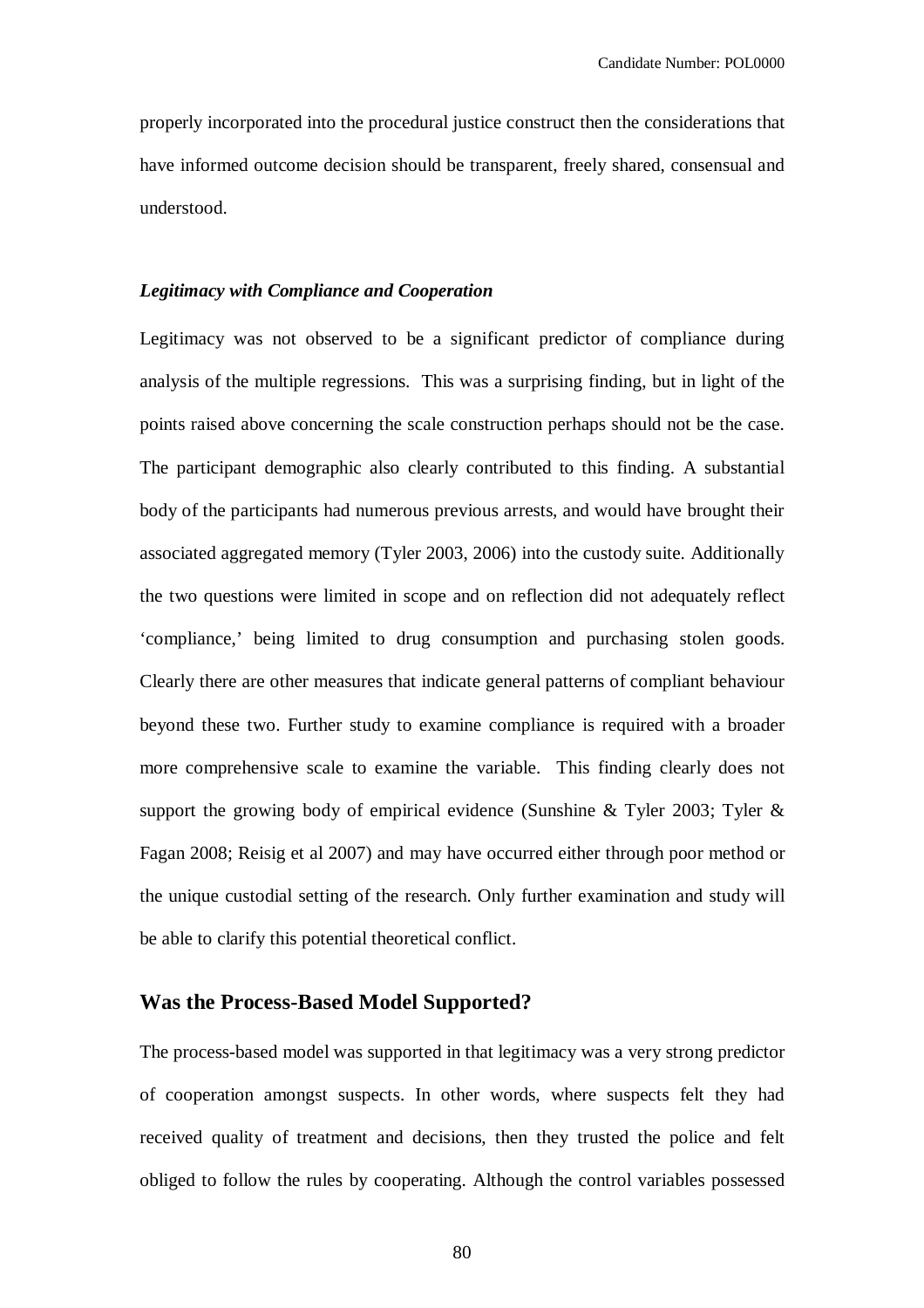properly incorporated into the procedural justice construct then the considerations that have informed outcome decision should be transparent, freely shared, consensual and understood.

***Legitimacy with Compliance and Cooperation***

Legitimacy was not observed to be a significant predictor of compliance during analysis of the multiple regressions. This was a surprising finding, but in light of the points raised above concerning the scale construction perhaps should not be the case. The participant demographic also clearly contributed to this finding. A substantial body of the participants had numerous previous arrests, and would have brought their associated aggregated memory (Tyler 2003, 2006) into the custody suite. Additionally the two questions were limited in scope and on reflection did not adequately reflect 'compliance,' being limited to drug consumption and purchasing stolen goods. Clearly there are other measures that indicate general patterns of compliant behaviour beyond these two. Further study to examine compliance is required with a broader more comprehensive scale to examine the variable. This finding clearly does not support the growing body of empirical evidence (Sunshine & Tyler 2003; Tyler & Fagan 2008; Reisig et al 2007) and may have occurred either through poor method or the unique custodial setting of the research. Only further examination and study will be able to clarify this potential theoretical conflict.

## Was the Process-Based Model Supported?

The process-based model was supported in that legitimacy was a very strong predictor of cooperation amongst suspects. In other words, where suspects felt they had received quality of treatment and decisions, then they trusted the police and felt obliged to follow the rules by cooperating. Although the control variables possessed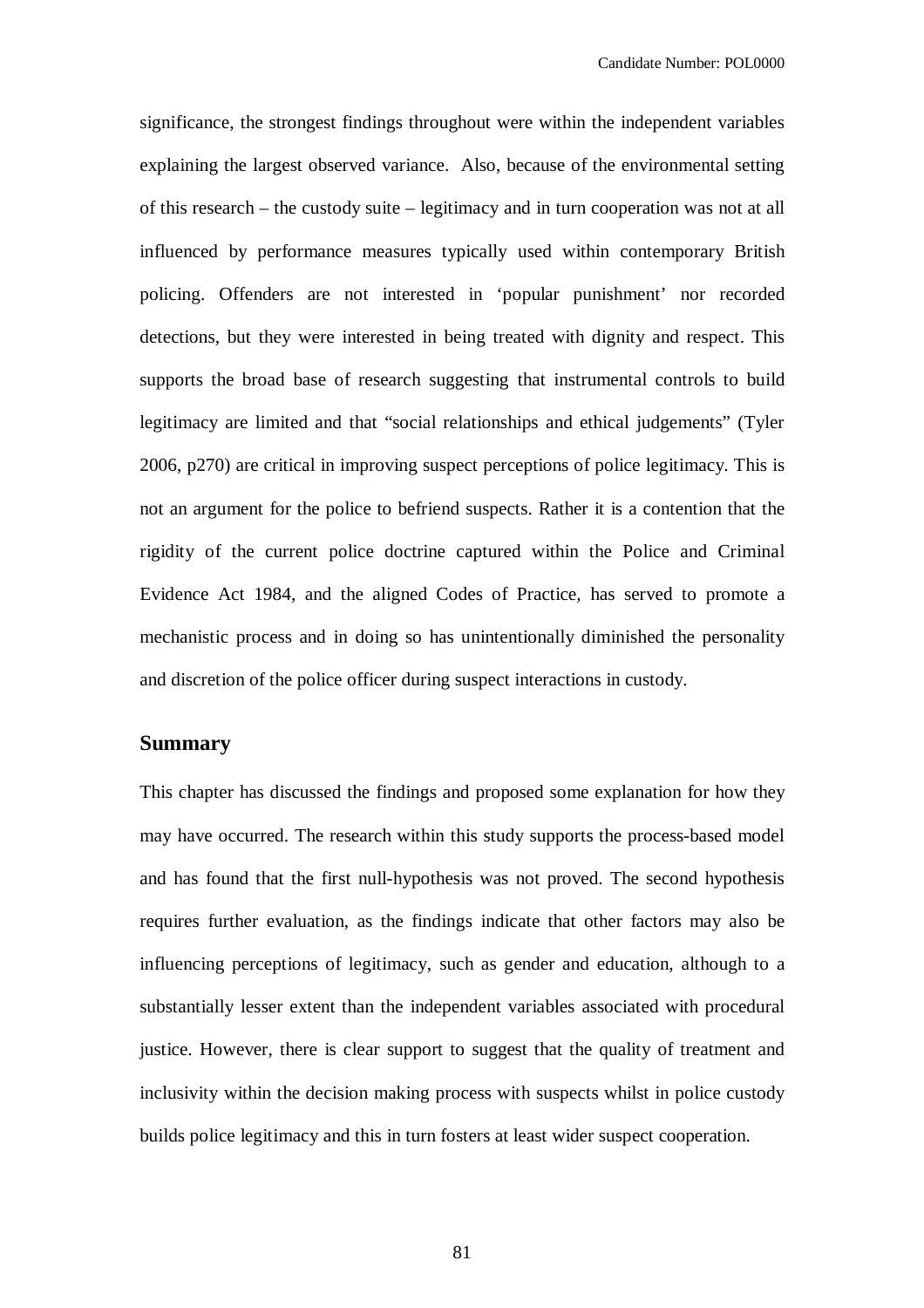significance, the strongest findings throughout were within the independent variables explaining the largest observed variance. Also, because of the environmental setting of this research – the custody suite – legitimacy and in turn cooperation was not at all influenced by performance measures typically used within contemporary British policing. Offenders are not interested in 'popular punishment' nor recorded detections, but they were interested in being treated with dignity and respect. This supports the broad base of research suggesting that instrumental controls to build legitimacy are limited and that "social relationships and ethical judgements" (Tyler 2006, p270) are critical in improving suspect perceptions of police legitimacy. This is not an argument for the police to befriend suspects. Rather it is a contention that the rigidity of the current police doctrine captured within the Police and Criminal Evidence Act 1984, and the aligned Codes of Practice, has served to promote a mechanistic process and in doing so has unintentionally diminished the personality and discretion of the police officer during suspect interactions in custody.

## Summary

This chapter has discussed the findings and proposed some explanation for how they may have occurred. The research within this study supports the process-based model and has found that the first null-hypothesis was not proved. The second hypothesis requires further evaluation, as the findings indicate that other factors may also be influencing perceptions of legitimacy, such as gender and education, although to a substantially lesser extent than the independent variables associated with procedural justice. However, there is clear support to suggest that the quality of treatment and inclusivity within the decision making process with suspects whilst in police custody builds police legitimacy and this in turn fosters at least wider suspect cooperation.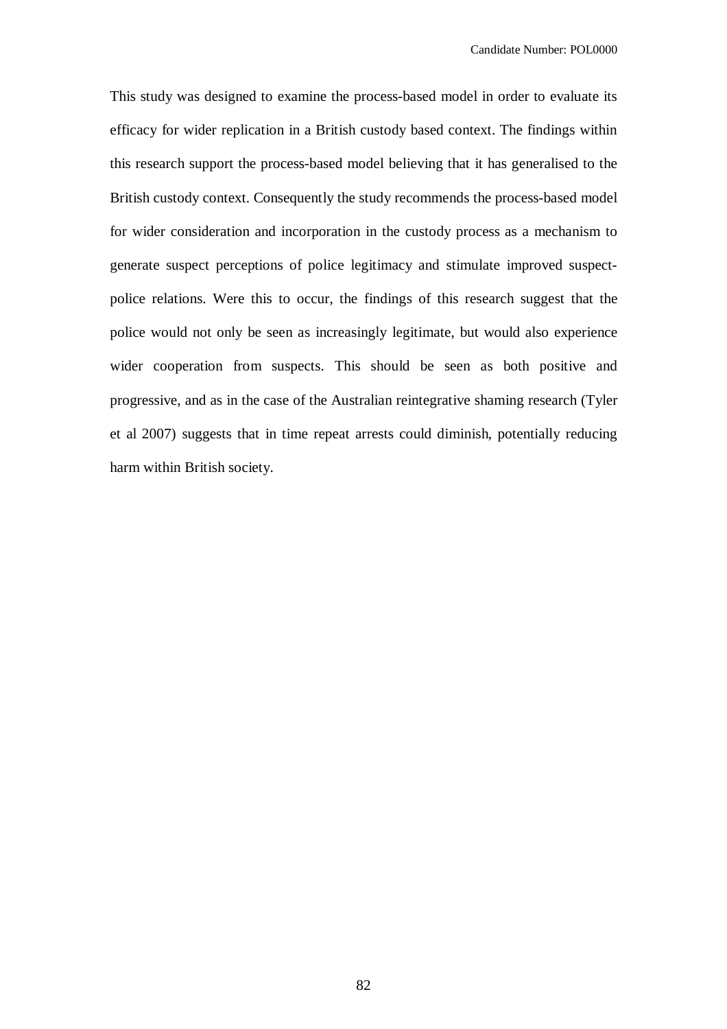This study was designed to examine the process-based model in order to evaluate its efficacy for wider replication in a British custody based context. The findings within this research support the process-based model believing that it has generalised to the British custody context. Consequently the study recommends the process-based model for wider consideration and incorporation in the custody process as a mechanism to generate suspect perceptions of police legitimacy and stimulate improved suspect-police relations. Were this to occur, the findings of this research suggest that the police would not only be seen as increasingly legitimate, but would also experience wider cooperation from suspects. This should be seen as both positive and progressive, and as in the case of the Australian reintegrative shaming research (Tyler et al 2007) suggests that in time repeat arrests could diminish, potentially reducing harm within British society.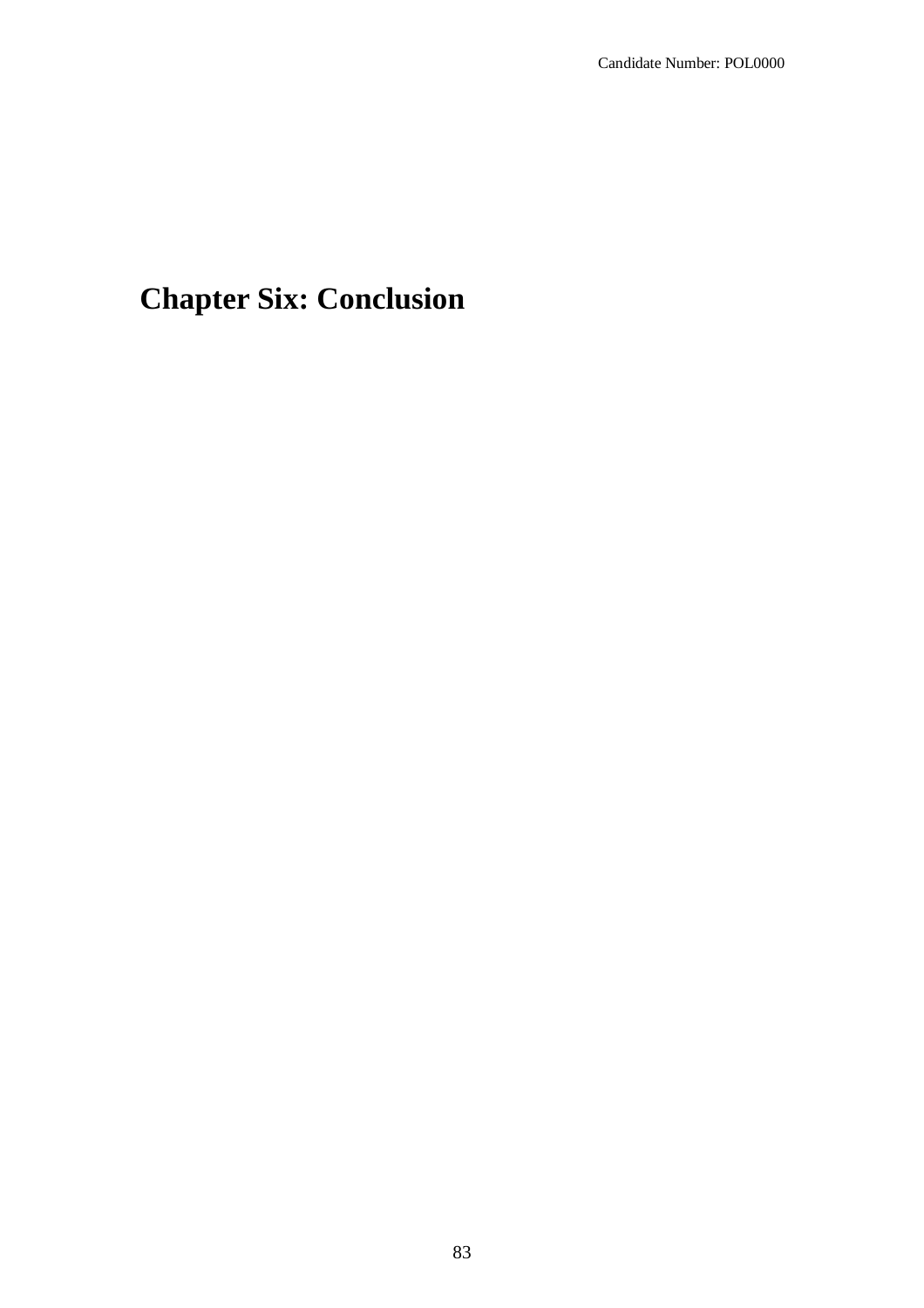# Chapter Six: Conclusion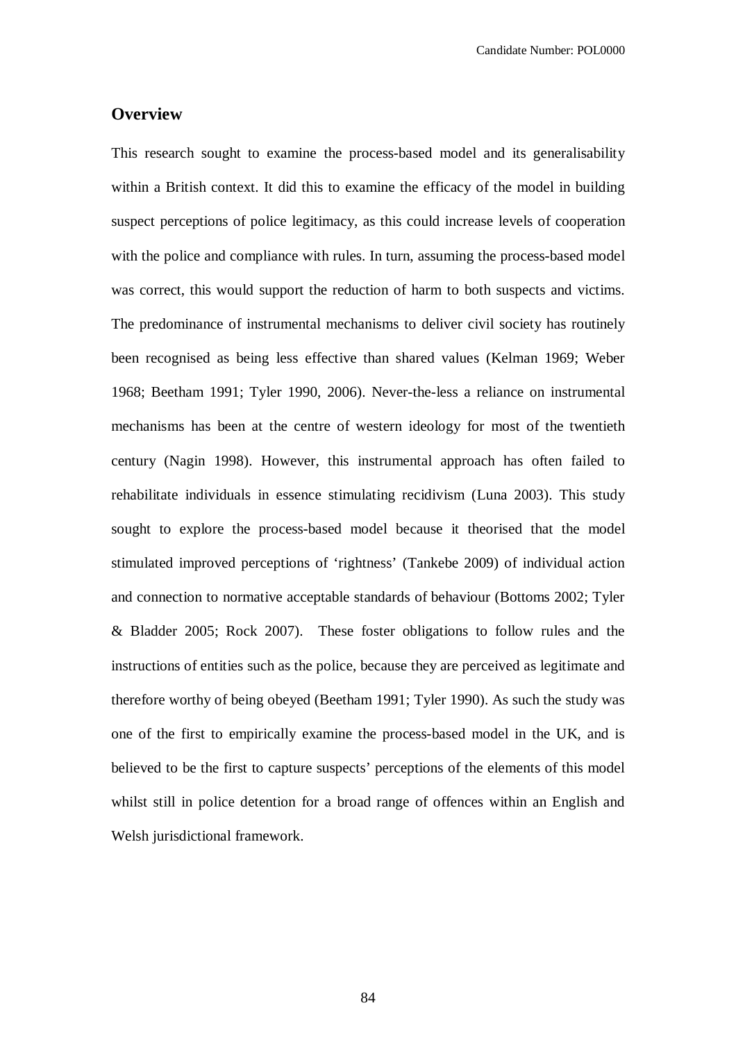## Overview

This research sought to examine the process-based model and its generalisability within a British context. It did this to examine the efficacy of the model in building suspect perceptions of police legitimacy, as this could increase levels of cooperation with the police and compliance with rules. In turn, assuming the process-based model was correct, this would support the reduction of harm to both suspects and victims. The predominance of instrumental mechanisms to deliver civil society has routinely been recognised as being less effective than shared values (Kelman 1969; Weber 1968; Beetham 1991; Tyler 1990, 2006). Never-the-less a reliance on instrumental mechanisms has been at the centre of western ideology for most of the twentieth century (Nagin 1998). However, this instrumental approach has often failed to rehabilitate individuals in essence stimulating recidivism (Luna 2003). This study sought to explore the process-based model because it theorised that the model stimulated improved perceptions of 'rightness' (Tankebe 2009) of individual action and connection to normative acceptable standards of behaviour (Bottoms 2002; Tyler & Bladder 2005; Rock 2007). These foster obligations to follow rules and the instructions of entities such as the police, because they are perceived as legitimate and therefore worthy of being obeyed (Beetham 1991; Tyler 1990). As such the study was one of the first to empirically examine the process-based model in the UK, and is believed to be the first to capture suspects' perceptions of the elements of this model whilst still in police detention for a broad range of offences within an English and Welsh jurisdictional framework.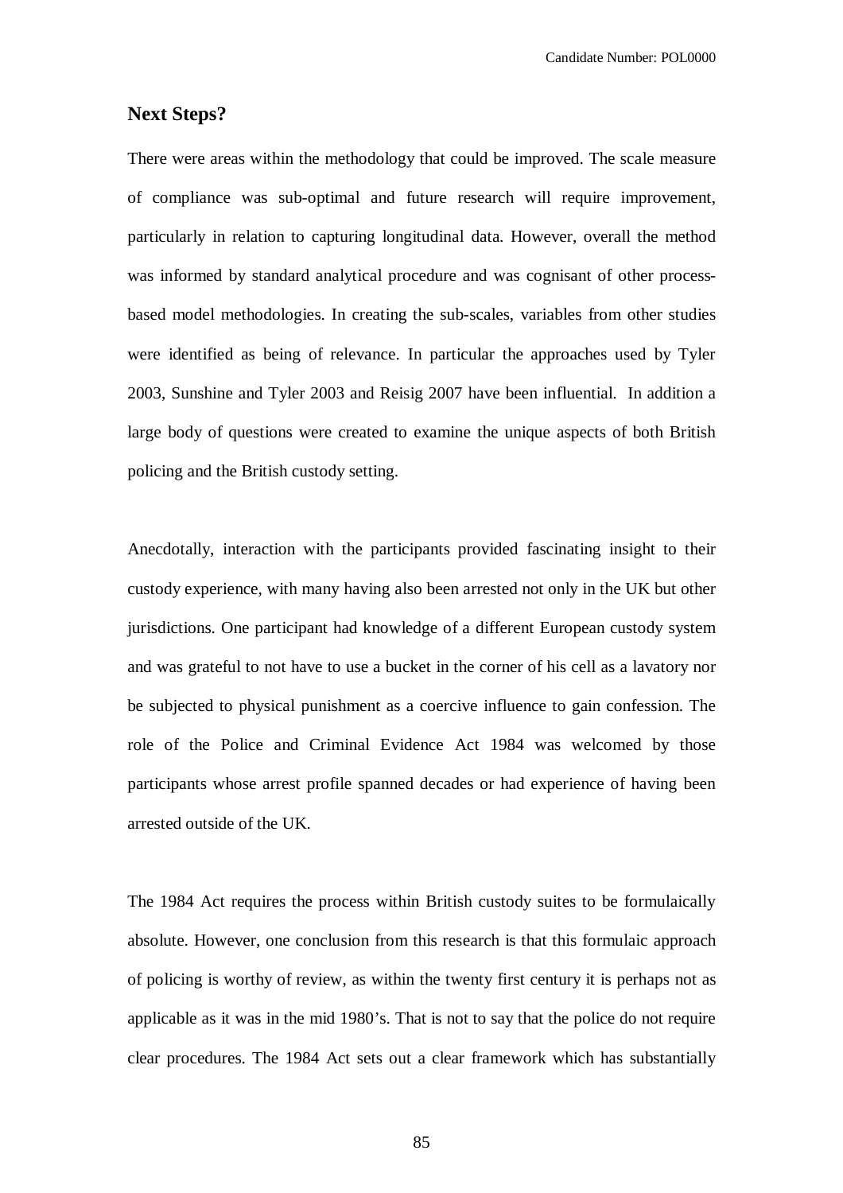## Next Steps?

There were areas within the methodology that could be improved. The scale measure of compliance was sub-optimal and future research will require improvement, particularly in relation to capturing longitudinal data. However, overall the method was informed by standard analytical procedure and was cognisant of other process-based model methodologies. In creating the sub-scales, variables from other studies were identified as being of relevance. In particular the approaches used by Tyler 2003, Sunshine and Tyler 2003 and Reisig 2007 have been influential. In addition a large body of questions were created to examine the unique aspects of both British policing and the British custody setting.

Anecdotally, interaction with the participants provided fascinating insight to their custody experience, with many having also been arrested not only in the UK but other jurisdictions. One participant had knowledge of a different European custody system and was grateful to not have to use a bucket in the corner of his cell as a lavatory nor be subjected to physical punishment as a coercive influence to gain confession. The role of the Police and Criminal Evidence Act 1984 was welcomed by those participants whose arrest profile spanned decades or had experience of having been arrested outside of the UK.

The 1984 Act requires the process within British custody suites to be formulaically absolute. However, one conclusion from this research is that this formulaic approach of policing is worthy of review, as within the twenty first century it is perhaps not as applicable as it was in the mid 1980's. That is not to say that the police do not require clear procedures. The 1984 Act sets out a clear framework which has substantially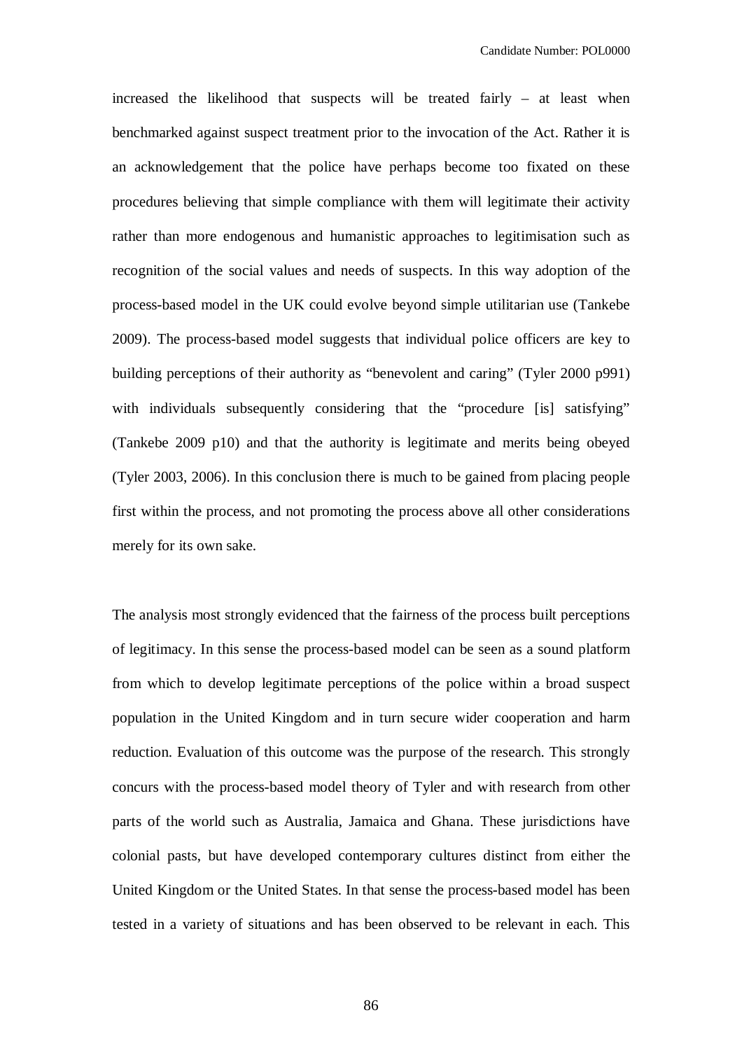increased the likelihood that suspects will be treated fairly – at least when benchmarked against suspect treatment prior to the invocation of the Act. Rather it is an acknowledgement that the police have perhaps become too fixated on these procedures believing that simple compliance with them will legitimate their activity rather than more endogenous and humanistic approaches to legitimisation such as recognition of the social values and needs of suspects. In this way adoption of the process-based model in the UK could evolve beyond simple utilitarian use (Tankebe 2009). The process-based model suggests that individual police officers are key to building perceptions of their authority as "benevolent and caring" (Tyler 2000 p991) with individuals subsequently considering that the "procedure [is] satisfying" (Tankebe 2009 p10) and that the authority is legitimate and merits being obeyed (Tyler 2003, 2006). In this conclusion there is much to be gained from placing people first within the process, and not promoting the process above all other considerations merely for its own sake.

The analysis most strongly evidenced that the fairness of the process built perceptions of legitimacy. In this sense the process-based model can be seen as a sound platform from which to develop legitimate perceptions of the police within a broad suspect population in the United Kingdom and in turn secure wider cooperation and harm reduction. Evaluation of this outcome was the purpose of the research. This strongly concurs with the process-based model theory of Tyler and with research from other parts of the world such as Australia, Jamaica and Ghana. These jurisdictions have colonial pasts, but have developed contemporary cultures distinct from either the United Kingdom or the United States. In that sense the process-based model has been tested in a variety of situations and has been observed to be relevant in each. This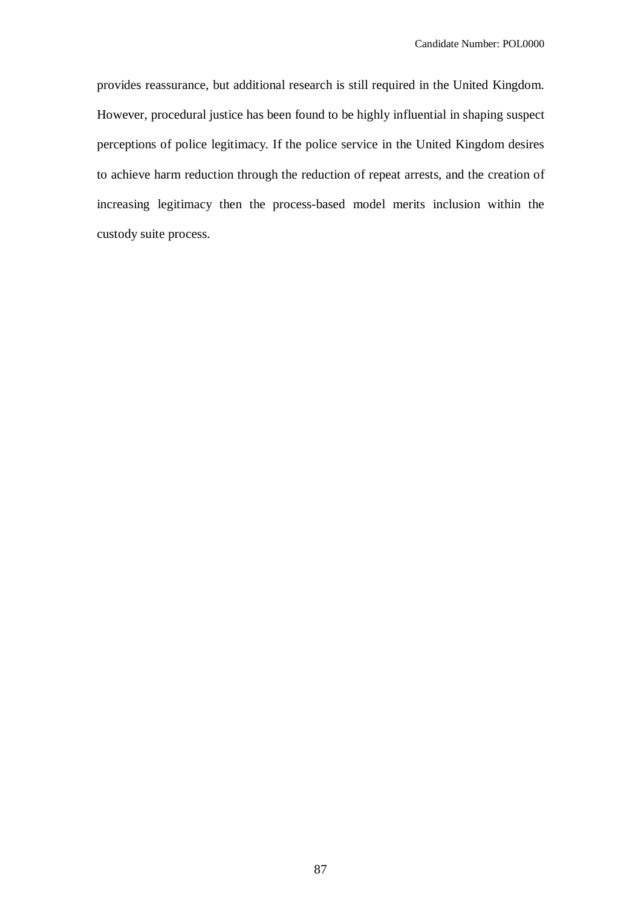provides reassurance, but additional research is still required in the United Kingdom. However, procedural justice has been found to be highly influential in shaping suspect perceptions of police legitimacy. If the police service in the United Kingdom desires to achieve harm reduction through the reduction of repeat arrests, and the creation of increasing legitimacy then the process-based model merits inclusion within the custody suite process.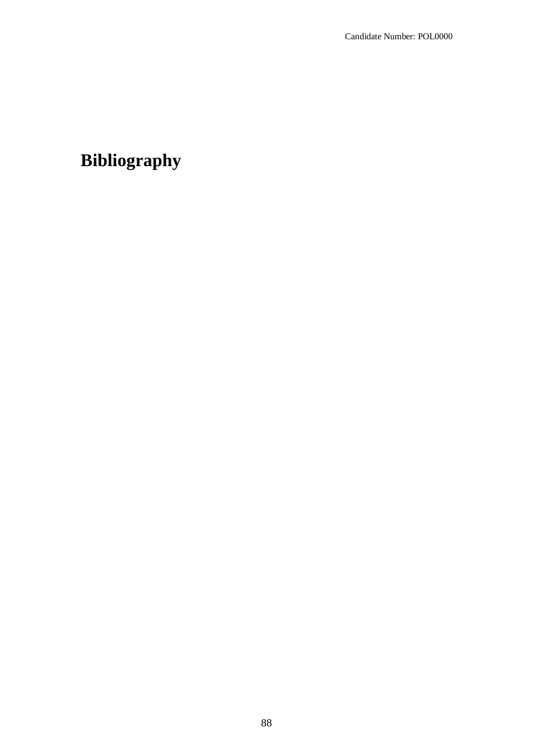# Bibliography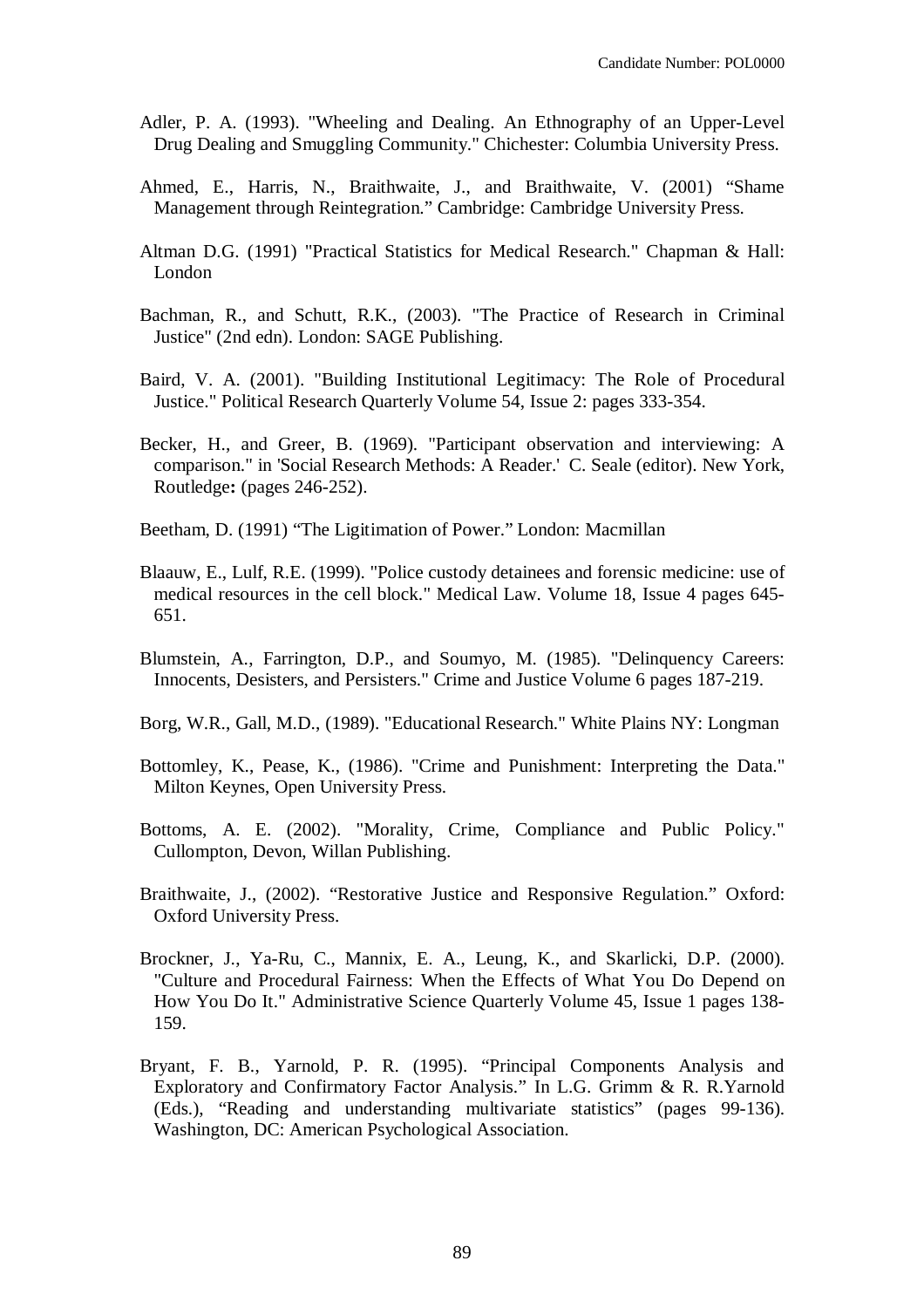Adler, P. A. (1993). "Wheeling and Dealing. An Ethnography of an Upper-Level Drug Dealing and Smuggling Community." Chichester: Columbia University Press.

Ahmed, E., Harris, N., Braithwaite, J., and Braithwaite, V. (2001) "Shame Management through Reintegration." Cambridge: Cambridge University Press.

Altman D.G. (1991) "Practical Statistics for Medical Research." Chapman & Hall: London

Bachman, R., and Schutt, R.K., (2003). "The Practice of Research in Criminal Justice" (2nd edn). London: SAGE Publishing.

Baird, V. A. (2001). "Building Institutional Legitimacy: The Role of Procedural Justice." Political Research Quarterly Volume 54, Issue 2: pages 333-354.

Becker, H., and Greer, B. (1969). "Participant observation and interviewing: A comparison." in 'Social Research Methods: A Reader.' C. Seale (editor). New York, Routledge**:** (pages 246-252).

Beetham, D. (1991) "The Ligitimation of Power." London: Macmillan

Blaauw, E., Lulf, R.E. (1999). "Police custody detainees and forensic medicine: use of medical resources in the cell block." Medical Law. Volume 18, Issue 4 pages 645-651.

Blumstein, A., Farrington, D.P., and Soumyo, M. (1985). "Delinquency Careers: Innocents, Desisters, and Persisters." Crime and Justice Volume 6 pages 187-219.

Borg, W.R., Gall, M.D., (1989). "Educational Research." White Plains NY: Longman

Bottomley, K., Pease, K., (1986). "Crime and Punishment: Interpreting the Data." Milton Keynes, Open University Press.

Bottoms, A. E. (2002). "Morality, Crime, Compliance and Public Policy." Cullompton, Devon, Willan Publishing.

Braithwaite, J., (2002). "Restorative Justice and Responsive Regulation." Oxford: Oxford University Press.

Brockner, J., Ya-Ru, C., Mannix, E. A., Leung, K., and Skarlicki, D.P. (2000). "Culture and Procedural Fairness: When the Effects of What You Do Depend on How You Do It." Administrative Science Quarterly Volume 45, Issue 1 pages 138-159.

Bryant, F. B., Yarnold, P. R. (1995). "Principal Components Analysis and Exploratory and Confirmatory Factor Analysis." In L.G. Grimm & R. R.Yarnold (Eds.), "Reading and understanding multivariate statistics" (pages 99-136). Washington, DC: American Psychological Association.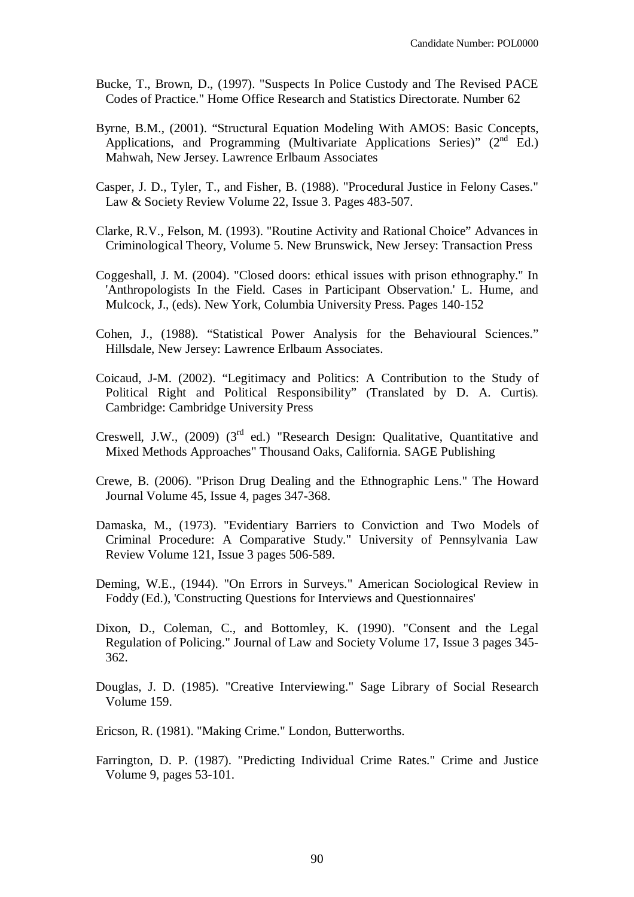Bucke, T., Brown, D., (1997). "Suspects In Police Custody and The Revised PACE Codes of Practice." Home Office Research and Statistics Directorate. Number 62

Byrne, B.M., (2001). "Structural Equation Modeling With AMOS: Basic Concepts, Applications, and Programming (Multivariate Applications Series)" (2nd Ed.) Mahwah, New Jersey. Lawrence Erlbaum Associates

Casper, J. D., Tyler, T., and Fisher, B. (1988). "Procedural Justice in Felony Cases." Law & Society Review Volume 22, Issue 3. Pages 483-507.

Clarke, R.V., Felson, M. (1993). "Routine Activity and Rational Choice" Advances in Criminological Theory, Volume 5. New Brunswick, New Jersey: Transaction Press

Coggeshall, J. M. (2004). "Closed doors: ethical issues with prison ethnography." In 'Anthropologists In the Field. Cases in Participant Observation.' L. Hume, and Mulcock, J., (eds). New York, Columbia University Press. Pages 140-152

Cohen, J., (1988). "Statistical Power Analysis for the Behavioural Sciences." Hillsdale, New Jersey: Lawrence Erlbaum Associates.

Coicaud, J-M. (2002). "Legitimacy and Politics: A Contribution to the Study of Political Right and Political Responsibility" (Translated by D. A. Curtis). Cambridge: Cambridge University Press

Creswell, J.W., (2009) (3rd ed.) "Research Design: Qualitative, Quantitative and Mixed Methods Approaches" Thousand Oaks, California. SAGE Publishing

Crewe, B. (2006). "Prison Drug Dealing and the Ethnographic Lens." The Howard Journal Volume 45, Issue 4, pages 347-368.

Damaska, M., (1973). "Evidentiary Barriers to Conviction and Two Models of Criminal Procedure: A Comparative Study." University of Pennsylvania Law Review Volume 121, Issue 3 pages 506-589.

Deming, W.E., (1944). "On Errors in Surveys." American Sociological Review in Foddy (Ed.), 'Constructing Questions for Interviews and Questionnaires'

Dixon, D., Coleman, C., and Bottomley, K. (1990). "Consent and the Legal Regulation of Policing." Journal of Law and Society Volume 17, Issue 3 pages 345-362.

Douglas, J. D. (1985). "Creative Interviewing." Sage Library of Social Research Volume 159.

Ericson, R. (1981). "Making Crime." London, Butterworths.

Farrington, D. P. (1987). "Predicting Individual Crime Rates." Crime and Justice Volume 9, pages 53-101.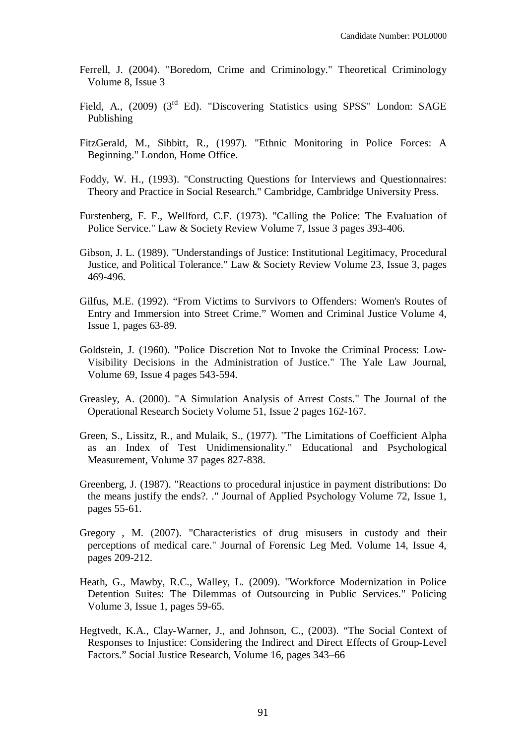Ferrell, J. (2004). "Boredom, Crime and Criminology." Theoretical Criminology Volume 8, Issue 3

Field, A., (2009) (3rd Ed). "Discovering Statistics using SPSS" London: SAGE Publishing

FitzGerald, M., Sibbitt, R., (1997). "Ethnic Monitoring in Police Forces: A Beginning." London, Home Office.

Foddy, W. H., (1993). "Constructing Questions for Interviews and Questionnaires: Theory and Practice in Social Research." Cambridge, Cambridge University Press.

Furstenberg, F. F., Wellford, C.F. (1973). "Calling the Police: The Evaluation of Police Service." Law & Society Review Volume 7, Issue 3 pages 393-406.

Gibson, J. L. (1989). "Understandings of Justice: Institutional Legitimacy, Procedural Justice, and Political Tolerance." Law & Society Review Volume 23, Issue 3, pages 469-496.

Gilfus, M.E. (1992). "From Victims to Survivors to Offenders: Women's Routes of Entry and Immersion into Street Crime." Women and Criminal Justice Volume 4, Issue 1, pages 63-89.

Goldstein, J. (1960). "Police Discretion Not to Invoke the Criminal Process: Low-Visibility Decisions in the Administration of Justice." The Yale Law Journal, Volume 69, Issue 4 pages 543-594.

Greasley, A. (2000). "A Simulation Analysis of Arrest Costs." The Journal of the Operational Research Society Volume 51, Issue 2 pages 162-167.

Green, S., Lissitz, R., and Mulaik, S., (1977). "The Limitations of Coefficient Alpha as an Index of Test Unidimensionality." Educational and Psychological Measurement, Volume 37 pages 827-838.

Greenberg, J. (1987). "Reactions to procedural injustice in payment distributions: Do the means justify the ends?. ." Journal of Applied Psychology Volume 72, Issue 1, pages 55-61.

Gregory , M. (2007). "Characteristics of drug misusers in custody and their perceptions of medical care." Journal of Forensic Leg Med. Volume 14, Issue 4, pages 209-212.

Heath, G., Mawby, R.C., Walley, L. (2009). "Workforce Modernization in Police Detention Suites: The Dilemmas of Outsourcing in Public Services." Policing Volume 3, Issue 1, pages 59-65.

Hegtvedt, K.A., Clay-Warner, J., and Johnson, C., (2003). "The Social Context of Responses to Injustice: Considering the Indirect and Direct Effects of Group-Level Factors." Social Justice Research, Volume 16, pages 343–66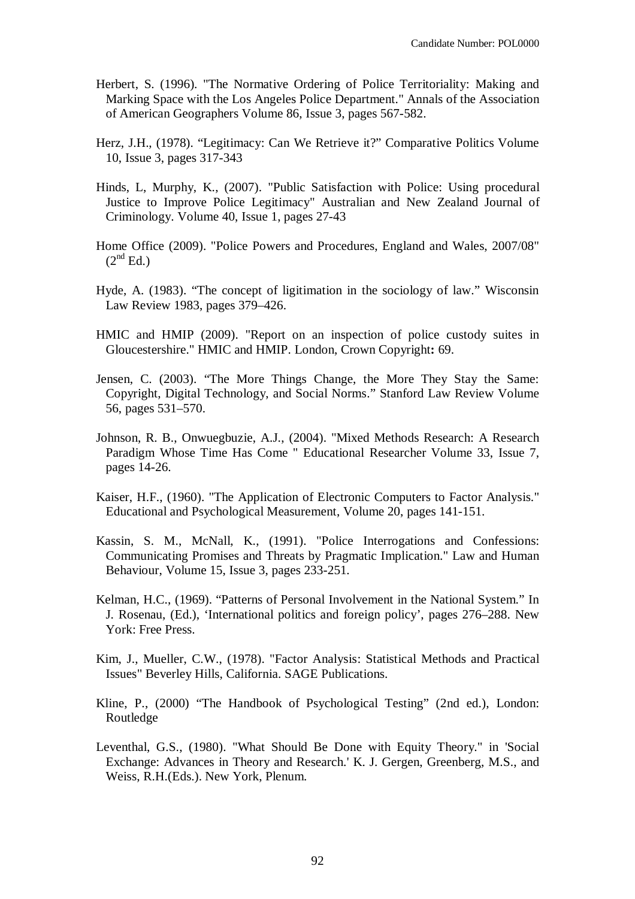Herbert, S. (1996). "The Normative Ordering of Police Territoriality: Making and Marking Space with the Los Angeles Police Department." Annals of the Association of American Geographers Volume 86, Issue 3, pages 567-582.

Herz, J.H., (1978). “Legitimacy: Can We Retrieve it?” Comparative Politics Volume 10, Issue 3, pages 317-343

Hinds, L, Murphy, K., (2007). "Public Satisfaction with Police: Using procedural Justice to Improve Police Legitimacy" Australian and New Zealand Journal of Criminology. Volume 40, Issue 1, pages 27-43

Home Office (2009). "Police Powers and Procedures, England and Wales, 2007/08" (2nd Ed.)

Hyde, A. (1983). “The concept of ligitimation in the sociology of law.” Wisconsin Law Review 1983, pages 379–426.

HMIC and HMIP (2009). "Report on an inspection of police custody suites in Gloucestershire." HMIC and HMIP. London, Crown Copyright**:** 69.

Jensen, C. (2003). “The More Things Change, the More They Stay the Same: Copyright, Digital Technology, and Social Norms.” Stanford Law Review Volume 56, pages 531–570.

Johnson, R. B., Onwuegbuzie, A.J., (2004). "Mixed Methods Research: A Research Paradigm Whose Time Has Come " Educational Researcher Volume 33, Issue 7, pages 14-26.

Kaiser, H.F., (1960). "The Application of Electronic Computers to Factor Analysis." Educational and Psychological Measurement, Volume 20, pages 141-151.

Kassin, S. M., McNall, K., (1991). "Police Interrogations and Confessions: Communicating Promises and Threats by Pragmatic Implication." Law and Human Behaviour, Volume 15, Issue 3, pages 233-251.

Kelman, H.C., (1969). “Patterns of Personal Involvement in the National System.” In J. Rosenau, (Ed.), ‘International politics and foreign policy’, pages 276–288. New York: Free Press.

Kim, J., Mueller, C.W., (1978). "Factor Analysis: Statistical Methods and Practical Issues" Beverley Hills, California. SAGE Publications.

Kline, P., (2000) “The Handbook of Psychological Testing” (2nd ed.), London: Routledge

Leventhal, G.S., (1980). "What Should Be Done with Equity Theory." in 'Social Exchange: Advances in Theory and Research.' K. J. Gergen, Greenberg, M.S., and Weiss, R.H.(Eds.). New York, Plenum.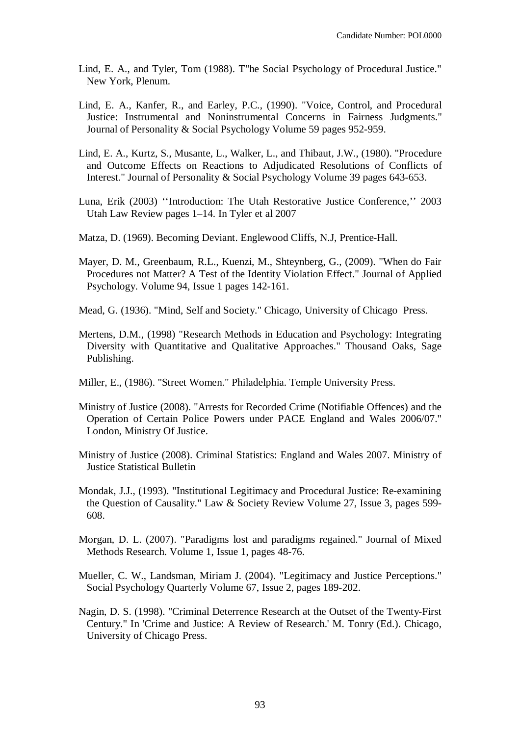Lind, E. A., and Tyler, Tom (1988). T"he Social Psychology of Procedural Justice." New York, Plenum.

Lind, E. A., Kanfer, R., and Earley, P.C., (1990). "Voice, Control, and Procedural Justice: Instrumental and Noninstrumental Concerns in Fairness Judgments." Journal of Personality & Social Psychology Volume 59 pages 952-959.

Lind, E. A., Kurtz, S., Musante, L., Walker, L., and Thibaut, J.W., (1980). "Procedure and Outcome Effects on Reactions to Adjudicated Resolutions of Conflicts of Interest." Journal of Personality & Social Psychology Volume 39 pages 643-653.

Luna, Erik (2003) ''Introduction: The Utah Restorative Justice Conference,'' 2003 Utah Law Review pages 1–14. In Tyler et al 2007

Matza, D. (1969). Becoming Deviant. Englewood Cliffs, N.J, Prentice-Hall.

Mayer, D. M., Greenbaum, R.L., Kuenzi, M., Shteynberg, G., (2009). "When do Fair Procedures not Matter? A Test of the Identity Violation Effect." Journal of Applied Psychology. Volume 94, Issue 1 pages 142-161.

Mead, G. (1936). "Mind, Self and Society." Chicago, University of Chicago Press.

Mertens, D.M., (1998) "Research Methods in Education and Psychology: Integrating Diversity with Quantitative and Qualitative Approaches." Thousand Oaks, Sage Publishing.

Miller, E., (1986). "Street Women." Philadelphia. Temple University Press.

Ministry of Justice (2008). "Arrests for Recorded Crime (Notifiable Offences) and the Operation of Certain Police Powers under PACE England and Wales 2006/07." London, Ministry Of Justice.

Ministry of Justice (2008). Criminal Statistics: England and Wales 2007. Ministry of Justice Statistical Bulletin

Mondak, J.J., (1993). "Institutional Legitimacy and Procedural Justice: Re-examining the Question of Causality." Law & Society Review Volume 27, Issue 3, pages 599-608.

Morgan, D. L. (2007). "Paradigms lost and paradigms regained." Journal of Mixed Methods Research. Volume 1, Issue 1, pages 48-76.

Mueller, C. W., Landsman, Miriam J. (2004). "Legitimacy and Justice Perceptions." Social Psychology Quarterly Volume 67, Issue 2, pages 189-202.

Nagin, D. S. (1998). "Criminal Deterrence Research at the Outset of the Twenty-First Century." In 'Crime and Justice: A Review of Research.' M. Tonry (Ed.). Chicago, University of Chicago Press.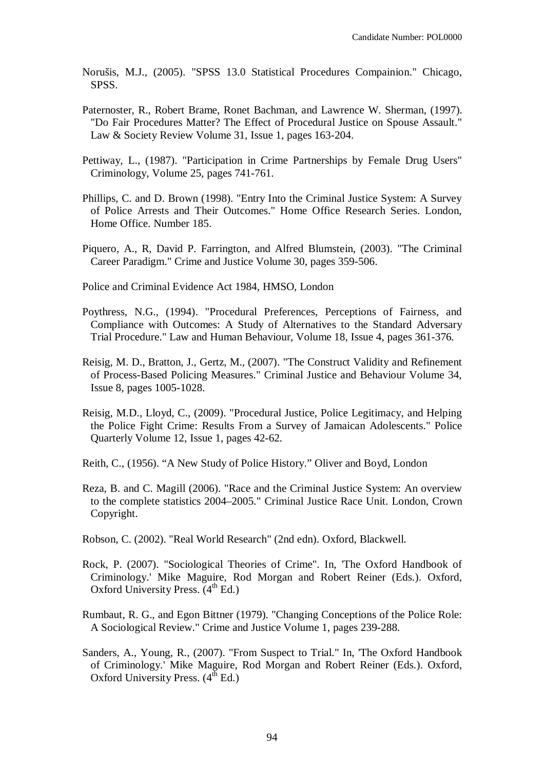Norušis, M.J., (2005). "SPSS 13.0 Statistical Procedures Compainion." Chicago, SPSS.

Paternoster, R., Robert Brame, Ronet Bachman, and Lawrence W. Sherman, (1997). "Do Fair Procedures Matter? The Effect of Procedural Justice on Spouse Assault." Law & Society Review Volume 31, Issue 1, pages 163-204.

Pettiway, L., (1987). "Participation in Crime Partnerships by Female Drug Users" Criminology, Volume 25, pages 741-761.

Phillips, C. and D. Brown (1998). "Entry Into the Criminal Justice System: A Survey of Police Arrests and Their Outcomes." Home Office Research Series. London, Home Office. Number 185.

Piquero, A., R, David P. Farrington, and Alfred Blumstein, (2003). "The Criminal Career Paradigm." Crime and Justice Volume 30, pages 359-506.

Police and Criminal Evidence Act 1984, HMSO, London

Poythress, N.G., (1994). "Procedural Preferences, Perceptions of Fairness, and Compliance with Outcomes: A Study of Alternatives to the Standard Adversary Trial Procedure." Law and Human Behaviour, Volume 18, Issue 4, pages 361-376.

Reisig, M. D., Bratton, J., Gertz, M., (2007). "The Construct Validity and Refinement of Process-Based Policing Measures." Criminal Justice and Behaviour Volume 34, Issue 8, pages 1005-1028.

Reisig, M.D., Lloyd, C., (2009). "Procedural Justice, Police Legitimacy, and Helping the Police Fight Crime: Results From a Survey of Jamaican Adolescents." Police Quarterly Volume 12, Issue 1, pages 42-62.

Reith, C., (1956). "A New Study of Police History." Oliver and Boyd, London

Reza, B. and C. Magill (2006). "Race and the Criminal Justice System: An overview to the complete statistics 2004–2005." Criminal Justice Race Unit. London, Crown Copyright.

Robson, C. (2002). "Real World Research" (2nd edn). Oxford, Blackwell.

Rock, P. (2007). "Sociological Theories of Crime". In, 'The Oxford Handbook of Criminology.' Mike Maguire, Rod Morgan and Robert Reiner (Eds.). Oxford, Oxford University Press. (4th Ed.)

Rumbaut, R. G., and Egon Bittner (1979). "Changing Conceptions of the Police Role: A Sociological Review." Crime and Justice Volume 1, pages 239-288.

Sanders, A., Young, R., (2007). "From Suspect to Trial." In, 'The Oxford Handbook of Criminology.' Mike Maguire, Rod Morgan and Robert Reiner (Eds.). Oxford, Oxford University Press. (4th Ed.)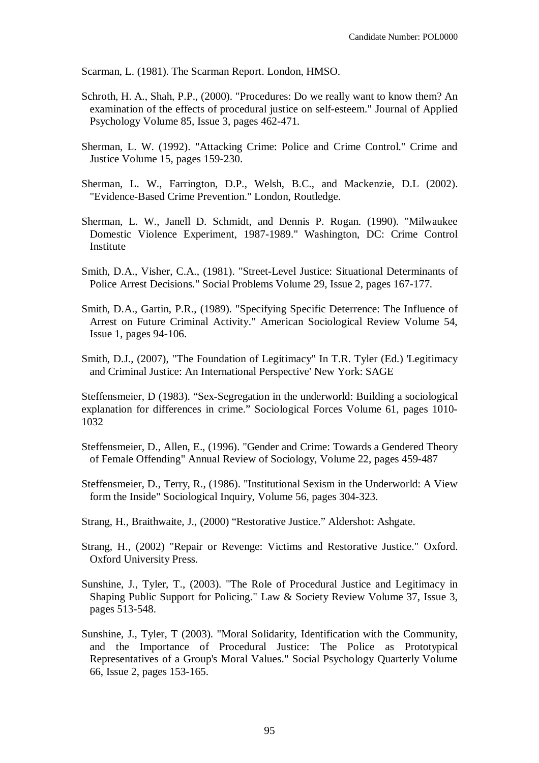Scarman, L. (1981). The Scarman Report. London, HMSO.

Schroth, H. A., Shah, P.P., (2000). "Procedures: Do we really want to know them? An examination of the effects of procedural justice on self-esteem." Journal of Applied Psychology Volume 85, Issue 3, pages 462-471.

Sherman, L. W. (1992). "Attacking Crime: Police and Crime Control." Crime and Justice Volume 15, pages 159-230.

Sherman, L. W., Farrington, D.P., Welsh, B.C., and Mackenzie, D.L (2002). "Evidence-Based Crime Prevention." London, Routledge.

Sherman, L. W., Janell D. Schmidt, and Dennis P. Rogan. (1990). "Milwaukee Domestic Violence Experiment, 1987-1989." Washington, DC: Crime Control Institute

Smith, D.A., Visher, C.A., (1981). "Street-Level Justice: Situational Determinants of Police Arrest Decisions." Social Problems Volume 29, Issue 2, pages 167-177.

Smith, D.A., Gartin, P.R., (1989). "Specifying Specific Deterrence: The Influence of Arrest on Future Criminal Activity." American Sociological Review Volume 54, Issue 1, pages 94-106.

Smith, D.J., (2007), "The Foundation of Legitimacy" In T.R. Tyler (Ed.) 'Legitimacy and Criminal Justice: An International Perspective' New York: SAGE

Steffensmeier, D (1983). "Sex-Segregation in the underworld: Building a sociological explanation for differences in crime." Sociological Forces Volume 61, pages 1010-1032

Steffensmeier, D., Allen, E., (1996). "Gender and Crime: Towards a Gendered Theory of Female Offending" Annual Review of Sociology, Volume 22, pages 459-487

Steffensmeier, D., Terry, R., (1986). "Institutional Sexism in the Underworld: A View form the Inside" Sociological Inquiry, Volume 56, pages 304-323.

Strang, H., Braithwaite, J., (2000) "Restorative Justice." Aldershot: Ashgate.

Strang, H., (2002) "Repair or Revenge: Victims and Restorative Justice." Oxford. Oxford University Press.

Sunshine, J., Tyler, T., (2003). "The Role of Procedural Justice and Legitimacy in Shaping Public Support for Policing." Law & Society Review Volume 37, Issue 3, pages 513-548.

Sunshine, J., Tyler, T (2003). "Moral Solidarity, Identification with the Community, and the Importance of Procedural Justice: The Police as Prototypical Representatives of a Group's Moral Values." Social Psychology Quarterly Volume 66, Issue 2, pages 153-165.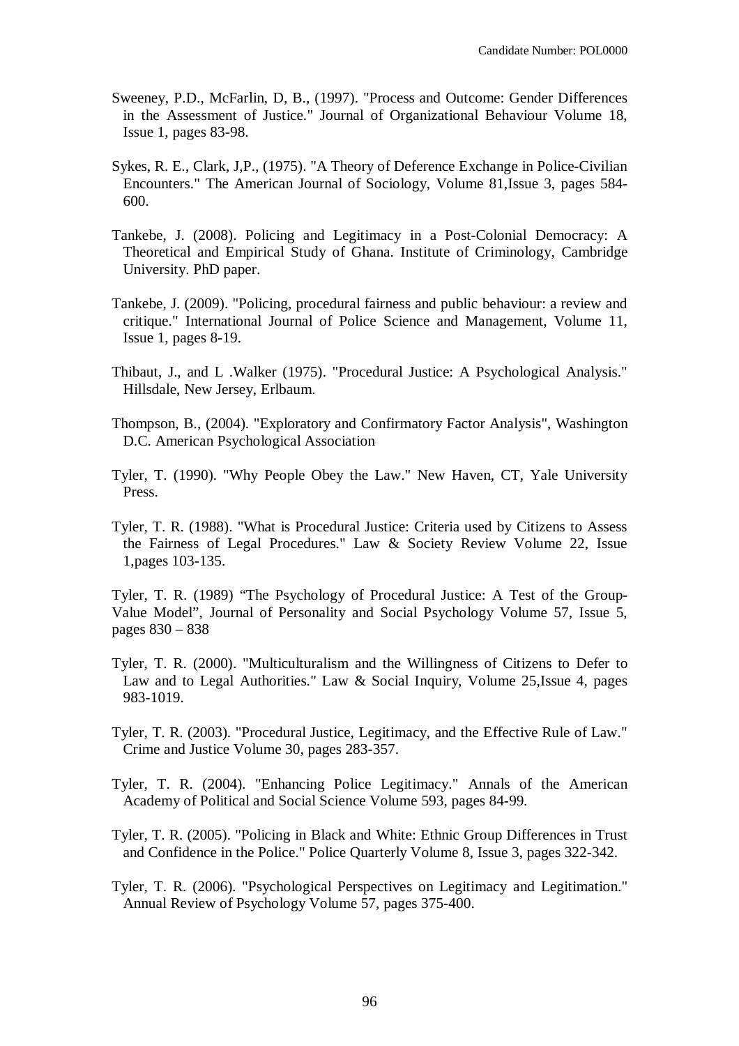Sweeney, P.D., McFarlin, D, B., (1997). "Process and Outcome: Gender Differences in the Assessment of Justice." Journal of Organizational Behaviour Volume 18, Issue 1, pages 83-98.

Sykes, R. E., Clark, J,P., (1975). "A Theory of Deference Exchange in Police-Civilian Encounters." The American Journal of Sociology, Volume 81,Issue 3, pages 584-600.

Tankebe, J. (2008). Policing and Legitimacy in a Post-Colonial Democracy: A Theoretical and Empirical Study of Ghana. Institute of Criminology, Cambridge University. PhD paper.

Tankebe, J. (2009). "Policing, procedural fairness and public behaviour: a review and critique." International Journal of Police Science and Management, Volume 11, Issue 1, pages 8-19.

Thibaut, J., and L .Walker (1975). "Procedural Justice: A Psychological Analysis." Hillsdale, New Jersey, Erlbaum.

Thompson, B., (2004). "Exploratory and Confirmatory Factor Analysis", Washington D.C. American Psychological Association

Tyler, T. (1990). "Why People Obey the Law." New Haven, CT, Yale University Press.

Tyler, T. R. (1988). "What is Procedural Justice: Criteria used by Citizens to Assess the Fairness of Legal Procedures." Law & Society Review Volume 22, Issue 1,pages 103-135.

Tyler, T. R. (1989) "The Psychology of Procedural Justice: A Test of the Group-Value Model", Journal of Personality and Social Psychology Volume 57, Issue 5, pages 830 – 838

Tyler, T. R. (2000). "Multiculturalism and the Willingness of Citizens to Defer to Law and to Legal Authorities." Law & Social Inquiry, Volume 25,Issue 4, pages 983-1019.

Tyler, T. R. (2003). "Procedural Justice, Legitimacy, and the Effective Rule of Law." Crime and Justice Volume 30, pages 283-357.

Tyler, T. R. (2004). "Enhancing Police Legitimacy." Annals of the American Academy of Political and Social Science Volume 593, pages 84-99.

Tyler, T. R. (2005). "Policing in Black and White: Ethnic Group Differences in Trust and Confidence in the Police." Police Quarterly Volume 8, Issue 3, pages 322-342.

Tyler, T. R. (2006). "Psychological Perspectives on Legitimacy and Legitimation." Annual Review of Psychology Volume 57, pages 375-400.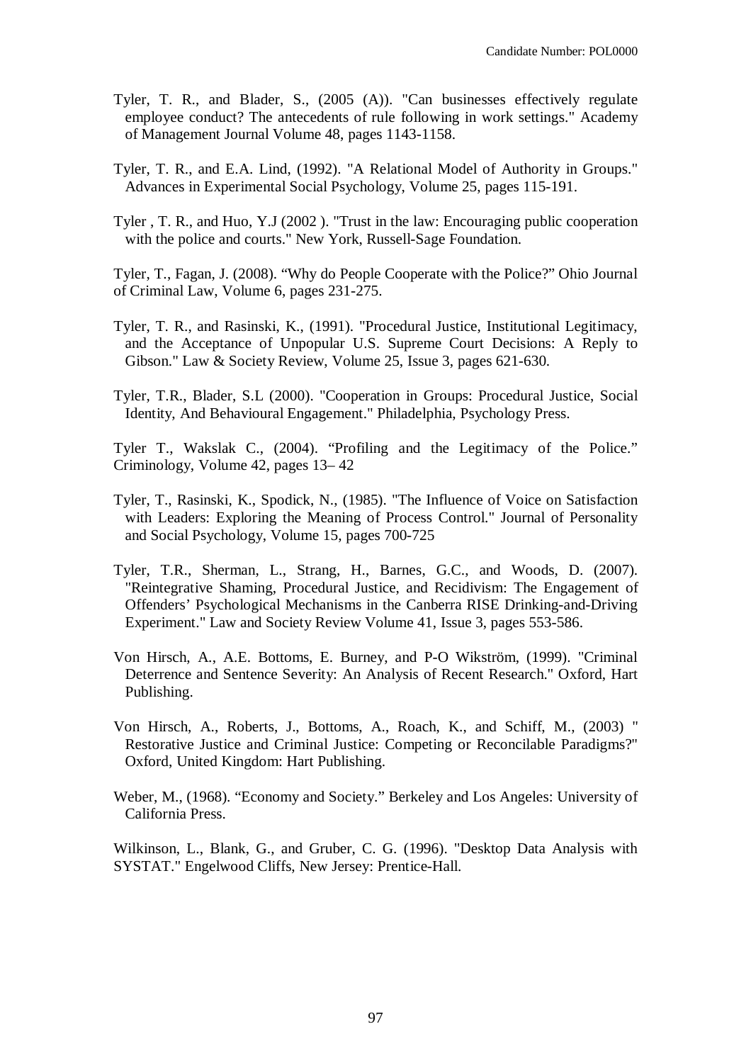Tyler, T. R., and Blader, S., (2005 (A)). "Can businesses effectively regulate employee conduct? The antecedents of rule following in work settings." Academy of Management Journal Volume 48, pages 1143-1158.

Tyler, T. R., and E.A. Lind, (1992). "A Relational Model of Authority in Groups." Advances in Experimental Social Psychology, Volume 25, pages 115-191.

Tyler , T. R., and Huo, Y.J (2002 ). "Trust in the law: Encouraging public cooperation with the police and courts." New York, Russell-Sage Foundation.

Tyler, T., Fagan, J. (2008). “Why do People Cooperate with the Police?” Ohio Journal of Criminal Law, Volume 6, pages 231-275.

Tyler, T. R., and Rasinski, K., (1991). "Procedural Justice, Institutional Legitimacy, and the Acceptance of Unpopular U.S. Supreme Court Decisions: A Reply to Gibson." Law & Society Review, Volume 25, Issue 3, pages 621-630.

Tyler, T.R., Blader, S.L (2000). "Cooperation in Groups: Procedural Justice, Social Identity, And Behavioural Engagement." Philadelphia, Psychology Press.

Tyler T., Wakslak C., (2004). “Profiling and the Legitimacy of the Police.” Criminology, Volume 42, pages 13– 42

Tyler, T., Rasinski, K., Spodick, N., (1985). "The Influence of Voice on Satisfaction with Leaders: Exploring the Meaning of Process Control." Journal of Personality and Social Psychology, Volume 15, pages 700-725

Tyler, T.R., Sherman, L., Strang, H., Barnes, G.C., and Woods, D. (2007). "Reintegrative Shaming, Procedural Justice, and Recidivism: The Engagement of Offenders’ Psychological Mechanisms in the Canberra RISE Drinking-and-Driving Experiment." Law and Society Review Volume 41, Issue 3, pages 553-586.

Von Hirsch, A., A.E. Bottoms, E. Burney, and P-O Wikström, (1999). "Criminal Deterrence and Sentence Severity: An Analysis of Recent Research." Oxford, Hart Publishing.

Von Hirsch, A., Roberts, J., Bottoms, A., Roach, K., and Schiff, M., (2003) " Restorative Justice and Criminal Justice: Competing or Reconcilable Paradigms?" Oxford, United Kingdom: Hart Publishing.

Weber, M., (1968). “Economy and Society.” Berkeley and Los Angeles: University of California Press.

Wilkinson, L., Blank, G., and Gruber, C. G. (1996). "Desktop Data Analysis with SYSTAT." Engelwood Cliffs, New Jersey: Prentice-Hall.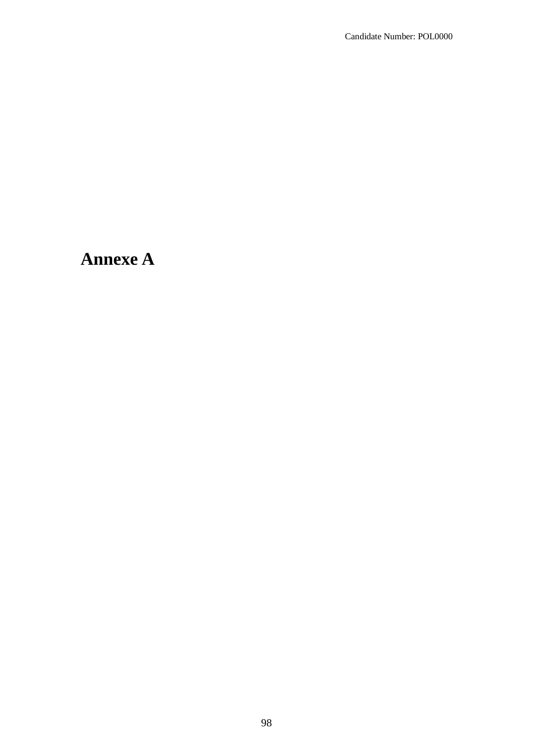# Annexe A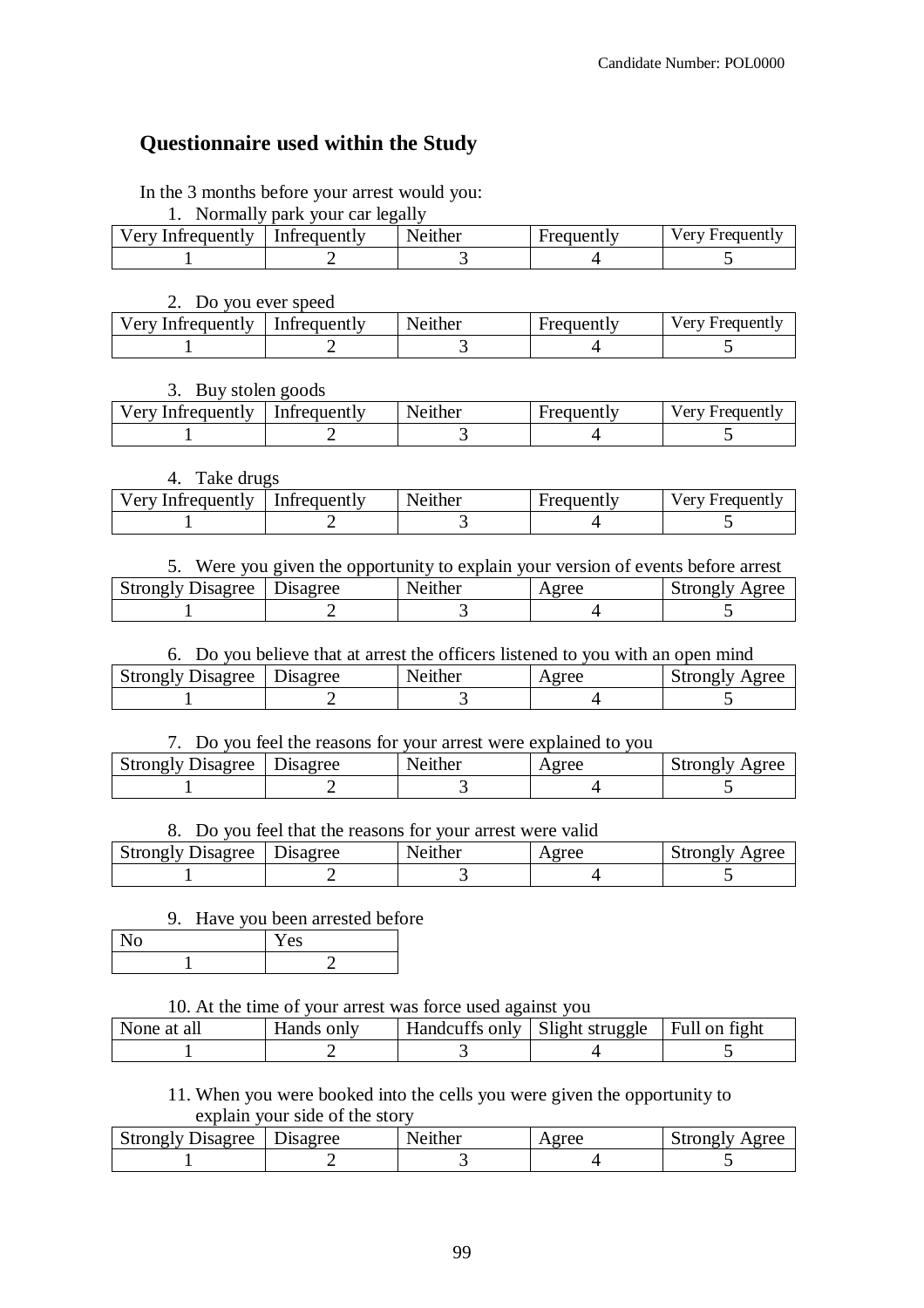## Questionnaire used within the Study

In the 3 months before your arrest would you:

1. Normally park your car legally

| Very Infrequently | Infrequently | Neither | Frequently | Very Frequently |
|---|---|---|---|---|
| 1 | 2 | 3 | 4 | 5 |

2. Do you ever speed

| Very Infrequently | Infrequently | Neither | Frequently | Very Frequently |
|---|---|---|---|---|
| 1 | 2 | 3 | 4 | 5 |

3. Buy stolen goods

| Very Infrequently | Infrequently | Neither | Frequently | Very Frequently |
|---|---|---|---|---|
| 1 | 2 | 3 | 4 | 5 |

4. Take drugs

| Very Infrequently | Infrequently | Neither | Frequently | Very Frequently |
|---|---|---|---|---|
| 1 | 2 | 3 | 4 | 5 |

5. Were you given the opportunity to explain your version of events before arrest

| Strongly Disagree | Disagree | Neither | Agree | Strongly Agree |
|---|---|---|---|---|
| 1 | 2 | 3 | 4 | 5 |

6. Do you believe that at arrest the officers listened to you with an open mind

| Strongly Disagree | Disagree | Neither | Agree | Strongly Agree |
|---|---|---|---|---|
| 1 | 2 | 3 | 4 | 5 |

7. Do you feel the reasons for your arrest were explained to you

| Strongly Disagree | Disagree | Neither | Agree | Strongly Agree |
|---|---|---|---|---|
| 1 | 2 | 3 | 4 | 5 |

8. Do you feel that the reasons for your arrest were valid

| Strongly Disagree | Disagree | Neither | Agree | Strongly Agree |
|---|---|---|---|---|
| 1 | 2 | 3 | 4 | 5 |

9. Have you been arrested before

| No | Yes |
|---|---|
| 1 | 2 |

10. At the time of your arrest was force used against you

| None at all | Hands only | Handcuffs only | Slight struggle | Full on fight |
|---|---|---|---|---|
| 1 | 2 | 3 | 4 | 5 |

11. When you were booked into the cells you were given the opportunity to explain your side of the story

| Strongly Disagree | Disagree | Neither | Agree | Strongly Agree |
|---|---|---|---|---|
| 1 | 2 | 3 | 4 | 5 |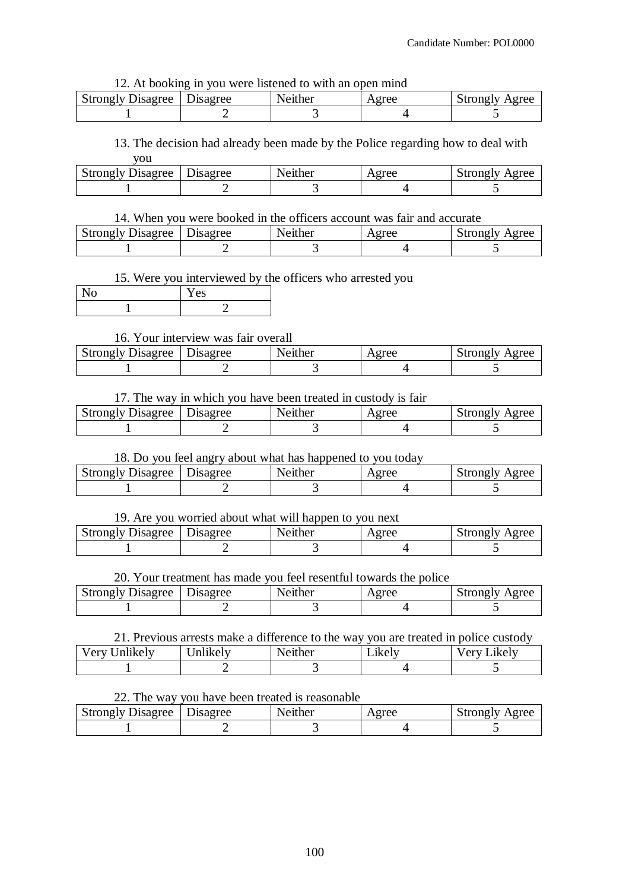12. At booking in you were listened to with an open mind

| Strongly Disagree | Disagree | Neither | Agree | Strongly Agree |
|---|---|---|---|---|
| 1 | 2 | 3 | 4 | 5 |

13. The decision had already been made by the Police regarding how to deal with you

| Strongly Disagree | Disagree | Neither | Agree | Strongly Agree |
|---|---|---|---|---|
| 1 | 2 | 3 | 4 | 5 |

14. When you were booked in the officers account was fair and accurate

| Strongly Disagree | Disagree | Neither | Agree | Strongly Agree |
|---|---|---|---|---|
| 1 | 2 | 3 | 4 | 5 |

15. Were you interviewed by the officers who arrested you

| No | Yes |
|---|---|
| 1 | 2 |

16. Your interview was fair overall

| Strongly Disagree | Disagree | Neither | Agree | Strongly Agree |
|---|---|---|---|---|
| 1 | 2 | 3 | 4 | 5 |

17. The way in which you have been treated in custody is fair

| Strongly Disagree | Disagree | Neither | Agree | Strongly Agree |
|---|---|---|---|---|
| 1 | 2 | 3 | 4 | 5 |

18. Do you feel angry about what has happened to you today

| Strongly Disagree | Disagree | Neither | Agree | Strongly Agree |
|---|---|---|---|---|
| 1 | 2 | 3 | 4 | 5 |

19. Are you worried about what will happen to you next

| Strongly Disagree | Disagree | Neither | Agree | Strongly Agree |
|---|---|---|---|---|
| 1 | 2 | 3 | 4 | 5 |

20. Your treatment has made you feel resentful towards the police

| Strongly Disagree | Disagree | Neither | Agree | Strongly Agree |
|---|---|---|---|---|
| 1 | 2 | 3 | 4 | 5 |

21. Previous arrests make a difference to the way you are treated in police custody

| Very Unlikely | Unlikely | Neither | Likely | Very Likely |
|---|---|---|---|---|
| 1 | 2 | 3 | 4 | 5 |

22. The way you have been treated is reasonable

| Strongly Disagree | Disagree | Neither | Agree | Strongly Agree |
|---|---|---|---|---|
| 1 | 2 | 3 | 4 | 5 |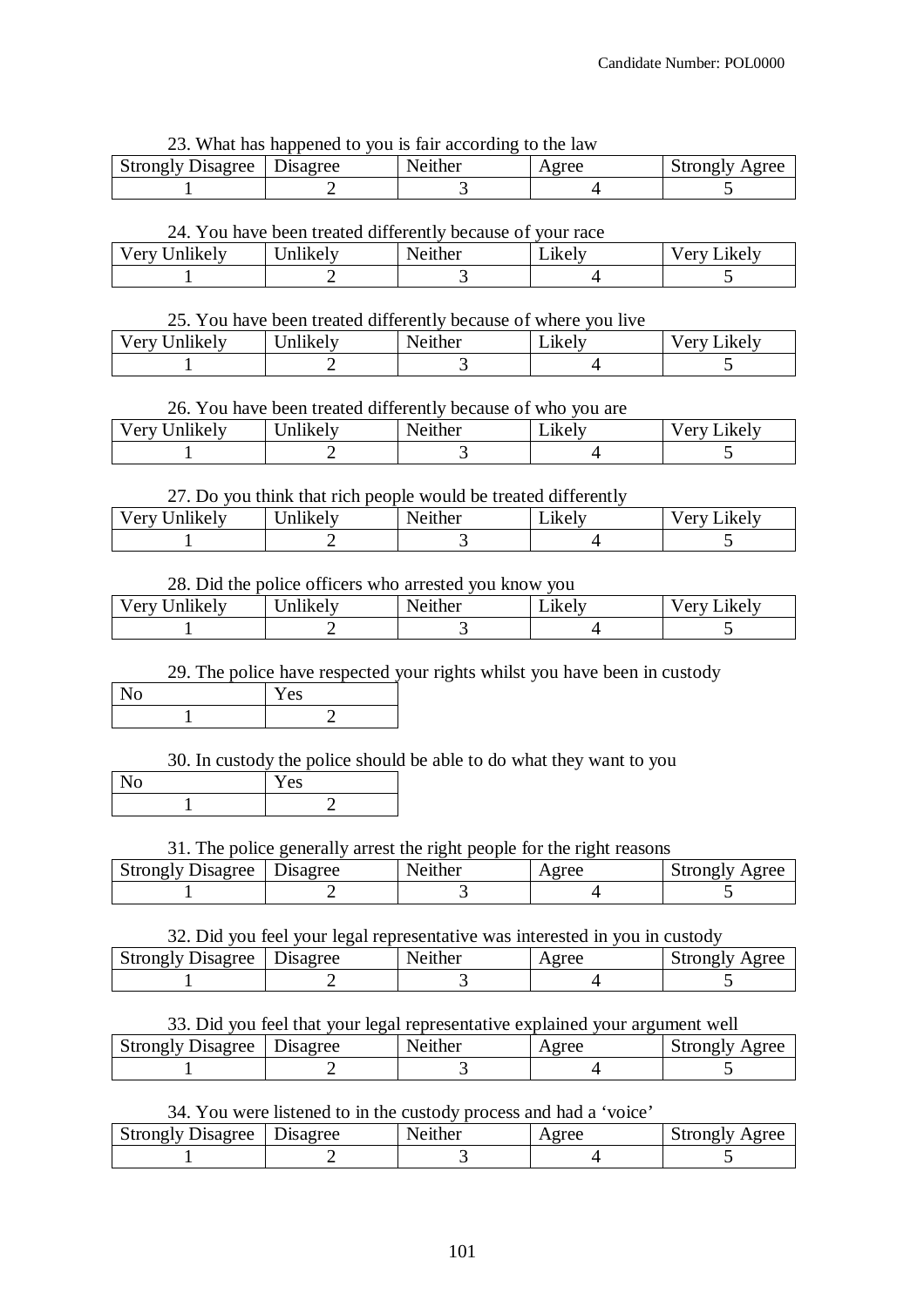23. What has happened to you is fair according to the law

| Strongly Disagree | Disagree | Neither | Agree | Strongly Agree |
|---|---|---|---|---|
| 1 | 2 | 3 | 4 | 5 |

24. You have been treated differently because of your race

| Very Unlikely | Unlikely | Neither | Likely | Very Likely |
|---|---|---|---|---|
| 1 | 2 | 3 | 4 | 5 |

25. You have been treated differently because of where you live

| Very Unlikely | Unlikely | Neither | Likely | Very Likely |
|---|---|---|---|---|
| 1 | 2 | 3 | 4 | 5 |

26. You have been treated differently because of who you are

| Very Unlikely | Unlikely | Neither | Likely | Very Likely |
|---|---|---|---|---|
| 1 | 2 | 3 | 4 | 5 |

27. Do you think that rich people would be treated differently

| Very Unlikely | Unlikely | Neither | Likely | Very Likely |
|---|---|---|---|---|
| 1 | 2 | 3 | 4 | 5 |

28. Did the police officers who arrested you know you

| Very Unlikely | Unlikely | Neither | Likely | Very Likely |
|---|---|---|---|---|
| 1 | 2 | 3 | 4 | 5 |

29. The police have respected your rights whilst you have been in custody

| No | Yes |
|---|---|
| 1 | 2 |

30. In custody the police should be able to do what they want to you

| No | Yes |
|---|---|
| 1 | 2 |

31. The police generally arrest the right people for the right reasons

| Strongly Disagree | Disagree | Neither | Agree | Strongly Agree |
|---|---|---|---|---|
| 1 | 2 | 3 | 4 | 5 |

32. Did you feel your legal representative was interested in you in custody

| Strongly Disagree | Disagree | Neither | Agree | Strongly Agree |
|---|---|---|---|---|
| 1 | 2 | 3 | 4 | 5 |

33. Did you feel that your legal representative explained your argument well

| Strongly Disagree | Disagree | Neither | Agree | Strongly Agree |
|---|---|---|---|---|
| 1 | 2 | 3 | 4 | 5 |

34. You were listened to in the custody process and had a 'voice'

| Strongly Disagree | Disagree | Neither | Agree | Strongly Agree |
|---|---|---|---|---|
| 1 | 2 | 3 | 4 | 5 |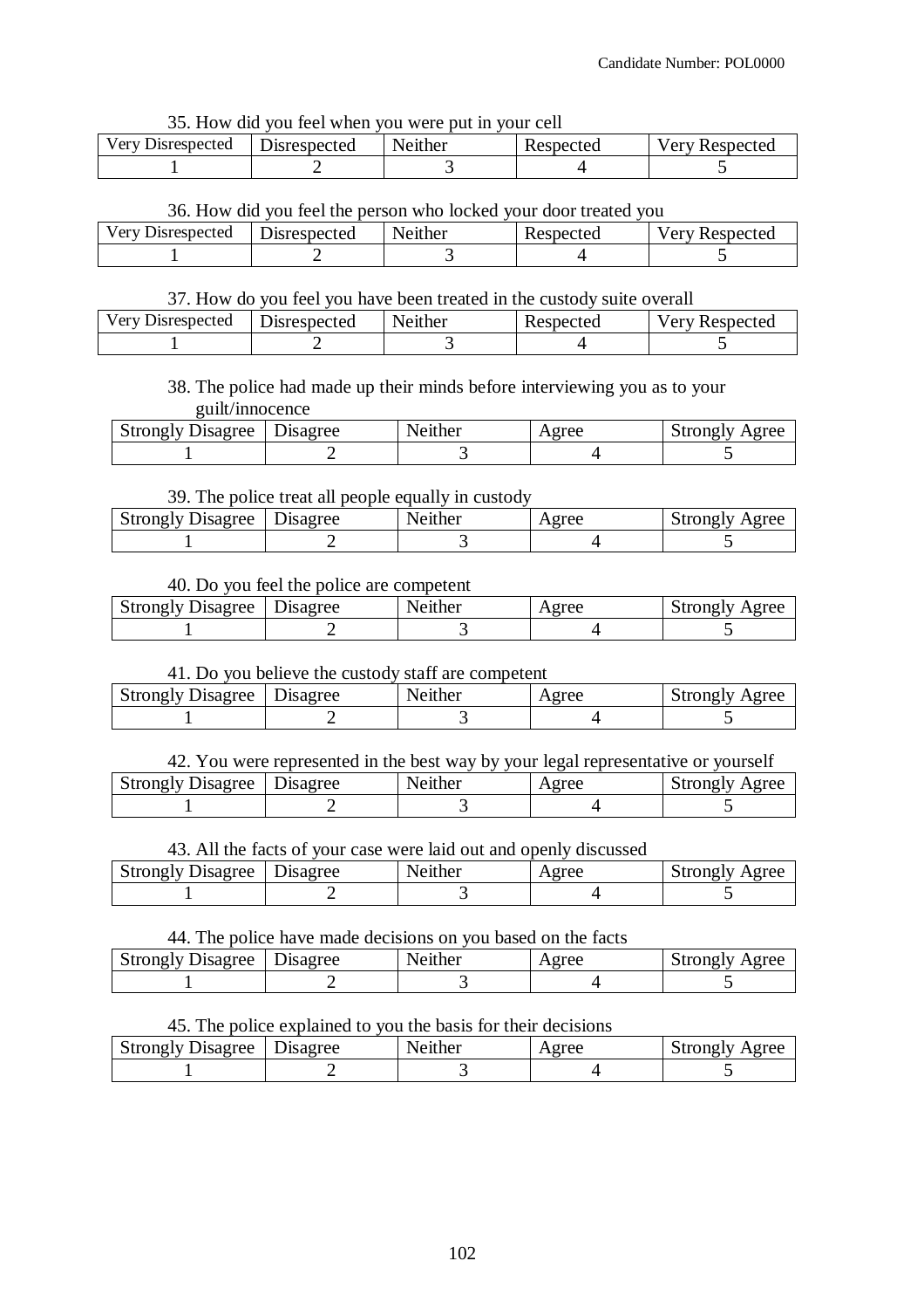35. How did you feel when you were put in your cell

| Very Disrespected | Disrespected | Neither | Respected | Very Respected |
|---|---|---|---|---|
| 1 | 2 | 3 | 4 | 5 |

36. How did you feel the person who locked your door treated you

| Very Disrespected | Disrespected | Neither | Respected | Very Respected |
|---|---|---|---|---|
| 1 | 2 | 3 | 4 | 5 |

37. How do you feel you have been treated in the custody suite overall

| Very Disrespected | Disrespected | Neither | Respected | Very Respected |
|---|---|---|---|---|
| 1 | 2 | 3 | 4 | 5 |

38. The police had made up their minds before interviewing you as to your guilt/innocence

| Strongly Disagree | Disagree | Neither | Agree | Strongly Agree |
|---|---|---|---|---|
| 1 | 2 | 3 | 4 | 5 |

39. The police treat all people equally in custody

| Strongly Disagree | Disagree | Neither | Agree | Strongly Agree |
|---|---|---|---|---|
| 1 | 2 | 3 | 4 | 5 |

40. Do you feel the police are competent

| Strongly Disagree | Disagree | Neither | Agree | Strongly Agree |
|---|---|---|---|---|
| 1 | 2 | 3 | 4 | 5 |

41. Do you believe the custody staff are competent

| Strongly Disagree | Disagree | Neither | Agree | Strongly Agree |
|---|---|---|---|---|
| 1 | 2 | 3 | 4 | 5 |

42. You were represented in the best way by your legal representative or yourself

| Strongly Disagree | Disagree | Neither | Agree | Strongly Agree |
|---|---|---|---|---|
| 1 | 2 | 3 | 4 | 5 |

43. All the facts of your case were laid out and openly discussed

| Strongly Disagree | Disagree | Neither | Agree | Strongly Agree |
|---|---|---|---|---|
| 1 | 2 | 3 | 4 | 5 |

44. The police have made decisions on you based on the facts

| Strongly Disagree | Disagree | Neither | Agree | Strongly Agree |
|---|---|---|---|---|
| 1 | 2 | 3 | 4 | 5 |

45. The police explained to you the basis for their decisions

| Strongly Disagree | Disagree | Neither | Agree | Strongly Agree |
|---|---|---|---|---|
| 1 | 2 | 3 | 4 | 5 |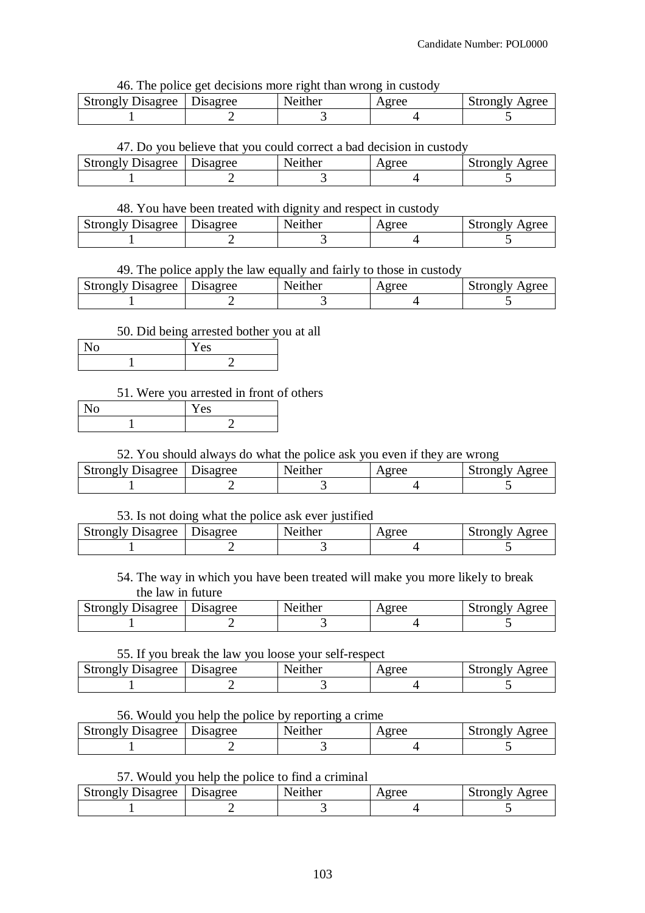46. The police get decisions more right than wrong in custody

| Strongly Disagree | Disagree | Neither | Agree | Strongly Agree |
|---|---|---|---|---|
| 1 | 2 | 3 | 4 | 5 |

47. Do you believe that you could correct a bad decision in custody

| Strongly Disagree | Disagree | Neither | Agree | Strongly Agree |
|---|---|---|---|---|
| 1 | 2 | 3 | 4 | 5 |

48. You have been treated with dignity and respect in custody

| Strongly Disagree | Disagree | Neither | Agree | Strongly Agree |
|---|---|---|---|---|
| 1 | 2 | 3 | 4 | 5 |

49. The police apply the law equally and fairly to those in custody

| Strongly Disagree | Disagree | Neither | Agree | Strongly Agree |
|---|---|---|---|---|
| 1 | 2 | 3 | 4 | 5 |

50. Did being arrested bother you at all

| No | Yes |
|---|---|
| 1 | 2 |

51. Were you arrested in front of others

| No | Yes |
|---|---|
| 1 | 2 |

52. You should always do what the police ask you even if they are wrong

| Strongly Disagree | Disagree | Neither | Agree | Strongly Agree |
|---|---|---|---|---|
| 1 | 2 | 3 | 4 | 5 |

53. Is not doing what the police ask ever justified

| Strongly Disagree | Disagree | Neither | Agree | Strongly Agree |
|---|---|---|---|---|
| 1 | 2 | 3 | 4 | 5 |

54. The way in which you have been treated will make you more likely to break the law in future

| Strongly Disagree | Disagree | Neither | Agree | Strongly Agree |
|---|---|---|---|---|
| 1 | 2 | 3 | 4 | 5 |

55. If you break the law you loose your self-respect

| Strongly Disagree | Disagree | Neither | Agree | Strongly Agree |
|---|---|---|---|---|
| 1 | 2 | 3 | 4 | 5 |

56. Would you help the police by reporting a crime

| Strongly Disagree | Disagree | Neither | Agree | Strongly Agree |
|---|---|---|---|---|
| 1 | 2 | 3 | 4 | 5 |

57. Would you help the police to find a criminal

| Strongly Disagree | Disagree | Neither | Agree | Strongly Agree |
|---|---|---|---|---|
| 1 | 2 | 3 | 4 | 5 |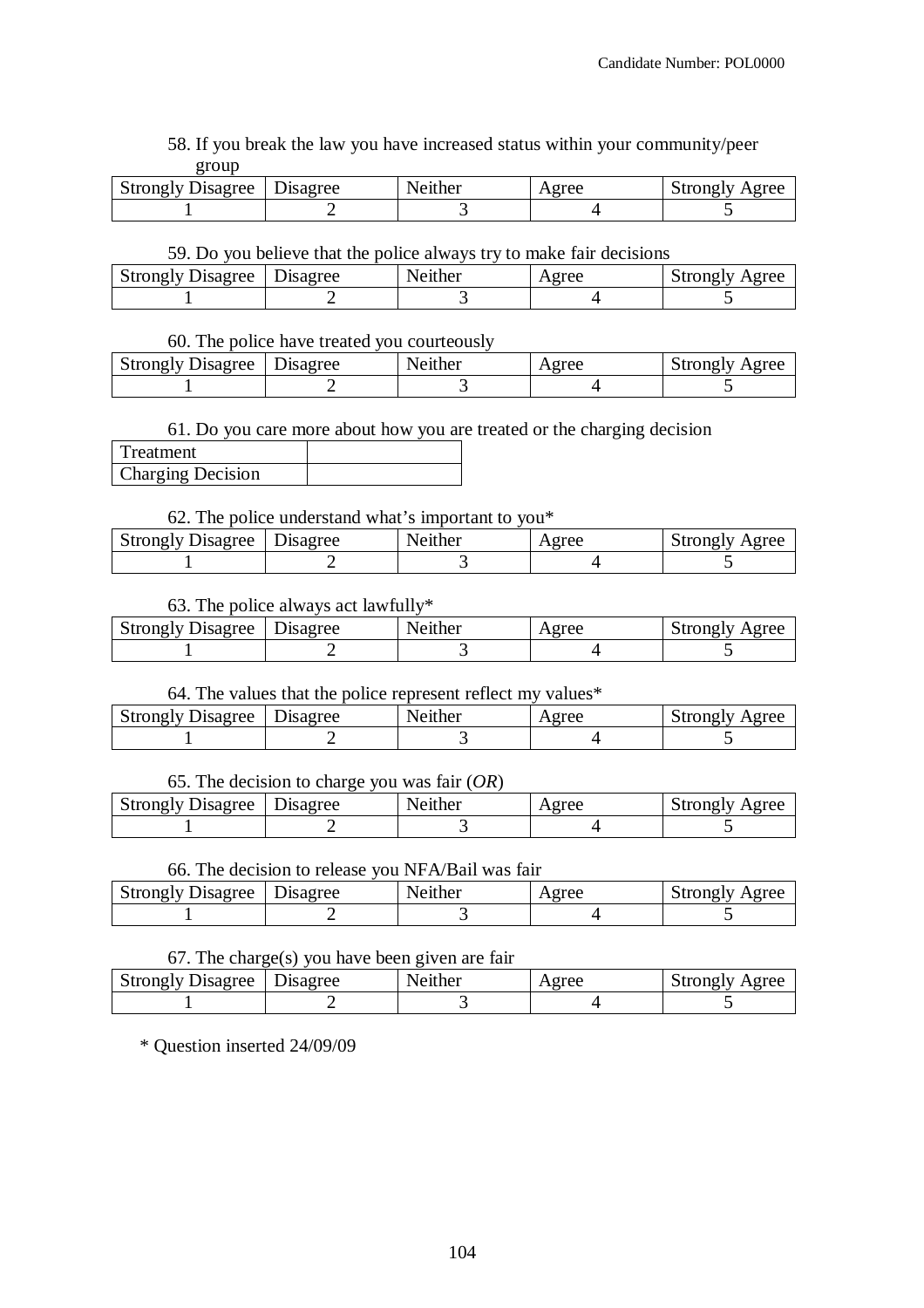58. If you break the law you have increased status within your community/peer group

| Strongly Disagree | Disagree | Neither | Agree | Strongly Agree |
|---|---|---|---|---|
| 1 | 2 | 3 | 4 | 5 |

59. Do you believe that the police always try to make fair decisions

| Strongly Disagree | Disagree | Neither | Agree | Strongly Agree |
|---|---|---|---|---|
| 1 | 2 | 3 | 4 | 5 |

60. The police have treated you courteously

| Strongly Disagree | Disagree | Neither | Agree | Strongly Agree |
|---|---|---|---|---|
| 1 | 2 | 3 | 4 | 5 |

61. Do you care more about how you are treated or the charging decision

| Treatment | |
|---|---|
| Charging Decision | |

62. The police understand what's important to you*

| Strongly Disagree | Disagree | Neither | Agree | Strongly Agree |
|---|---|---|---|---|
| 1 | 2 | 3 | 4 | 5 |

63. The police always act lawfully*

| Strongly Disagree | Disagree | Neither | Agree | Strongly Agree |
|---|---|---|---|---|
| 1 | 2 | 3 | 4 | 5 |

64. The values that the police represent reflect my values*

| Strongly Disagree | Disagree | Neither | Agree | Strongly Agree |
|---|---|---|---|---|
| 1 | 2 | 3 | 4 | 5 |

65. The decision to charge you was fair (*OR*)

| Strongly Disagree | Disagree | Neither | Agree | Strongly Agree |
|---|---|---|---|---|
| 1 | 2 | 3 | 4 | 5 |

66. The decision to release you NFA/Bail was fair

| Strongly Disagree | Disagree | Neither | Agree | Strongly Agree |
|---|---|---|---|---|
| 1 | 2 | 3 | 4 | 5 |

67. The charge(s) you have been given are fair

| Strongly Disagree | Disagree | Neither | Agree | Strongly Agree |
|---|---|---|---|---|
| 1 | 2 | 3 | 4 | 5 |

* Question inserted 24/09/09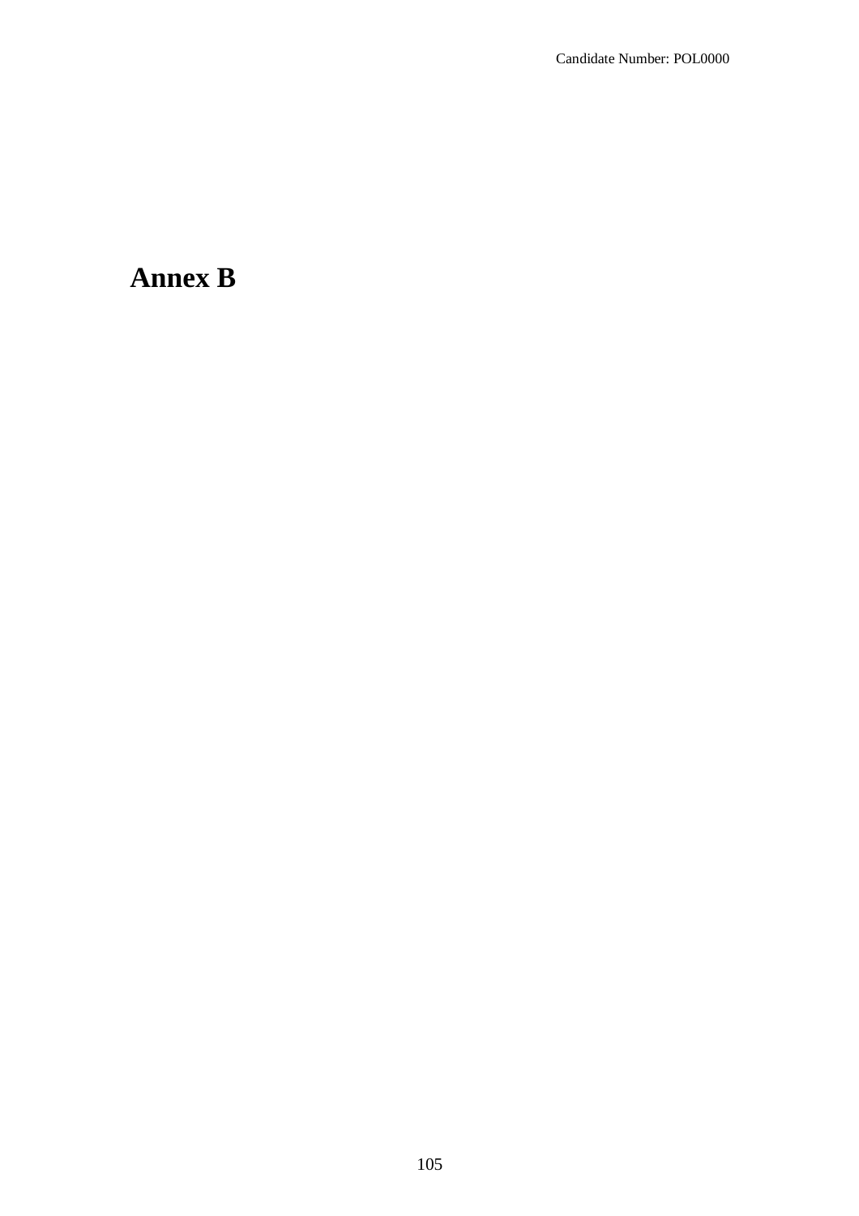# Annex B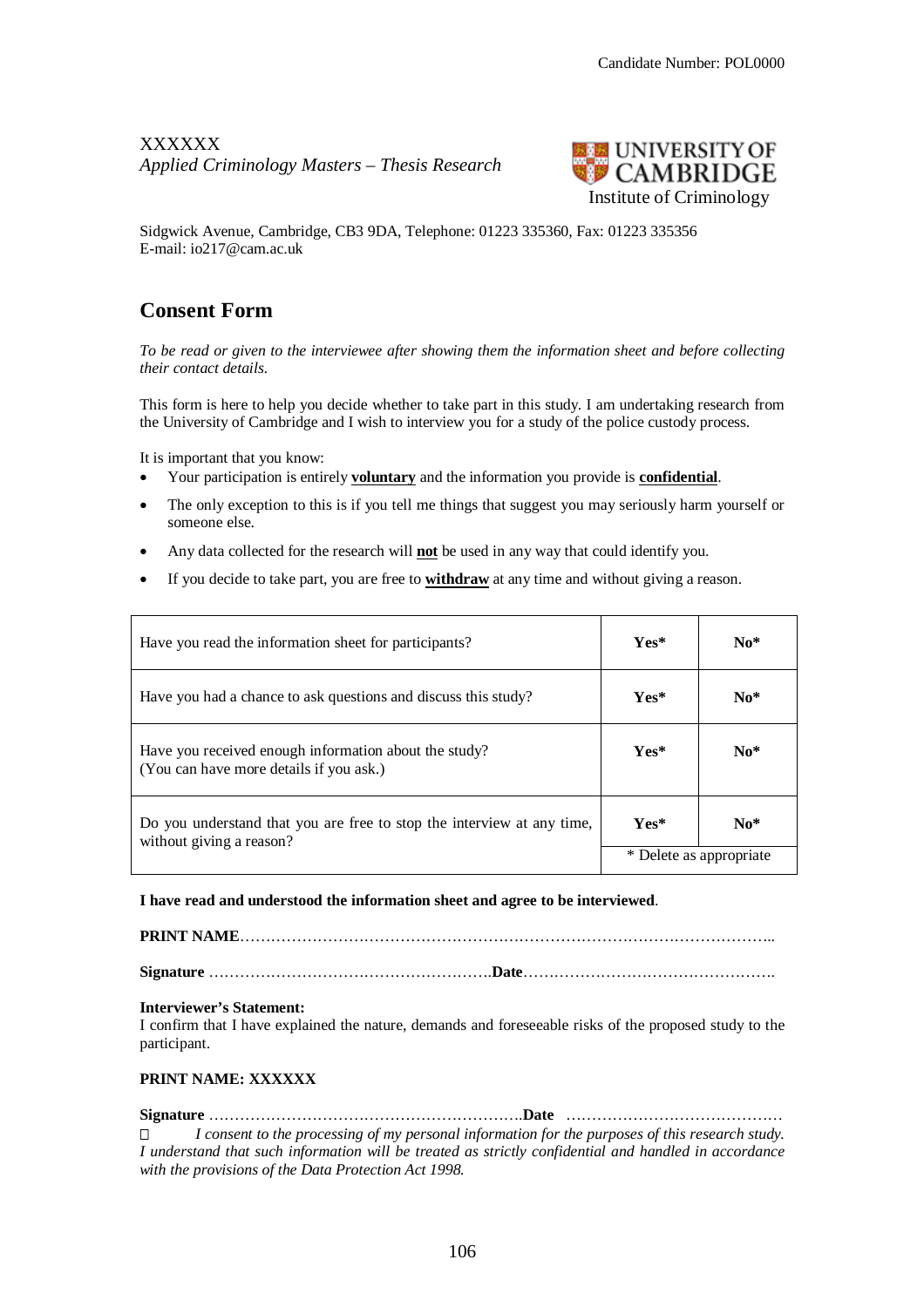Candidate Number: POL0000

XXXXXX
*Applied Criminology Masters – Thesis Research*

UNIVERSITY OF CAMBRIDGE
Institute of Criminology

Sidgwick Avenue, Cambridge, CB3 9DA, Telephone: 01223 335360, Fax: 01223 335356
E-mail: io217@cam.ac.uk

## Consent Form

*To be read or given to the interviewee after showing them the information sheet and before collecting their contact details.*

This form is here to help you decide whether to take part in this study. I am undertaking research from the University of Cambridge and I wish to interview you for a study of the police custody process.

It is important that you know:

- Your participation is entirely **<u>voluntary</u>** and the information you provide is **<u>confidential</u>**.
- The only exception to this is if you tell me things that suggest you may seriously harm yourself or someone else.
- Any data collected for the research will **<u>not</u>** be used in any way that could identify you.
- If you decide to take part, you are free to **<u>withdraw</u>** at any time and without giving a reason.

| | | |
|---|---|---|
| Have you read the information sheet for participants? | **Yes*** | **No*** |
| Have you had a chance to ask questions and discuss this study? | **Yes*** | **No*** |
| Have you received enough information about the study? (You can have more details if you ask.) | **Yes*** | **No*** |
| Do you understand that you are free to stop the interview at any time, without giving a reason? | **Yes*** | **No*** |
| | * Delete as appropriate | |

**I have read and understood the information sheet and agree to be interviewed**.

**PRINT NAME**…………………………………………………………………………………………..

**Signature** ……………………………………………….**Date**………………………………………….

**Interviewer's Statement:**
I confirm that I have explained the nature, demands and foreseeable risks of the proposed study to the participant.

**PRINT NAME: XXXXXX**

**Signature** …………………………………………………….**Date** ……………………………………

☐ *I consent to the processing of my personal information for the purposes of this research study. I understand that such information will be treated as strictly confidential and handled in accordance with the provisions of the Data Protection Act 1998.*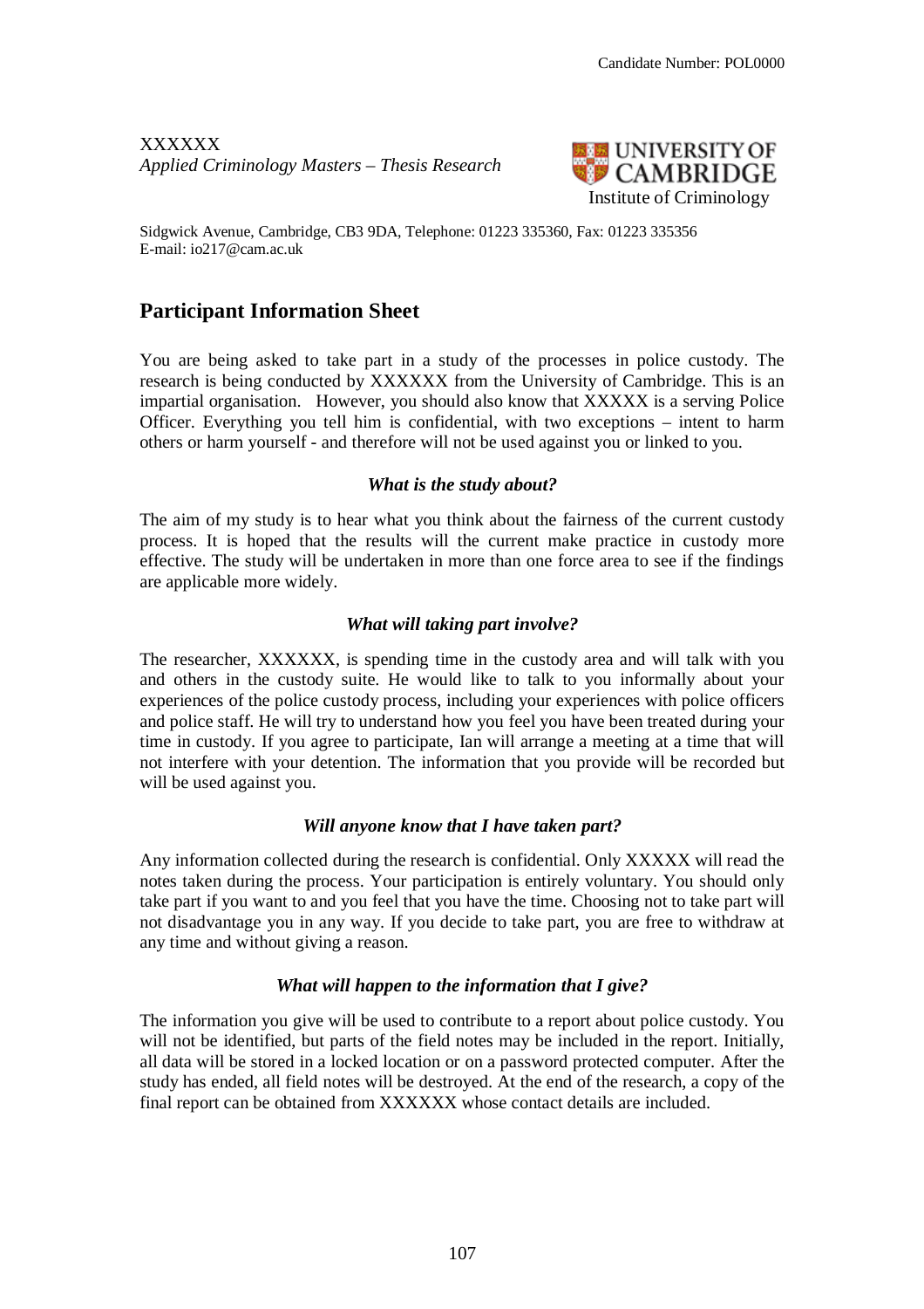XXXXXX
*Applied Criminology Masters – Thesis Research*

UNIVERSITY OF CAMBRIDGE
Institute of Criminology

Sidgwick Avenue, Cambridge, CB3 9DA, Telephone: 01223 335360, Fax: 01223 335356
E-mail: io217@cam.ac.uk

## Participant Information Sheet

You are being asked to take part in a study of the processes in police custody. The research is being conducted by XXXXXX from the University of Cambridge. This is an impartial organisation. However, you should also know that XXXXX is a serving Police Officer. Everything you tell him is confidential, with two exceptions – intent to harm others or harm yourself - and therefore will not be used against you or linked to you.

### *What is the study about?*

The aim of my study is to hear what you think about the fairness of the current custody process. It is hoped that the results will the current make practice in custody more effective. The study will be undertaken in more than one force area to see if the findings are applicable more widely.

### *What will taking part involve?*

The researcher, XXXXXX, is spending time in the custody area and will talk with you and others in the custody suite. He would like to talk to you informally about your experiences of the police custody process, including your experiences with police officers and police staff. He will try to understand how you feel you have been treated during your time in custody. If you agree to participate, Ian will arrange a meeting at a time that will not interfere with your detention. The information that you provide will be recorded but will be used against you.

### *Will anyone know that I have taken part?*

Any information collected during the research is confidential. Only XXXXX will read the notes taken during the process. Your participation is entirely voluntary. You should only take part if you want to and you feel that you have the time. Choosing not to take part will not disadvantage you in any way. If you decide to take part, you are free to withdraw at any time and without giving a reason.

### *What will happen to the information that I give?*

The information you give will be used to contribute to a report about police custody. You will not be identified, but parts of the field notes may be included in the report. Initially, all data will be stored in a locked location or on a password protected computer. After the study has ended, all field notes will be destroyed. At the end of the research, a copy of the final report can be obtained from XXXXXX whose contact details are included.